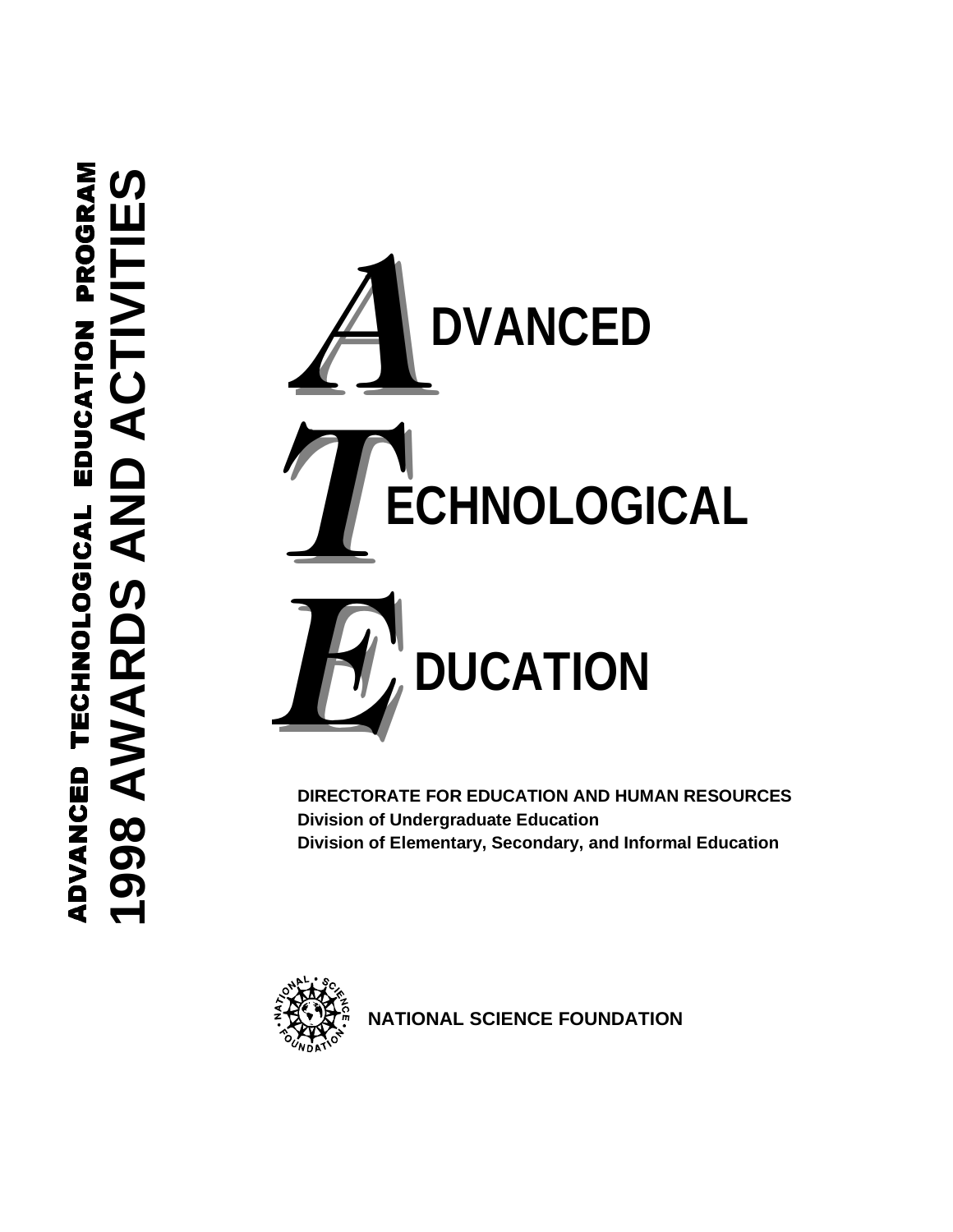# ADVANCED TECHNOLOGICAL EDUCATION PROGRAM

# 1998 AWARDS AND ACTIVITIES

# ADVANCED TECHNOLOGICAL EDUCATION

**DIRECTORATE FOR EDUCATION AND HUMAN RESOURCES**
**Division of Undergraduate Education**
**Division of Elementary, Secondary, and Informal Education**

**NATIONAL SCIENCE FOUNDATION**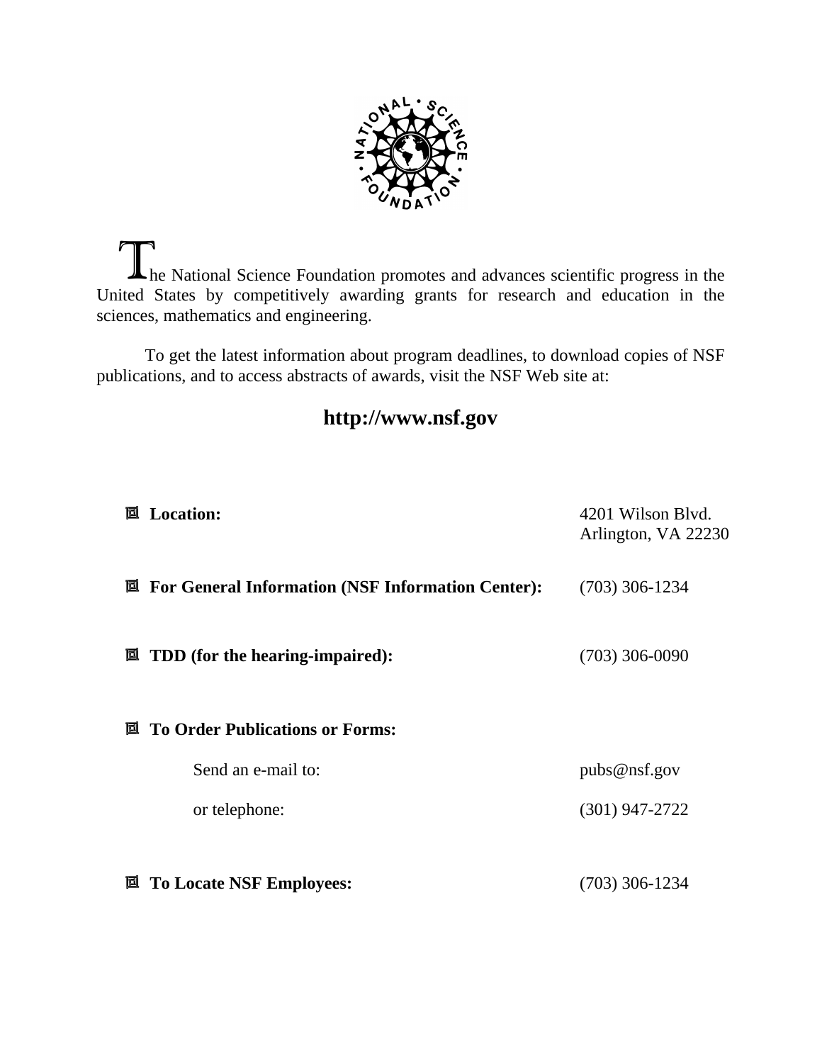The National Science Foundation promotes and advances scientific progress in the United States by competitively awarding grants for research and education in the sciences, mathematics and engineering.

To get the latest information about program deadlines, to download copies of NSF publications, and to access abstracts of awards, visit the NSF Web site at:

**http://www.nsf.gov**

- **Location:** 4201 Wilson Blvd. Arlington, VA 22230

- **For General Information (NSF Information Center):** (703) 306-1234

- **TDD (for the hearing-impaired):** (703) 306-0090

- **To Order Publications or Forms:**

  Send an e-mail to: pubs@nsf.gov

  or telephone: (301) 947-2722

- **To Locate NSF Employees:** (703) 306-1234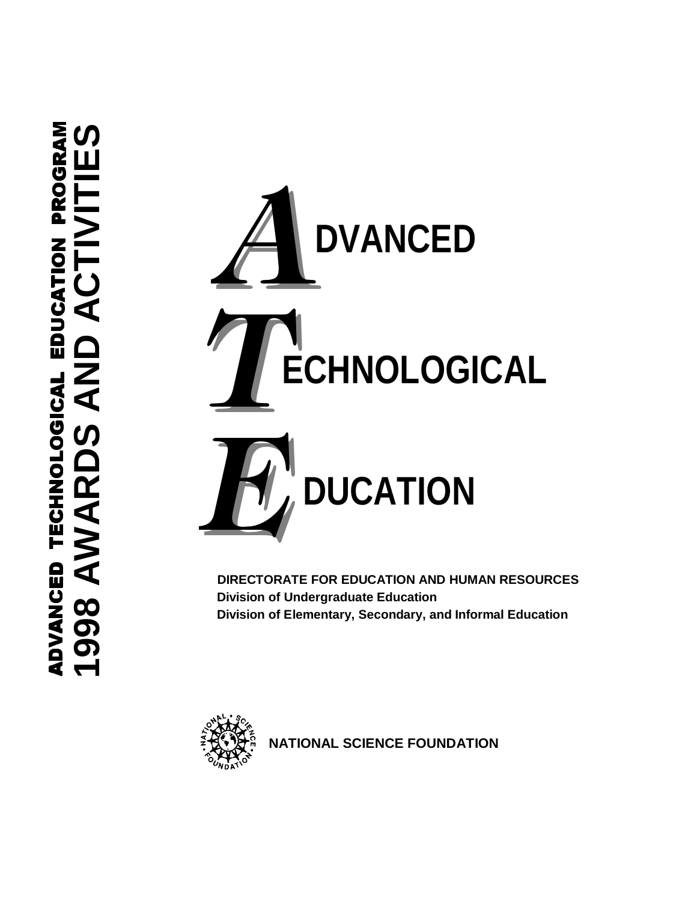ADVANCED TECHNOLOGICAL EDUCATION PROGRAM

1998 AWARDS AND ACTIVITIES

# ADVANCED TECHNOLOGICAL EDUCATION

**DIRECTORATE FOR EDUCATION AND HUMAN RESOURCES**

**Division of Undergraduate Education**

**Division of Elementary, Secondary, and Informal Education**

**NATIONAL SCIENCE FOUNDATION**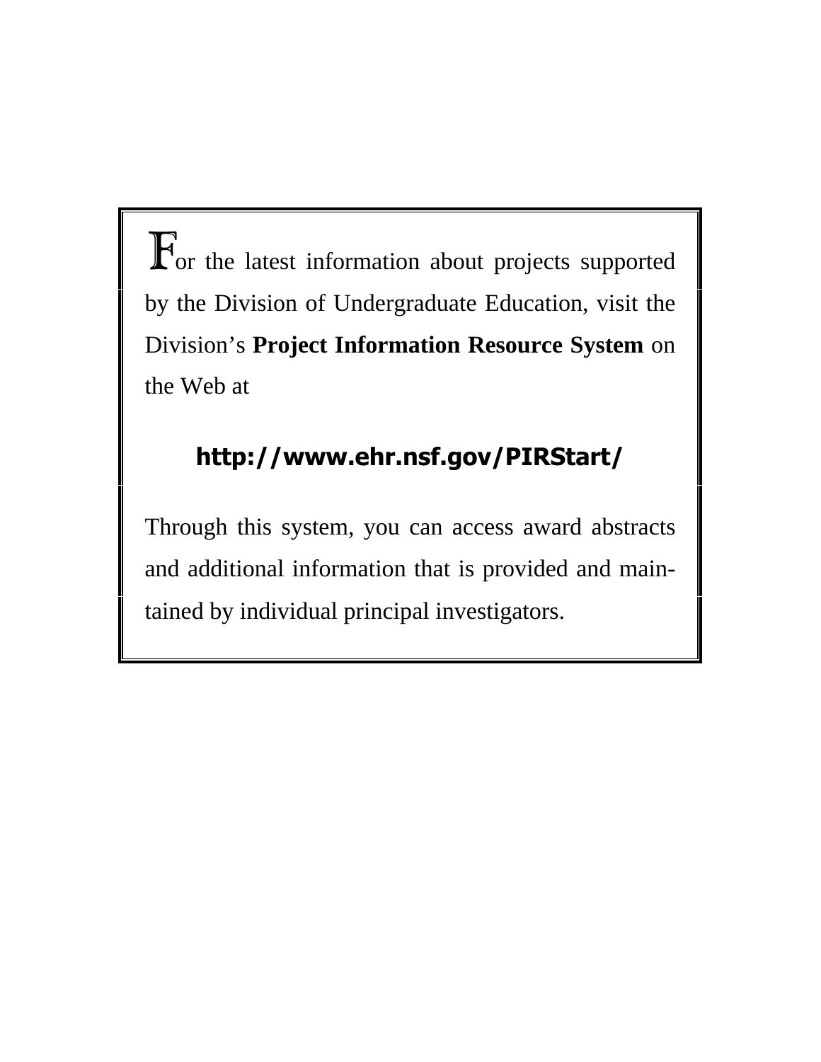For the latest information about projects supported by the Division of Undergraduate Education, visit the Division's **Project Information Resource System** on the Web at

**http://www.ehr.nsf.gov/PIRStart/**

Through this system, you can access award abstracts and additional information that is provided and maintained by individual principal investigators.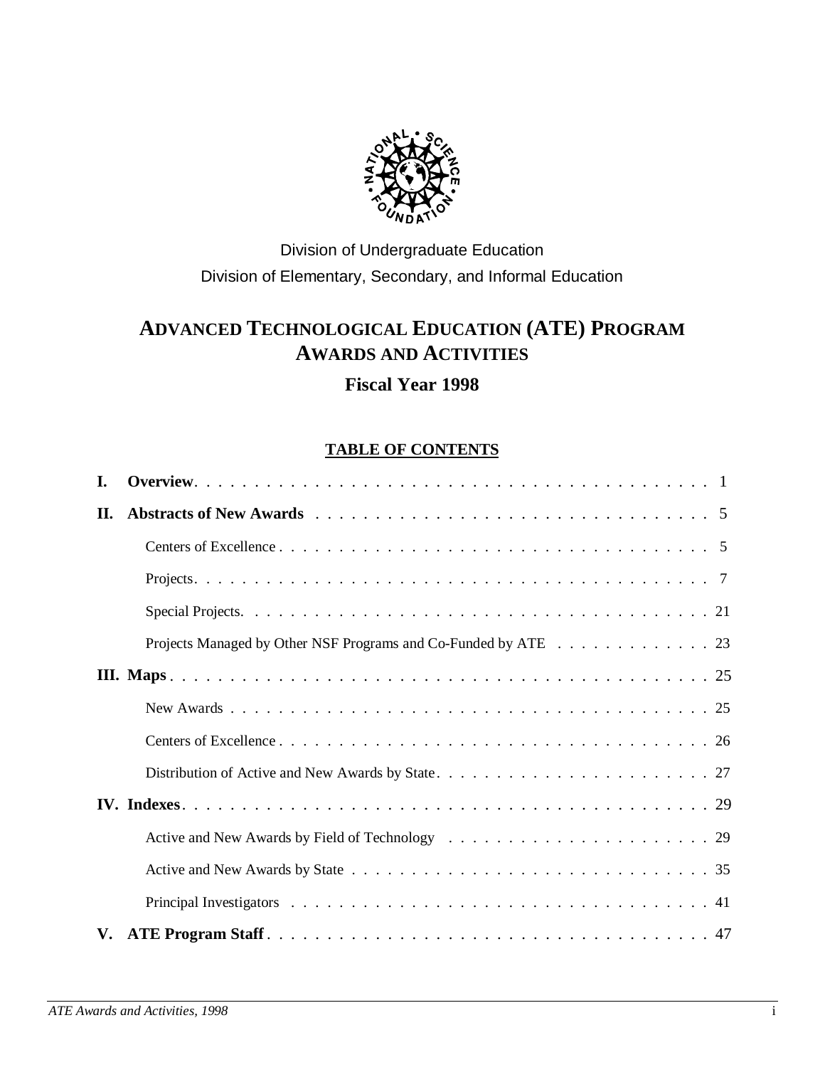Division of Undergraduate Education

Division of Elementary, Secondary, and Informal Education

# ADVANCED TECHNOLOGICAL EDUCATION (ATE) PROGRAM AWARDS AND ACTIVITIES

## Fiscal Year 1998

### TABLE OF CONTENTS

**I. Overview** . . . . . . . . . . 1

**II. Abstracts of New Awards** . . . . . . . . . . 5

- Centers of Excellence . . . . . . . . . . 5
- Projects . . . . . . . . . . 7
- Special Projects . . . . . . . . . . 21
- Projects Managed by Other NSF Programs and Co-Funded by ATE . . . . . . . . . . 23

**III. Maps** . . . . . . . . . . 25

- New Awards . . . . . . . . . . 25
- Centers of Excellence . . . . . . . . . . 26
- Distribution of Active and New Awards by State . . . . . . . . . . 27

**IV. Indexes** . . . . . . . . . . 29

- Active and New Awards by Field of Technology . . . . . . . . . . 29
- Active and New Awards by State . . . . . . . . . . 35
- Principal Investigators . . . . . . . . . . 41

**V. ATE Program Staff** . . . . . . . . . . 47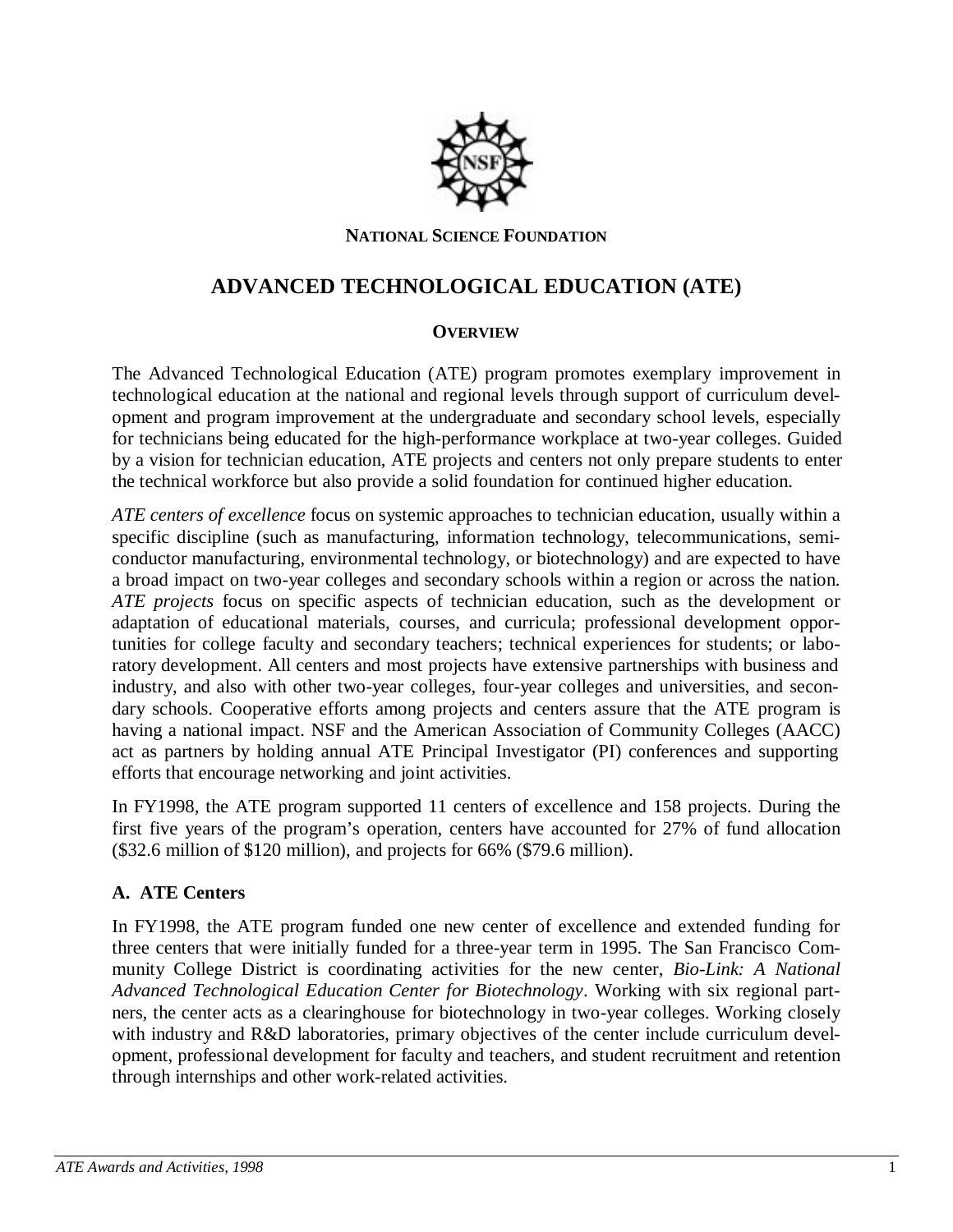**NATIONAL SCIENCE FOUNDATION**

# ADVANCED TECHNOLOGICAL EDUCATION (ATE)

## OVERVIEW

The Advanced Technological Education (ATE) program promotes exemplary improvement in technological education at the national and regional levels through support of curriculum development and program improvement at the undergraduate and secondary school levels, especially for technicians being educated for the high-performance workplace at two-year colleges. Guided by a vision for technician education, ATE projects and centers not only prepare students to enter the technical workforce but also provide a solid foundation for continued higher education.

*ATE centers of excellence* focus on systemic approaches to technician education, usually within a specific discipline (such as manufacturing, information technology, telecommunications, semiconductor manufacturing, environmental technology, or biotechnology) and are expected to have a broad impact on two-year colleges and secondary schools within a region or across the nation. *ATE projects* focus on specific aspects of technician education, such as the development or adaptation of educational materials, courses, and curricula; professional development opportunities for college faculty and secondary teachers; technical experiences for students; or laboratory development. All centers and most projects have extensive partnerships with business and industry, and also with other two-year colleges, four-year colleges and universities, and secondary schools. Cooperative efforts among projects and centers assure that the ATE program is having a national impact. NSF and the American Association of Community Colleges (AACC) act as partners by holding annual ATE Principal Investigator (PI) conferences and supporting efforts that encourage networking and joint activities.

In FY1998, the ATE program supported 11 centers of excellence and 158 projects. During the first five years of the program's operation, centers have accounted for 27% of fund allocation ($32.6 million of $120 million), and projects for 66% ($79.6 million).

### A. ATE Centers

In FY1998, the ATE program funded one new center of excellence and extended funding for three centers that were initially funded for a three-year term in 1995. The San Francisco Community College District is coordinating activities for the new center, *Bio-Link: A National Advanced Technological Education Center for Biotechnology*. Working with six regional partners, the center acts as a clearinghouse for biotechnology in two-year colleges. Working closely with industry and R&D laboratories, primary objectives of the center include curriculum development, professional development for faculty and teachers, and student recruitment and retention through internships and other work-related activities.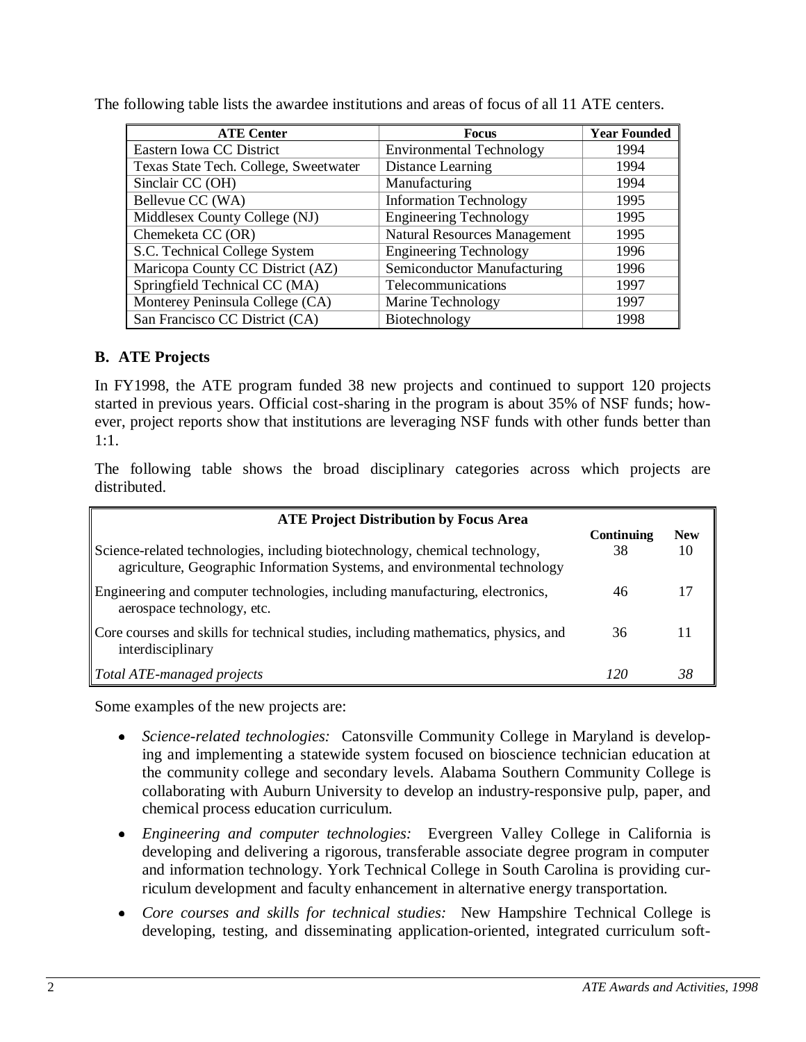The following table lists the awardee institutions and areas of focus of all 11 ATE centers.

| ATE Center | Focus | Year Founded |
| --- | --- | --- |
| Eastern Iowa CC District | Environmental Technology | 1994 |
| Texas State Tech. College, Sweetwater | Distance Learning | 1994 |
| Sinclair CC (OH) | Manufacturing | 1994 |
| Bellevue CC (WA) | Information Technology | 1995 |
| Middlesex County College (NJ) | Engineering Technology | 1995 |
| Chemeketa CC (OR) | Natural Resources Management | 1995 |
| S.C. Technical College System | Engineering Technology | 1996 |
| Maricopa County CC District (AZ) | Semiconductor Manufacturing | 1996 |
| Springfield Technical CC (MA) | Telecommunications | 1997 |
| Monterey Peninsula College (CA) | Marine Technology | 1997 |
| San Francisco CC District (CA) | Biotechnology | 1998 |

## B. ATE Projects

In FY1998, the ATE program funded 38 new projects and continued to support 120 projects started in previous years. Official cost-sharing in the program is about 35% of NSF funds; however, project reports show that institutions are leveraging NSF funds with other funds better than 1:1.

The following table shows the broad disciplinary categories across which projects are distributed.

| ATE Project Distribution by Focus Area | Continuing | New |
| --- | --- | --- |
| Science-related technologies, including biotechnology, chemical technology, agriculture, Geographic Information Systems, and environmental technology | 38 | 10 |
| Engineering and computer technologies, including manufacturing, electronics, aerospace technology, etc. | 46 | 17 |
| Core courses and skills for technical studies, including mathematics, physics, and interdisciplinary | 36 | 11 |
| *Total ATE-managed projects* | *120* | *38* |

Some examples of the new projects are:

- *Science-related technologies:* Catonsville Community College in Maryland is developing and implementing a statewide system focused on bioscience technician education at the community college and secondary levels. Alabama Southern Community College is collaborating with Auburn University to develop an industry-responsive pulp, paper, and chemical process education curriculum.
- *Engineering and computer technologies:* Evergreen Valley College in California is developing and delivering a rigorous, transferable associate degree program in computer and information technology. York Technical College in South Carolina is providing curriculum development and faculty enhancement in alternative energy transportation.
- *Core courses and skills for technical studies:* New Hampshire Technical College is developing, testing, and disseminating application-oriented, integrated curriculum soft-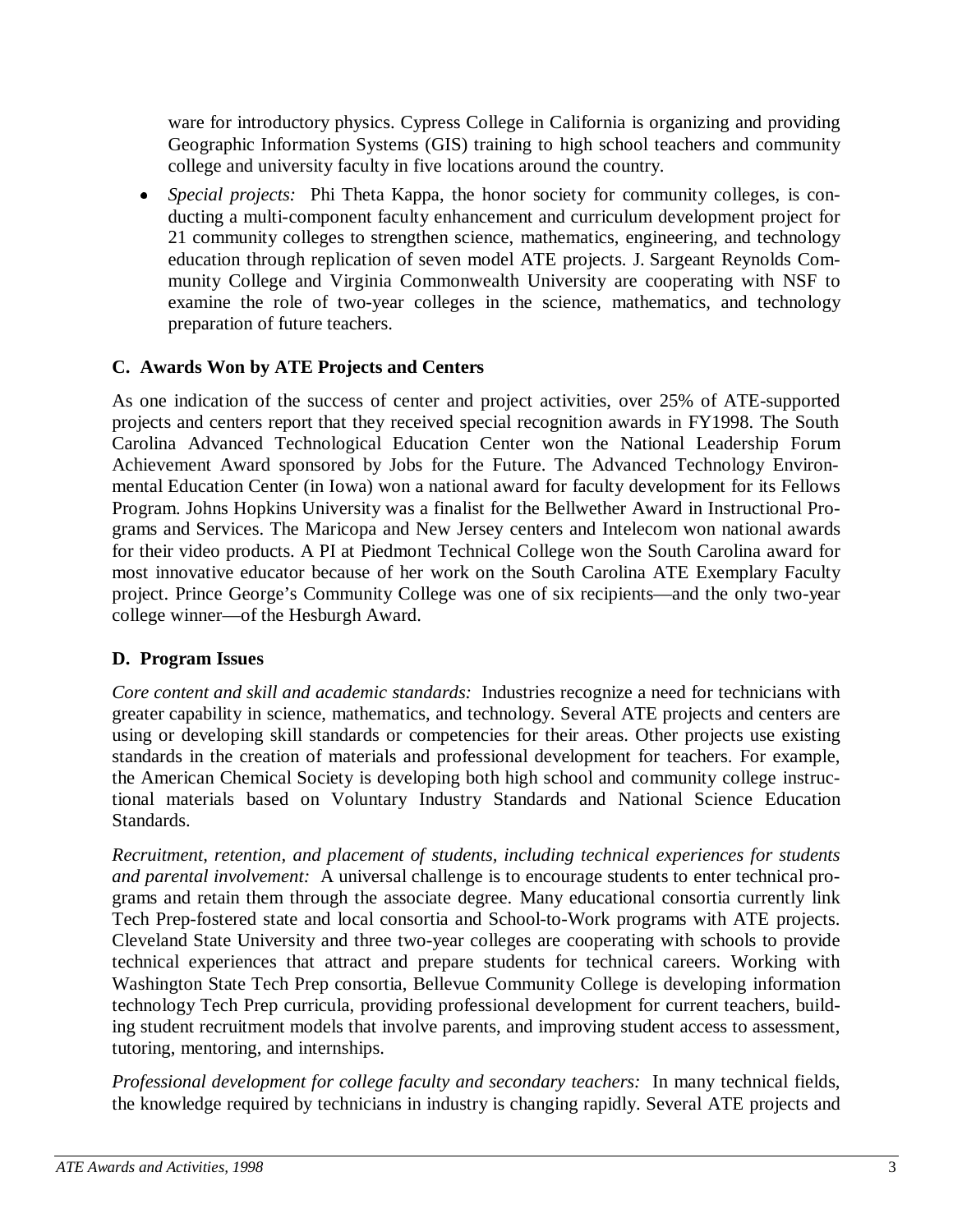ware for introductory physics. Cypress College in California is organizing and providing Geographic Information Systems (GIS) training to high school teachers and community college and university faculty in five locations around the country.

- *Special projects:* Phi Theta Kappa, the honor society for community colleges, is conducting a multi-component faculty enhancement and curriculum development project for 21 community colleges to strengthen science, mathematics, engineering, and technology education through replication of seven model ATE projects. J. Sargeant Reynolds Community College and Virginia Commonwealth University are cooperating with NSF to examine the role of two-year colleges in the science, mathematics, and technology preparation of future teachers.

### C. Awards Won by ATE Projects and Centers

As one indication of the success of center and project activities, over 25% of ATE-supported projects and centers report that they received special recognition awards in FY1998. The South Carolina Advanced Technological Education Center won the National Leadership Forum Achievement Award sponsored by Jobs for the Future. The Advanced Technology Environmental Education Center (in Iowa) won a national award for faculty development for its Fellows Program. Johns Hopkins University was a finalist for the Bellwether Award in Instructional Programs and Services. The Maricopa and New Jersey centers and Intelecom won national awards for their video products. A PI at Piedmont Technical College won the South Carolina award for most innovative educator because of her work on the South Carolina ATE Exemplary Faculty project. Prince George's Community College was one of six recipients—and the only two-year college winner—of the Hesburgh Award.

### D. Program Issues

*Core content and skill and academic standards:* Industries recognize a need for technicians with greater capability in science, mathematics, and technology. Several ATE projects and centers are using or developing skill standards or competencies for their areas. Other projects use existing standards in the creation of materials and professional development for teachers. For example, the American Chemical Society is developing both high school and community college instructional materials based on Voluntary Industry Standards and National Science Education Standards.

*Recruitment, retention, and placement of students, including technical experiences for students and parental involvement:* A universal challenge is to encourage students to enter technical programs and retain them through the associate degree. Many educational consortia currently link Tech Prep-fostered state and local consortia and School-to-Work programs with ATE projects. Cleveland State University and three two-year colleges are cooperating with schools to provide technical experiences that attract and prepare students for technical careers. Working with Washington State Tech Prep consortia, Bellevue Community College is developing information technology Tech Prep curricula, providing professional development for current teachers, building student recruitment models that involve parents, and improving student access to assessment, tutoring, mentoring, and internships.

*Professional development for college faculty and secondary teachers:* In many technical fields, the knowledge required by technicians in industry is changing rapidly. Several ATE projects and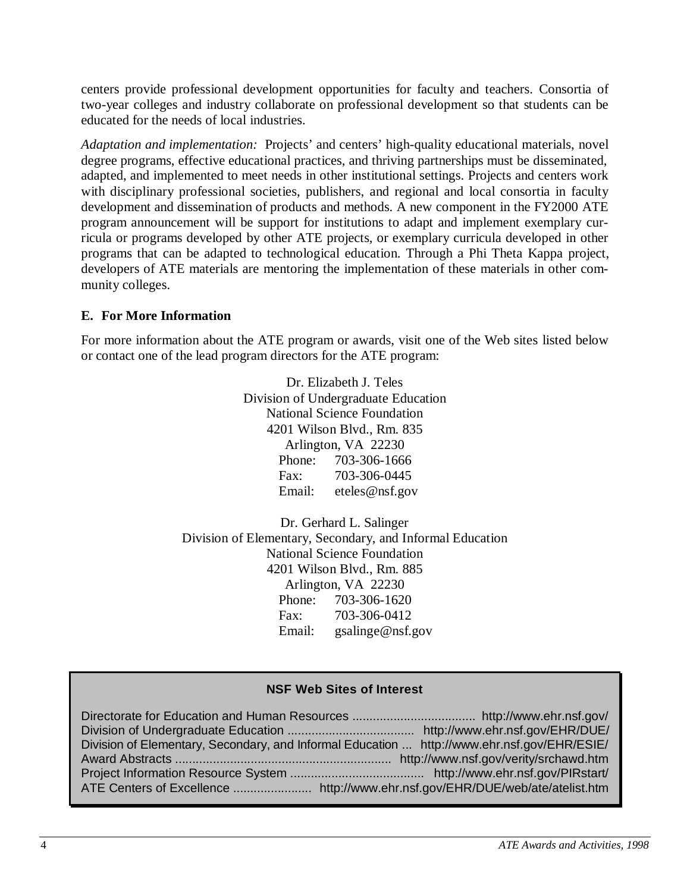centers provide professional development opportunities for faculty and teachers. Consortia of two-year colleges and industry collaborate on professional development so that students can be educated for the needs of local industries.

*Adaptation and implementation:* Projects' and centers' high-quality educational materials, novel degree programs, effective educational practices, and thriving partnerships must be disseminated, adapted, and implemented to meet needs in other institutional settings. Projects and centers work with disciplinary professional societies, publishers, and regional and local consortia in faculty development and dissemination of products and methods. A new component in the FY2000 ATE program announcement will be support for institutions to adapt and implement exemplary curricula or programs developed by other ATE projects, or exemplary curricula developed in other programs that can be adapted to technological education. Through a Phi Theta Kappa project, developers of ATE materials are mentoring the implementation of these materials in other community colleges.

### E. For More Information

For more information about the ATE program or awards, visit one of the Web sites listed below or contact one of the lead program directors for the ATE program:

Dr. Elizabeth J. Teles
Division of Undergraduate Education
National Science Foundation
4201 Wilson Blvd., Rm. 835
Arlington, VA 22230
Phone: 703-306-1666
Fax: 703-306-0445
Email: eteles@nsf.gov

Dr. Gerhard L. Salinger
Division of Elementary, Secondary, and Informal Education
National Science Foundation
4201 Wilson Blvd., Rm. 885
Arlington, VA 22230
Phone: 703-306-1620
Fax: 703-306-0412
Email: gsalinge@nsf.gov

**NSF Web Sites of Interest**

| Site | URL |
|---|---|
| Directorate for Education and Human Resources | http://www.ehr.nsf.gov/ |
| Division of Undergraduate Education | http://www.ehr.nsf.gov/EHR/DUE/ |
| Division of Elementary, Secondary, and Informal Education | http://www.ehr.nsf.gov/EHR/ESIE/ |
| Award Abstracts | http://www.nsf.gov/verity/srchawd.htm |
| Project Information Resource System | http://www.ehr.nsf.gov/PIRstart/ |
| ATE Centers of Excellence | http://www.ehr.nsf.gov/EHR/DUE/web/ate/atelist.htm |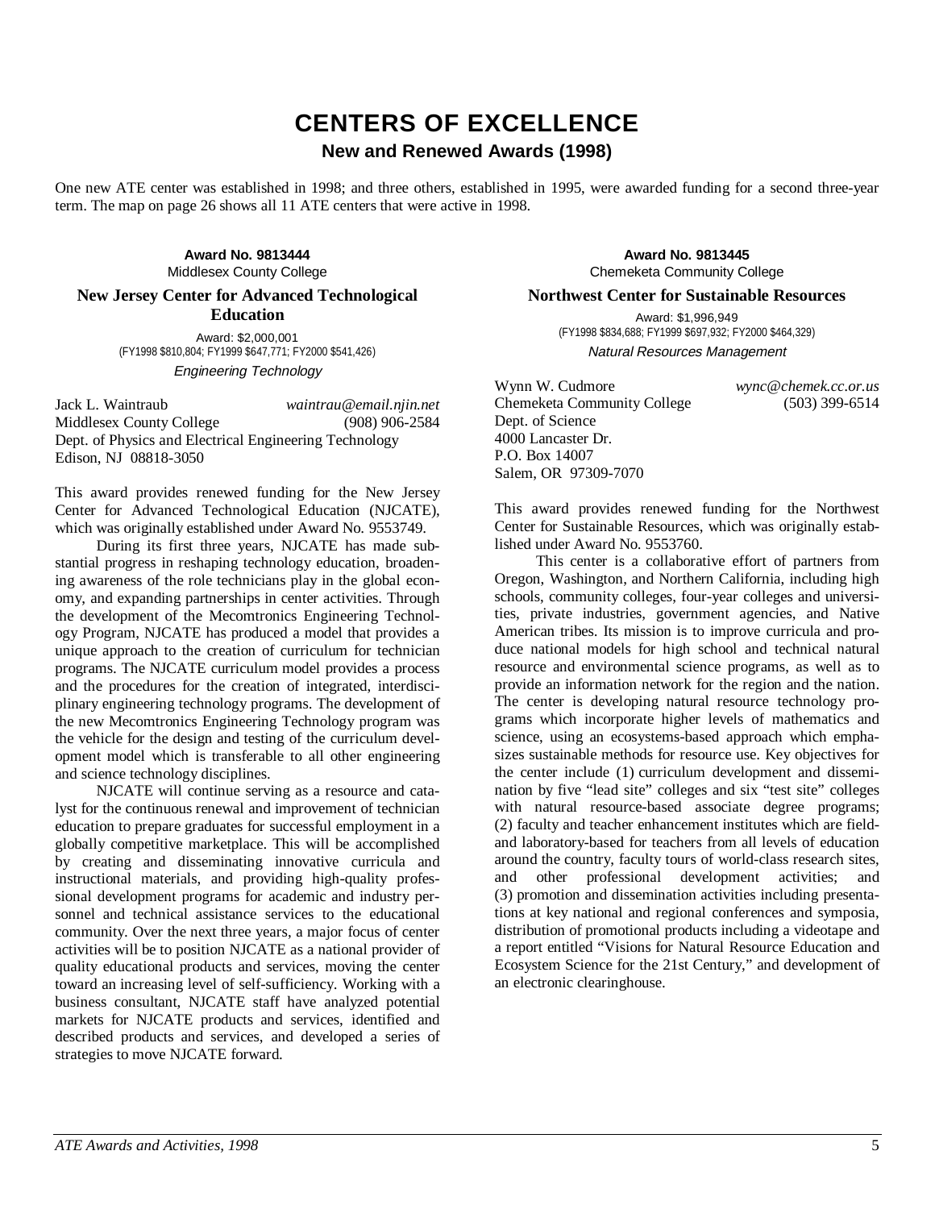# CENTERS OF EXCELLENCE

## New and Renewed Awards (1998)

One new ATE center was established in 1998; and three others, established in 1995, were awarded funding for a second three-year term. The map on page 26 shows all 11 ATE centers that were active in 1998.

**Award No. 9813444**
Middlesex County College

### New Jersey Center for Advanced Technological Education

Award: $2,000,001
(FY1998 $810,804; FY1999 $647,771; FY2000 $541,426)

*Engineering Technology*

Jack L. Waintraub — *waintrau@email.njin.net*
Middlesex County College — (908) 906-2584
Dept. of Physics and Electrical Engineering Technology
Edison, NJ 08818-3050

This award provides renewed funding for the New Jersey Center for Advanced Technological Education (NJCATE), which was originally established under Award No. 9553749.

During its first three years, NJCATE has made substantial progress in reshaping technology education, broadening awareness of the role technicians play in the global economy, and expanding partnerships in center activities. Through the development of the Mecomtronics Engineering Technology Program, NJCATE has produced a model that provides a unique approach to the creation of curriculum for technician programs. The NJCATE curriculum model provides a process and the procedures for the creation of integrated, interdisciplinary engineering technology programs. The development of the new Mecomtronics Engineering Technology program was the vehicle for the design and testing of the curriculum development model which is transferable to all other engineering and science technology disciplines.

NJCATE will continue serving as a resource and catalyst for the continuous renewal and improvement of technician education to prepare graduates for successful employment in a globally competitive marketplace. This will be accomplished by creating and disseminating innovative curricula and instructional materials, and providing high-quality professional development programs for academic and industry personnel and technical assistance services to the educational community. Over the next three years, a major focus of center activities will be to position NJCATE as a national provider of quality educational products and services, moving the center toward an increasing level of self-sufficiency. Working with a business consultant, NJCATE staff have analyzed potential markets for NJCATE products and services, identified and described products and services, and developed a series of strategies to move NJCATE forward.

**Award No. 9813445**
Chemeketa Community College

### Northwest Center for Sustainable Resources

Award: $1,996,949
(FY1998 $834,688; FY1999 $697,932; FY2000 $464,329)

*Natural Resources Management*

Wynn W. Cudmore — *wync@chemek.cc.or.us*
Chemeketa Community College — (503) 399-6514
Dept. of Science
4000 Lancaster Dr.
P.O. Box 14007
Salem, OR 97309-7070

This award provides renewed funding for the Northwest Center for Sustainable Resources, which was originally established under Award No. 9553760.

This center is a collaborative effort of partners from Oregon, Washington, and Northern California, including high schools, community colleges, four-year colleges and universities, private industries, government agencies, and Native American tribes. Its mission is to improve curricula and produce national models for high school and technical natural resource and environmental science programs, as well as to provide an information network for the region and the nation. The center is developing natural resource technology programs which incorporate higher levels of mathematics and science, using an ecosystems-based approach which emphasizes sustainable methods for resource use. Key objectives for the center include (1) curriculum development and dissemination by five "lead site" colleges and six "test site" colleges with natural resource-based associate degree programs; (2) faculty and teacher enhancement institutes which are field- and laboratory-based for teachers from all levels of education around the country, faculty tours of world-class research sites, and other professional development activities; and (3) promotion and dissemination activities including presentations at key national and regional conferences and symposia, distribution of promotional products including a videotape and a report entitled "Visions for Natural Resource Education and Ecosystem Science for the 21st Century," and development of an electronic clearinghouse.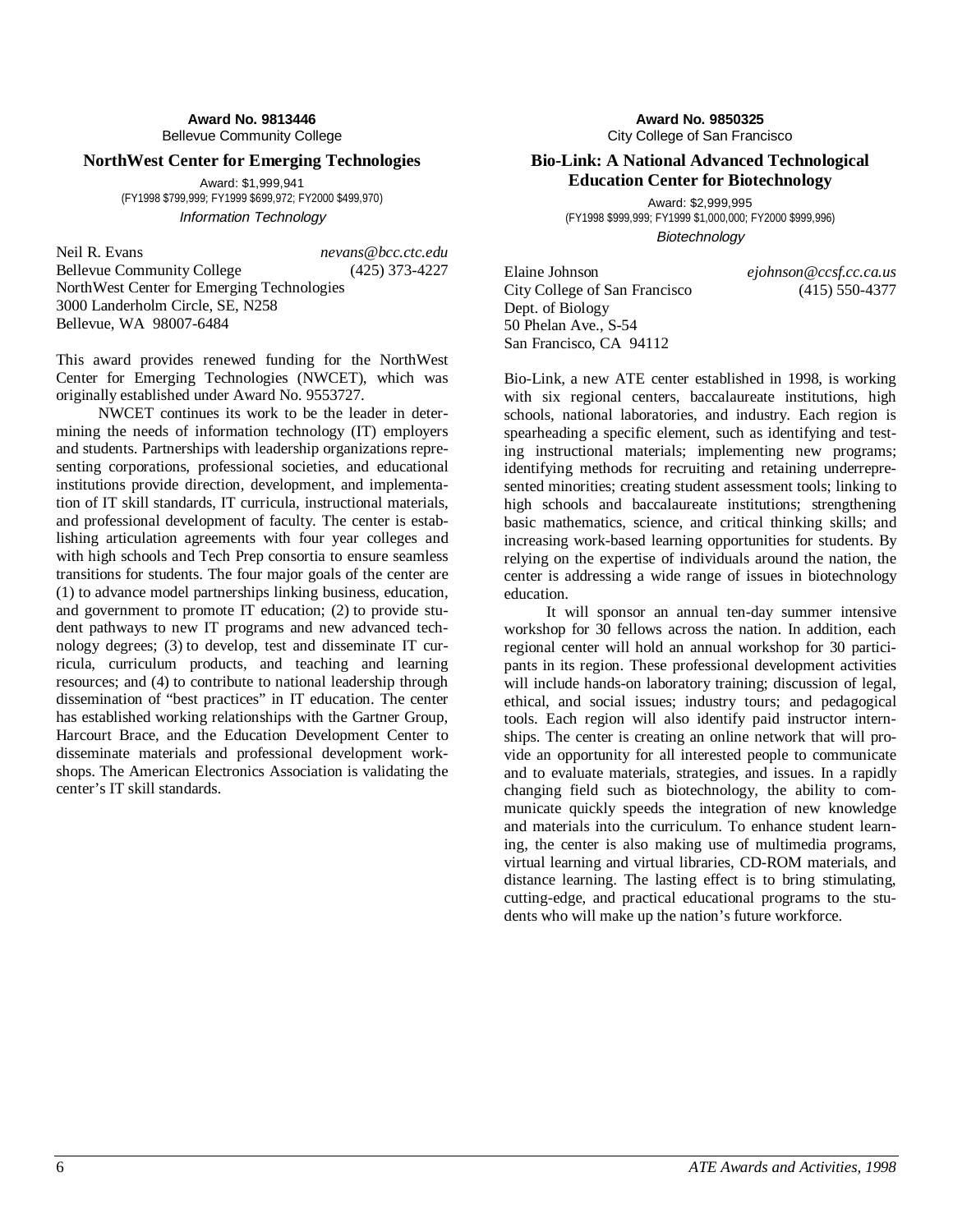**Award No. 9813446**
Bellevue Community College

### NorthWest Center for Emerging Technologies

Award: $1,999,941
(FY1998 $799,999; FY1999 $699,972; FY2000 $499,970)
*Information Technology*

Neil R. Evans *nevans@bcc.ctc.edu*
Bellevue Community College (425) 373-4227
NorthWest Center for Emerging Technologies
3000 Landerholm Circle, SE, N258
Bellevue, WA 98007-6484

This award provides renewed funding for the NorthWest Center for Emerging Technologies (NWCET), which was originally established under Award No. 9553727.

NWCET continues its work to be the leader in determining the needs of information technology (IT) employers and students. Partnerships with leadership organizations representing corporations, professional societies, and educational institutions provide direction, development, and implementation of IT skill standards, IT curricula, instructional materials, and professional development of faculty. The center is establishing articulation agreements with four year colleges and with high schools and Tech Prep consortia to ensure seamless transitions for students. The four major goals of the center are (1) to advance model partnerships linking business, education, and government to promote IT education; (2) to provide student pathways to new IT programs and new advanced technology degrees; (3) to develop, test and disseminate IT curricula, curriculum products, and teaching and learning resources; and (4) to contribute to national leadership through dissemination of "best practices" in IT education. The center has established working relationships with the Gartner Group, Harcourt Brace, and the Education Development Center to disseminate materials and professional development workshops. The American Electronics Association is validating the center's IT skill standards.

**Award No. 9850325**
City College of San Francisco

### Bio-Link: A National Advanced Technological Education Center for Biotechnology

Award: $2,999,995
(FY1998 $999,999; FY1999 $1,000,000; FY2000 $999,996)
*Biotechnology*

Elaine Johnson *ejohnson@ccsf.cc.ca.us*
City College of San Francisco (415) 550-4377
Dept. of Biology
50 Phelan Ave., S-54
San Francisco, CA 94112

Bio-Link, a new ATE center established in 1998, is working with six regional centers, baccalaureate institutions, high schools, national laboratories, and industry. Each region is spearheading a specific element, such as identifying and testing instructional materials; implementing new programs; identifying methods for recruiting and retaining underrepresented minorities; creating student assessment tools; linking to high schools and baccalaureate institutions; strengthening basic mathematics, science, and critical thinking skills; and increasing work-based learning opportunities for students. By relying on the expertise of individuals around the nation, the center is addressing a wide range of issues in biotechnology education.

It will sponsor an annual ten-day summer intensive workshop for 30 fellows across the nation. In addition, each regional center will hold an annual workshop for 30 participants in its region. These professional development activities will include hands-on laboratory training; discussion of legal, ethical, and social issues; industry tours; and pedagogical tools. Each region will also identify paid instructor internships. The center is creating an online network that will provide an opportunity for all interested people to communicate and to evaluate materials, strategies, and issues. In a rapidly changing field such as biotechnology, the ability to communicate quickly speeds the integration of new knowledge and materials into the curriculum. To enhance student learning, the center is also making use of multimedia programs, virtual learning and virtual libraries, CD-ROM materials, and distance learning. The lasting effect is to bring stimulating, cutting-edge, and practical educational programs to the students who will make up the nation's future workforce.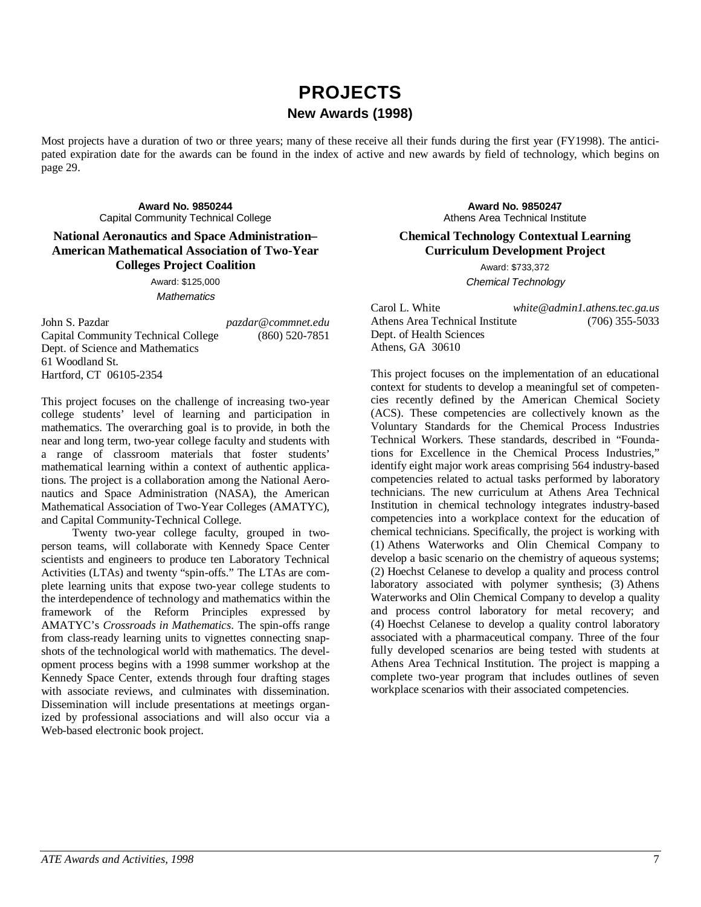# PROJECTS

## New Awards (1998)

Most projects have a duration of two or three years; many of these receive all their funds during the first year (FY1998). The anticipated expiration date for the awards can be found in the index of active and new awards by field of technology, which begins on page 29.

**Award No. 9850244**
Capital Community Technical College

### National Aeronautics and Space Administration–American Mathematical Association of Two-Year Colleges Project Coalition

Award: $125,000
*Mathematics*

John S. Pazdar *pazdar@commnet.edu*
Capital Community Technical College (860) 520-7851
Dept. of Science and Mathematics
61 Woodland St.
Hartford, CT 06105-2354

This project focuses on the challenge of increasing two-year college students' level of learning and participation in mathematics. The overarching goal is to provide, in both the near and long term, two-year college faculty and students with a range of classroom materials that foster students' mathematical learning within a context of authentic applications. The project is a collaboration among the National Aeronautics and Space Administration (NASA), the American Mathematical Association of Two-Year Colleges (AMATYC), and Capital Community-Technical College.

Twenty two-year college faculty, grouped in two-person teams, will collaborate with Kennedy Space Center scientists and engineers to produce ten Laboratory Technical Activities (LTAs) and twenty "spin-offs." The LTAs are complete learning units that expose two-year college students to the interdependence of technology and mathematics within the framework of the Reform Principles expressed by AMATYC's *Crossroads in Mathematics*. The spin-offs range from class-ready learning units to vignettes connecting snapshots of the technological world with mathematics. The development process begins with a 1998 summer workshop at the Kennedy Space Center, extends through four drafting stages with associate reviews, and culminates with dissemination. Dissemination will include presentations at meetings organized by professional associations and will also occur via a Web-based electronic book project.

**Award No. 9850247**
Athens Area Technical Institute

### Chemical Technology Contextual Learning Curriculum Development Project

Award: $733,372
*Chemical Technology*

Carol L. White *white@admin1.athens.tec.ga.us*
Athens Area Technical Institute (706) 355-5033
Dept. of Health Sciences
Athens, GA 30610

This project focuses on the implementation of an educational context for students to develop a meaningful set of competencies recently defined by the American Chemical Society (ACS). These competencies are collectively known as the Voluntary Standards for the Chemical Process Industries Technical Workers. These standards, described in "Foundations for Excellence in the Chemical Process Industries," identify eight major work areas comprising 564 industry-based competencies related to actual tasks performed by laboratory technicians. The new curriculum at Athens Area Technical Institution in chemical technology integrates industry-based competencies into a workplace context for the education of chemical technicians. Specifically, the project is working with (1) Athens Waterworks and Olin Chemical Company to develop a basic scenario on the chemistry of aqueous systems; (2) Hoechst Celanese to develop a quality and process control laboratory associated with polymer synthesis; (3) Athens Waterworks and Olin Chemical Company to develop a quality and process control laboratory for metal recovery; and (4) Hoechst Celanese to develop a quality control laboratory associated with a pharmaceutical company. Three of the four fully developed scenarios are being tested with students at Athens Area Technical Institution. The project is mapping a complete two-year program that includes outlines of seven workplace scenarios with their associated competencies.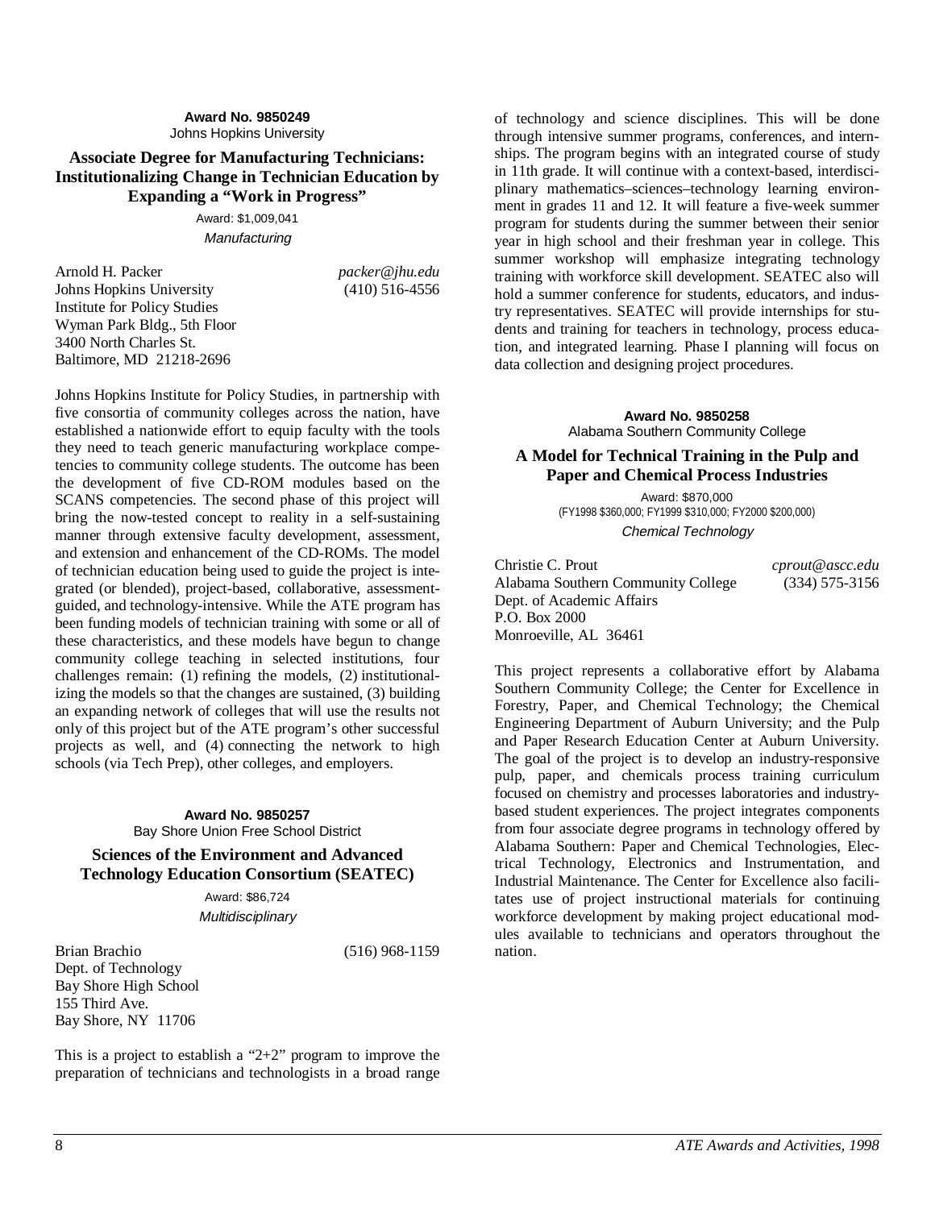**Award No. 9850249**
Johns Hopkins University

### Associate Degree for Manufacturing Technicians: Institutionalizing Change in Technician Education by Expanding a "Work in Progress"

Award: $1,009,041
*Manufacturing*

Arnold H. Packer — *packer@jhu.edu*
Johns Hopkins University — (410) 516-4556
Institute for Policy Studies
Wyman Park Bldg., 5th Floor
3400 North Charles St.
Baltimore, MD 21218-2696

Johns Hopkins Institute for Policy Studies, in partnership with five consortia of community colleges across the nation, have established a nationwide effort to equip faculty with the tools they need to teach generic manufacturing workplace competencies to community college students. The outcome has been the development of five CD-ROM modules based on the SCANS competencies. The second phase of this project will bring the now-tested concept to reality in a self-sustaining manner through extensive faculty development, assessment, and extension and enhancement of the CD-ROMs. The model of technician education being used to guide the project is integrated (or blended), project-based, collaborative, assessment-guided, and technology-intensive. While the ATE program has been funding models of technician training with some or all of these characteristics, and these models have begun to change community college teaching in selected institutions, four challenges remain: (1) refining the models, (2) institutionalizing the models so that the changes are sustained, (3) building an expanding network of colleges that will use the results not only of this project but of the ATE program's other successful projects as well, and (4) connecting the network to high schools (via Tech Prep), other colleges, and employers.

**Award No. 9850257**
Bay Shore Union Free School District

### Sciences of the Environment and Advanced Technology Education Consortium (SEATEC)

Award: $86,724
*Multidisciplinary*

Brian Brachio — (516) 968-1159
Dept. of Technology
Bay Shore High School
155 Third Ave.
Bay Shore, NY 11706

This is a project to establish a "2+2" program to improve the preparation of technicians and technologists in a broad range of technology and science disciplines. This will be done through intensive summer programs, conferences, and internships. The program begins with an integrated course of study in 11th grade. It will continue with a context-based, interdisciplinary mathematics–sciences–technology learning environment in grades 11 and 12. It will feature a five-week summer program for students during the summer between their senior year in high school and their freshman year in college. This summer workshop will emphasize integrating technology training with workforce skill development. SEATEC also will hold a summer conference for students, educators, and industry representatives. SEATEC will provide internships for students and training for teachers in technology, process education, and integrated learning. Phase I planning will focus on data collection and designing project procedures.

**Award No. 9850258**
Alabama Southern Community College

### A Model for Technical Training in the Pulp and Paper and Chemical Process Industries

Award: $870,000
(FY1998 $360,000; FY1999 $310,000; FY2000 $200,000)
*Chemical Technology*

Christie C. Prout — *cprout@ascc.edu*
Alabama Southern Community College — (334) 575-3156
Dept. of Academic Affairs
P.O. Box 2000
Monroeville, AL 36461

This project represents a collaborative effort by Alabama Southern Community College; the Center for Excellence in Forestry, Paper, and Chemical Technology; the Chemical Engineering Department of Auburn University; and the Pulp and Paper Research Education Center at Auburn University. The goal of the project is to develop an industry-responsive pulp, paper, and chemicals process training curriculum focused on chemistry and processes laboratories and industry-based student experiences. The project integrates components from four associate degree programs in technology offered by Alabama Southern: Paper and Chemical Technologies, Electrical Technology, Electronics and Instrumentation, and Industrial Maintenance. The Center for Excellence also facilitates use of project instructional materials for continuing workforce development by making project educational modules available to technicians and operators throughout the nation.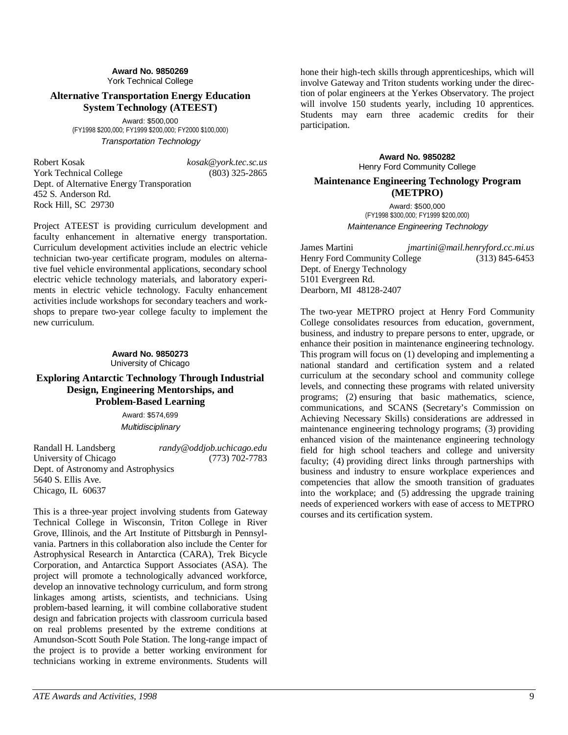**Award No. 9850269**
York Technical College

### Alternative Transportation Energy Education System Technology (ATEEST)

Award: $500,000
(FY1998 $200,000; FY1999 $200,000; FY2000 $100,000)
*Transportation Technology*

Robert Kosak — *kosak@york.tec.sc.us*
York Technical College — (803) 325-2865
Dept. of Alternative Energy Transporation
452 S. Anderson Rd.
Rock Hill, SC 29730

Project ATEEST is providing curriculum development and faculty enhancement in alternative energy transportation. Curriculum development activities include an electric vehicle technician two-year certificate program, modules on alternative fuel vehicle environmental applications, secondary school electric vehicle technology materials, and laboratory experiments in electric vehicle technology. Faculty enhancement activities include workshops for secondary teachers and workshops to prepare two-year college faculty to implement the new curriculum.

**Award No. 9850273**
University of Chicago

### Exploring Antarctic Technology Through Industrial Design, Engineering Mentorships, and Problem-Based Learning

Award: $574,699
*Multidisciplinary*

Randall H. Landsberg — *randy@oddjob.uchicago.edu*
University of Chicago — (773) 702-7783
Dept. of Astronomy and Astrophysics
5640 S. Ellis Ave.
Chicago, IL 60637

This is a three-year project involving students from Gateway Technical College in Wisconsin, Triton College in River Grove, Illinois, and the Art Institute of Pittsburgh in Pennsylvania. Partners in this collaboration also include the Center for Astrophysical Research in Antarctica (CARA), Trek Bicycle Corporation, and Antarctica Support Associates (ASA). The project will promote a technologically advanced workforce, develop an innovative technology curriculum, and form strong linkages among artists, scientists, and technicians. Using problem-based learning, it will combine collaborative student design and fabrication projects with classroom curricula based on real problems presented by the extreme conditions at Amundson-Scott South Pole Station. The long-range impact of the project is to provide a better working environment for technicians working in extreme environments. Students will hone their high-tech skills through apprenticeships, which will involve Gateway and Triton students working under the direction of polar engineers at the Yerkes Observatory. The project will involve 150 students yearly, including 10 apprentices. Students may earn three academic credits for their participation.

**Award No. 9850282**
Henry Ford Community College

### Maintenance Engineering Technology Program (METPRO)

Award: $500,000
(FY1998 $300,000; FY1999 $200,000)
*Maintenance Engineering Technology*

James Martini — *jmartini@mail.henryford.cc.mi.us*
Henry Ford Community College — (313) 845-6453
Dept. of Energy Technology
5101 Evergreen Rd.
Dearborn, MI 48128-2407

The two-year METPRO project at Henry Ford Community College consolidates resources from education, government, business, and industry to prepare persons to enter, upgrade, or enhance their position in maintenance engineering technology. This program will focus on (1) developing and implementing a national standard and certification system and a related curriculum at the secondary school and community college levels, and connecting these programs with related university programs; (2) ensuring that basic mathematics, science, communications, and SCANS (Secretary's Commission on Achieving Necessary Skills) considerations are addressed in maintenance engineering technology programs; (3) providing enhanced vision of the maintenance engineering technology field for high school teachers and college and university faculty; (4) providing direct links through partnerships with business and industry to ensure workplace experiences and competencies that allow the smooth transition of graduates into the workplace; and (5) addressing the upgrade training needs of experienced workers with ease of access to METPRO courses and its certification system.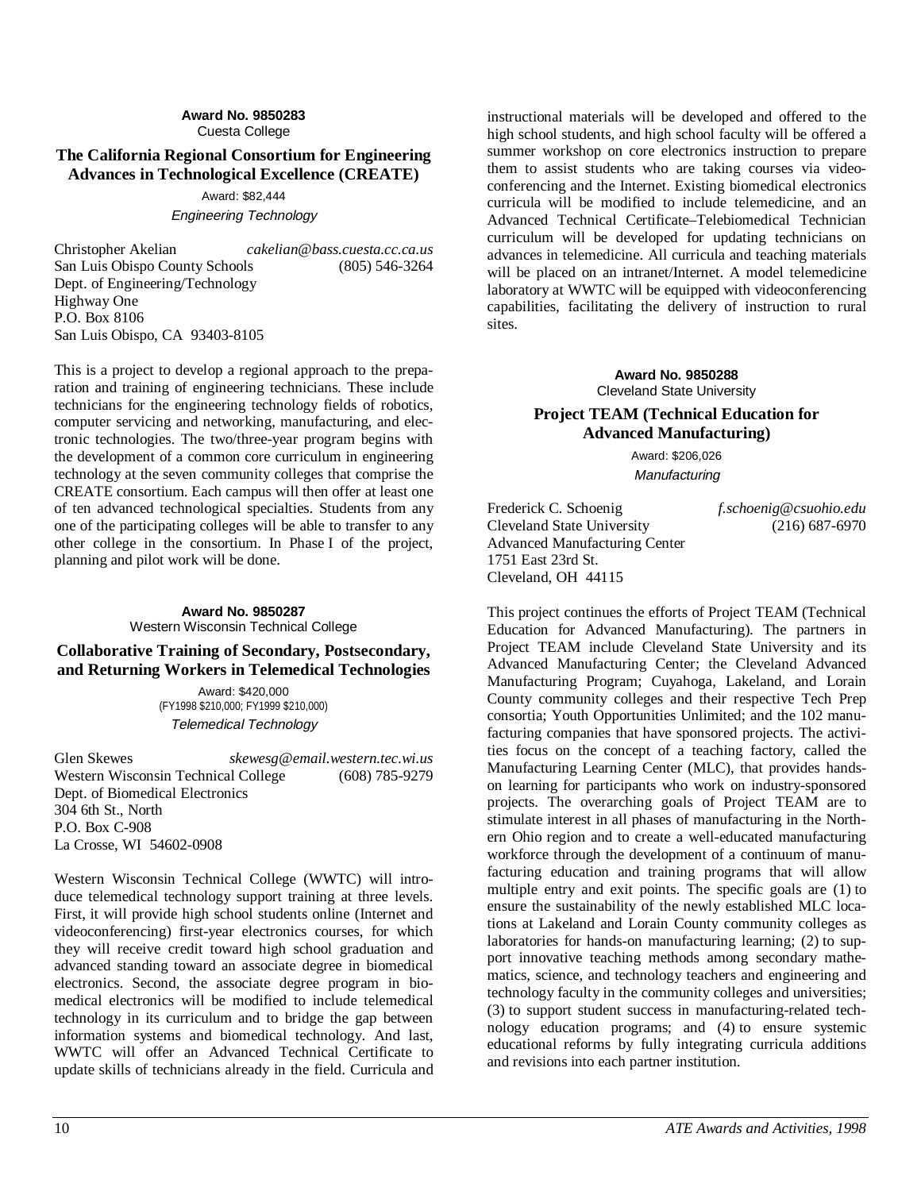**Award No. 9850283**
Cuesta College

### The California Regional Consortium for Engineering Advances in Technological Excellence (CREATE)

Award: $82,444
*Engineering Technology*

Christopher Akelian *cakelian@bass.cuesta.cc.ca.us*
San Luis Obispo County Schools (805) 546-3264
Dept. of Engineering/Technology
Highway One
P.O. Box 8106
San Luis Obispo, CA 93403-8105

This is a project to develop a regional approach to the preparation and training of engineering technicians. These include technicians for the engineering technology fields of robotics, computer servicing and networking, manufacturing, and electronic technologies. The two/three-year program begins with the development of a common core curriculum in engineering technology at the seven community colleges that comprise the CREATE consortium. Each campus will then offer at least one of ten advanced technological specialties. Students from any one of the participating colleges will be able to transfer to any other college in the consortium. In Phase I of the project, planning and pilot work will be done.

**Award No. 9850287**
Western Wisconsin Technical College

### Collaborative Training of Secondary, Postsecondary, and Returning Workers in Telemedical Technologies

Award: $420,000
(FY1998 $210,000; FY1999 $210,000)
*Telemedical Technology*

Glen Skewes *skewesg@email.western.tec.wi.us*
Western Wisconsin Technical College (608) 785-9279
Dept. of Biomedical Electronics
304 6th St., North
P.O. Box C-908
La Crosse, WI 54602-0908

Western Wisconsin Technical College (WWTC) will introduce telemedical technology support training at three levels. First, it will provide high school students online (Internet and videoconferencing) first-year electronics courses, for which they will receive credit toward high school graduation and advanced standing toward an associate degree in biomedical electronics. Second, the associate degree program in biomedical electronics will be modified to include telemedical technology in its curriculum and to bridge the gap between information systems and biomedical technology. And last, WWTC will offer an Advanced Technical Certificate to update skills of technicians already in the field. Curricula and instructional materials will be developed and offered to the high school students, and high school faculty will be offered a summer workshop on core electronics instruction to prepare them to assist students who are taking courses via videoconferencing and the Internet. Existing biomedical electronics curricula will be modified to include telemedicine, and an Advanced Technical Certificate–Telebiomedical Technician curriculum will be developed for updating technicians on advances in telemedicine. All curricula and teaching materials will be placed on an intranet/Internet. A model telemedicine laboratory at WWTC will be equipped with videoconferencing capabilities, facilitating the delivery of instruction to rural sites.

**Award No. 9850288**
Cleveland State University

### Project TEAM (Technical Education for Advanced Manufacturing)

Award: $206,026
*Manufacturing*

Frederick C. Schoenig *f.schoenig@csuohio.edu*
Cleveland State University (216) 687-6970
Advanced Manufacturing Center
1751 East 23rd St.
Cleveland, OH 44115

This project continues the efforts of Project TEAM (Technical Education for Advanced Manufacturing). The partners in Project TEAM include Cleveland State University and its Advanced Manufacturing Center; the Cleveland Advanced Manufacturing Program; Cuyahoga, Lakeland, and Lorain County community colleges and their respective Tech Prep consortia; Youth Opportunities Unlimited; and the 102 manufacturing companies that have sponsored projects. The activities focus on the concept of a teaching factory, called the Manufacturing Learning Center (MLC), that provides hands-on learning for participants who work on industry-sponsored projects. The overarching goals of Project TEAM are to stimulate interest in all phases of manufacturing in the Northern Ohio region and to create a well-educated manufacturing workforce through the development of a continuum of manufacturing education and training programs that will allow multiple entry and exit points. The specific goals are (1) to ensure the sustainability of the newly established MLC locations at Lakeland and Lorain County community colleges as laboratories for hands-on manufacturing learning; (2) to support innovative teaching methods among secondary mathematics, science, and technology teachers and engineering and technology faculty in the community colleges and universities; (3) to support student success in manufacturing-related technology education programs; and (4) to ensure systemic educational reforms by fully integrating curricula additions and revisions into each partner institution.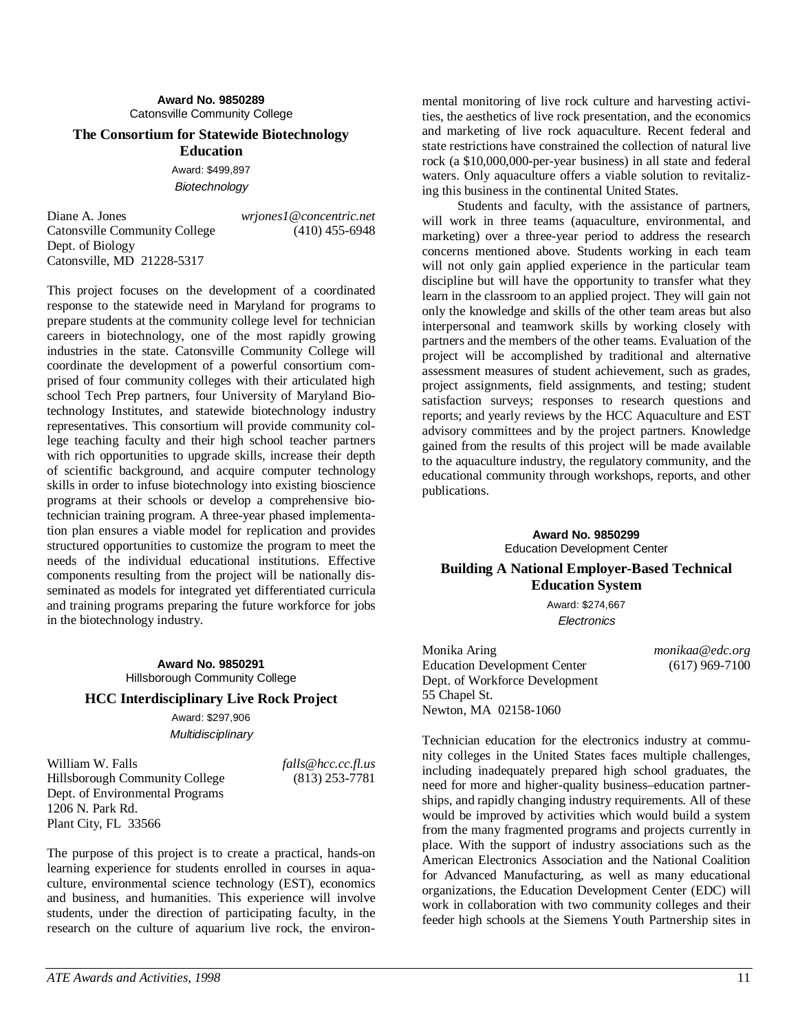**Award No. 9850289**
Catonsville Community College

### The Consortium for Statewide Biotechnology Education

Award: $499,897
*Biotechnology*

Diane A. Jones *wrjones1@concentric.net*
Catonsville Community College (410) 455-6948
Dept. of Biology
Catonsville, MD 21228-5317

This project focuses on the development of a coordinated response to the statewide need in Maryland for programs to prepare students at the community college level for technician careers in biotechnology, one of the most rapidly growing industries in the state. Catonsville Community College will coordinate the development of a powerful consortium comprised of four community colleges with their articulated high school Tech Prep partners, four University of Maryland Biotechnology Institutes, and statewide biotechnology industry representatives. This consortium will provide community college teaching faculty and their high school teacher partners with rich opportunities to upgrade skills, increase their depth of scientific background, and acquire computer technology skills in order to infuse biotechnology into existing bioscience programs at their schools or develop a comprehensive biotechnician training program. A three-year phased implementation plan ensures a viable model for replication and provides structured opportunities to customize the program to meet the needs of the individual educational institutions. Effective components resulting from the project will be nationally disseminated as models for integrated yet differentiated curricula and training programs preparing the future workforce for jobs in the biotechnology industry.

**Award No. 9850291**
Hillsborough Community College

### HCC Interdisciplinary Live Rock Project

Award: $297,906
*Multidisciplinary*

William W. Falls *falls@hcc.cc.fl.us*
Hillsborough Community College (813) 253-7781
Dept. of Environmental Programs
1206 N. Park Rd.
Plant City, FL 33566

The purpose of this project is to create a practical, hands-on learning experience for students enrolled in courses in aquaculture, environmental science technology (EST), economics and business, and humanities. This experience will involve students, under the direction of participating faculty, in the research on the culture of aquarium live rock, the environmental monitoring of live rock culture and harvesting activities, the aesthetics of live rock presentation, and the economics and marketing of live rock aquaculture. Recent federal and state restrictions have constrained the collection of natural live rock (a $10,000,000-per-year business) in all state and federal waters. Only aquaculture offers a viable solution to revitalizing this business in the continental United States.

Students and faculty, with the assistance of partners, will work in three teams (aquaculture, environmental, and marketing) over a three-year period to address the research concerns mentioned above. Students working in each team will not only gain applied experience in the particular team discipline but will have the opportunity to transfer what they learn in the classroom to an applied project. They will gain not only the knowledge and skills of the other team areas but also interpersonal and teamwork skills by working closely with partners and the members of the other teams. Evaluation of the project will be accomplished by traditional and alternative assessment measures of student achievement, such as grades, project assignments, field assignments, and testing; student satisfaction surveys; responses to research questions and reports; and yearly reviews by the HCC Aquaculture and EST advisory committees and by the project partners. Knowledge gained from the results of this project will be made available to the aquaculture industry, the regulatory community, and the educational community through workshops, reports, and other publications.

**Award No. 9850299**
Education Development Center

### Building A National Employer-Based Technical Education System

Award: $274,667
*Electronics*

Monika Aring *monikaa@edc.org*
Education Development Center (617) 969-7100
Dept. of Workforce Development
55 Chapel St.
Newton, MA 02158-1060

Technician education for the electronics industry at community colleges in the United States faces multiple challenges, including inadequately prepared high school graduates, the need for more and higher-quality business–education partnerships, and rapidly changing industry requirements. All of these would be improved by activities which would build a system from the many fragmented programs and projects currently in place. With the support of industry associations such as the American Electronics Association and the National Coalition for Advanced Manufacturing, as well as many educational organizations, the Education Development Center (EDC) will work in collaboration with two community colleges and their feeder high schools at the Siemens Youth Partnership sites in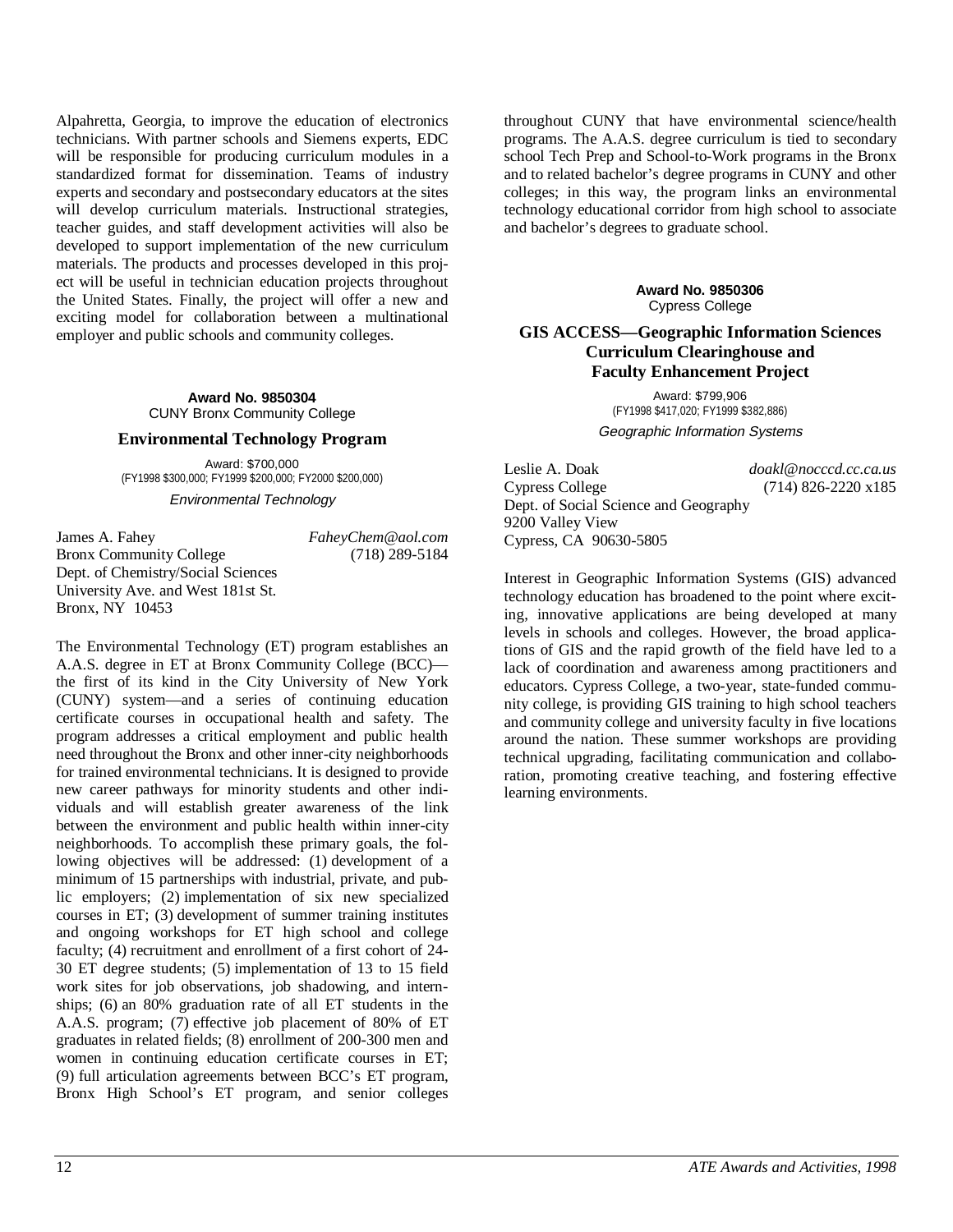Alpahretta, Georgia, to improve the education of electronics technicians. With partner schools and Siemens experts, EDC will be responsible for producing curriculum modules in a standardized format for dissemination. Teams of industry experts and secondary and postsecondary educators at the sites will develop curriculum materials. Instructional strategies, teacher guides, and staff development activities will also be developed to support implementation of the new curriculum materials. The products and processes developed in this project will be useful in technician education projects throughout the United States. Finally, the project will offer a new and exciting model for collaboration between a multinational employer and public schools and community colleges.

**Award No. 9850304**
CUNY Bronx Community College

### Environmental Technology Program

Award: $700,000
(FY1998 $300,000; FY1999 $200,000; FY2000 $200,000)

*Environmental Technology*

James A. Fahey — *FaheyChem@aol.com*
Bronx Community College — (718) 289-5184
Dept. of Chemistry/Social Sciences
University Ave. and West 181st St.
Bronx, NY 10453

The Environmental Technology (ET) program establishes an A.A.S. degree in ET at Bronx Community College (BCC)—the first of its kind in the City University of New York (CUNY) system—and a series of continuing education certificate courses in occupational health and safety. The program addresses a critical employment and public health need throughout the Bronx and other inner-city neighborhoods for trained environmental technicians. It is designed to provide new career pathways for minority students and other individuals and will establish greater awareness of the link between the environment and public health within inner-city neighborhoods. To accomplish these primary goals, the following objectives will be addressed: (1) development of a minimum of 15 partnerships with industrial, private, and public employers; (2) implementation of six new specialized courses in ET; (3) development of summer training institutes and ongoing workshops for ET high school and college faculty; (4) recruitment and enrollment of a first cohort of 24-30 ET degree students; (5) implementation of 13 to 15 field work sites for job observations, job shadowing, and internships; (6) an 80% graduation rate of all ET students in the A.A.S. program; (7) effective job placement of 80% of ET graduates in related fields; (8) enrollment of 200-300 men and women in continuing education certificate courses in ET; (9) full articulation agreements between BCC's ET program, Bronx High School's ET program, and senior colleges throughout CUNY that have environmental science/health programs. The A.A.S. degree curriculum is tied to secondary school Tech Prep and School-to-Work programs in the Bronx and to related bachelor's degree programs in CUNY and other colleges; in this way, the program links an environmental technology educational corridor from high school to associate and bachelor's degrees to graduate school.

**Award No. 9850306**
Cypress College

### GIS ACCESS—Geographic Information Sciences Curriculum Clearinghouse and Faculty Enhancement Project

Award: $799,906
(FY1998 $417,020; FY1999 $382,886)

*Geographic Information Systems*

Leslie A. Doak — *doakl@nocccd.cc.ca.us*
Cypress College — (714) 826-2220 x185
Dept. of Social Science and Geography
9200 Valley View
Cypress, CA 90630-5805

Interest in Geographic Information Systems (GIS) advanced technology education has broadened to the point where exciting, innovative applications are being developed at many levels in schools and colleges. However, the broad applications of GIS and the rapid growth of the field have led to a lack of coordination and awareness among practitioners and educators. Cypress College, a two-year, state-funded community college, is providing GIS training to high school teachers and community college and university faculty in five locations around the nation. These summer workshops are providing technical upgrading, facilitating communication and collaboration, promoting creative teaching, and fostering effective learning environments.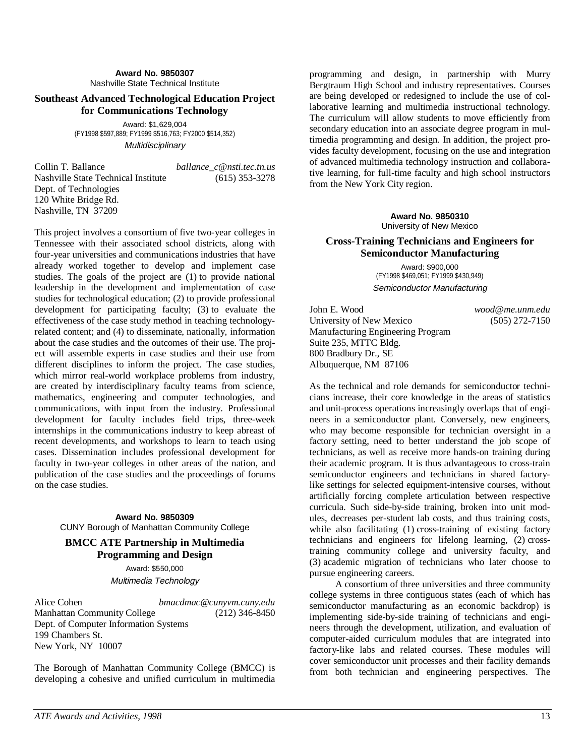**Award No. 9850307**
Nashville State Technical Institute

### Southeast Advanced Technological Education Project for Communications Technology

Award: $1,629,004
(FY1998 $597,889; FY1999 $516,763; FY2000 $514,352)
*Multidisciplinary*

Collin T. Ballance — *ballance_c@nsti.tec.tn.us*
Nashville State Technical Institute — (615) 353-3278
Dept. of Technologies
120 White Bridge Rd.
Nashville, TN 37209

This project involves a consortium of five two-year colleges in Tennessee with their associated school districts, along with four-year universities and communications industries that have already worked together to develop and implement case studies. The goals of the project are (1) to provide national leadership in the development and implementation of case studies for technological education; (2) to provide professional development for participating faculty; (3) to evaluate the effectiveness of the case study method in teaching technology-related content; and (4) to disseminate, nationally, information about the case studies and the outcomes of their use. The project will assemble experts in case studies and their use from different disciplines to inform the project. The case studies, which mirror real-world workplace problems from industry, are created by interdisciplinary faculty teams from science, mathematics, engineering and computer technologies, and communications, with input from the industry. Professional development for faculty includes field trips, three-week internships in the communications industry to keep abreast of recent developments, and workshops to learn to teach using cases. Dissemination includes professional development for faculty in two-year colleges in other areas of the nation, and publication of the case studies and the proceedings of forums on the case studies.

**Award No. 9850309**
CUNY Borough of Manhattan Community College

### BMCC ATE Partnership in Multimedia Programming and Design

Award: $550,000
*Multimedia Technology*

Alice Cohen — *bmacdmac@cunyvm.cuny.edu*
Manhattan Community College — (212) 346-8450
Dept. of Computer Information Systems
199 Chambers St.
New York, NY 10007

The Borough of Manhattan Community College (BMCC) is developing a cohesive and unified curriculum in multimedia programming and design, in partnership with Murry Bergtraum High School and industry representatives. Courses are being developed or redesigned to include the use of collaborative learning and multimedia instructional technology. The curriculum will allow students to move efficiently from secondary education into an associate degree program in multimedia programming and design. In addition, the project provides faculty development, focusing on the use and integration of advanced multimedia technology instruction and collaborative learning, for full-time faculty and high school instructors from the New York City region.

**Award No. 9850310**
University of New Mexico

### Cross-Training Technicians and Engineers for Semiconductor Manufacturing

Award: $900,000
(FY1998 $469,051; FY1999 $430,949)
*Semiconductor Manufacturing*

John E. Wood — *wood@me.unm.edu*
University of New Mexico — (505) 272-7150
Manufacturing Engineering Program
Suite 235, MTTC Bldg.
800 Bradbury Dr., SE
Albuquerque, NM 87106

As the technical and role demands for semiconductor technicians increase, their core knowledge in the areas of statistics and unit-process operations increasingly overlaps that of engineers in a semiconductor plant. Conversely, new engineers, who may become responsible for technician oversight in a factory setting, need to better understand the job scope of technicians, as well as receive more hands-on training during their academic program. It is thus advantageous to cross-train semiconductor engineers and technicians in shared factory-like settings for selected equipment-intensive courses, without artificially forcing complete articulation between respective curricula. Such side-by-side training, broken into unit modules, decreases per-student lab costs, and thus training costs, while also facilitating (1) cross-training of existing factory technicians and engineers for lifelong learning, (2) cross-training community college and university faculty, and (3) academic migration of technicians who later choose to pursue engineering careers.

A consortium of three universities and three community college systems in three contiguous states (each of which has semiconductor manufacturing as an economic backdrop) is implementing side-by-side training of technicians and engineers through the development, utilization, and evaluation of computer-aided curriculum modules that are integrated into factory-like labs and related courses. These modules will cover semiconductor unit processes and their facility demands from both technician and engineering perspectives. The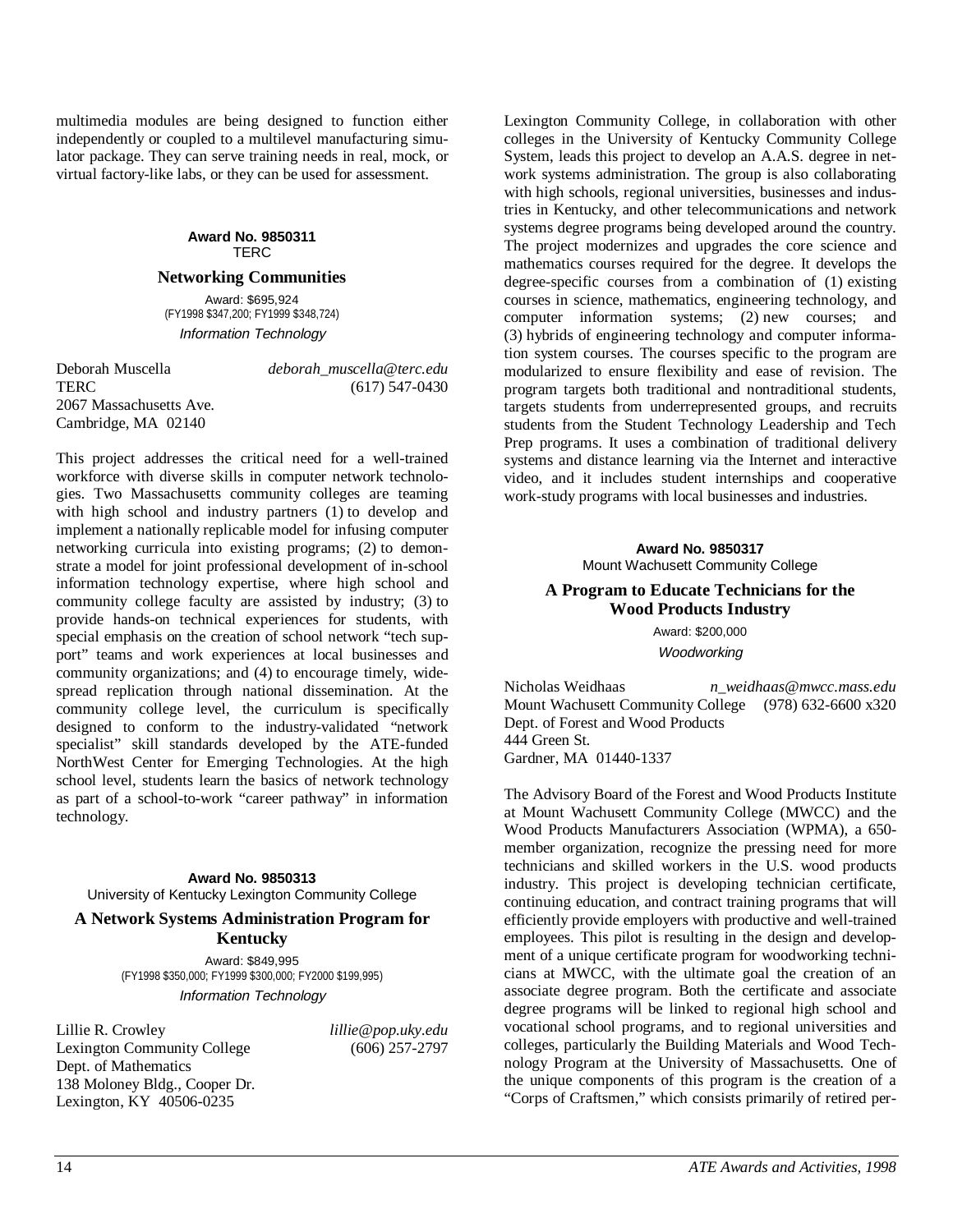multimedia modules are being designed to function either independently or coupled to a multilevel manufacturing simulator package. They can serve training needs in real, mock, or virtual factory-like labs, or they can be used for assessment.

**Award No. 9850311**
TERC

### Networking Communities

Award: $695,924
(FY1998 $347,200; FY1999 $348,724)
*Information Technology*

Deborah Muscella — *deborah_muscella@terc.edu*
TERC — (617) 547-0430
2067 Massachusetts Ave.
Cambridge, MA 02140

This project addresses the critical need for a well-trained workforce with diverse skills in computer network technologies. Two Massachusetts community colleges are teaming with high school and industry partners (1) to develop and implement a nationally replicable model for infusing computer networking curricula into existing programs; (2) to demonstrate a model for joint professional development of in-school information technology expertise, where high school and community college faculty are assisted by industry; (3) to provide hands-on technical experiences for students, with special emphasis on the creation of school network "tech support" teams and work experiences at local businesses and community organizations; and (4) to encourage timely, widespread replication through national dissemination. At the community college level, the curriculum is specifically designed to conform to the industry-validated "network specialist" skill standards developed by the ATE-funded NorthWest Center for Emerging Technologies. At the high school level, students learn the basics of network technology as part of a school-to-work "career pathway" in information technology.

**Award No. 9850313**
University of Kentucky Lexington Community College

### A Network Systems Administration Program for Kentucky

Award: $849,995
(FY1998 $350,000; FY1999 $300,000; FY2000 $199,995)
*Information Technology*

Lillie R. Crowley — *lillie@pop.uky.edu*
Lexington Community College — (606) 257-2797
Dept. of Mathematics
138 Moloney Bldg., Cooper Dr.
Lexington, KY 40506-0235

Lexington Community College, in collaboration with other colleges in the University of Kentucky Community College System, leads this project to develop an A.A.S. degree in network systems administration. The group is also collaborating with high schools, regional universities, businesses and industries in Kentucky, and other telecommunications and network systems degree programs being developed around the country. The project modernizes and upgrades the core science and mathematics courses required for the degree. It develops the degree-specific courses from a combination of (1) existing courses in science, mathematics, engineering technology, and computer information systems; (2) new courses; and (3) hybrids of engineering technology and computer information system courses. The courses specific to the program are modularized to ensure flexibility and ease of revision. The program targets both traditional and nontraditional students, targets students from underrepresented groups, and recruits students from the Student Technology Leadership and Tech Prep programs. It uses a combination of traditional delivery systems and distance learning via the Internet and interactive video, and it includes student internships and cooperative work-study programs with local businesses and industries.

**Award No. 9850317**
Mount Wachusett Community College

### A Program to Educate Technicians for the Wood Products Industry

Award: $200,000
*Woodworking*

Nicholas Weidhaas — *n_weidhaas@mwcc.mass.edu*
Mount Wachusett Community College — (978) 632-6600 x320
Dept. of Forest and Wood Products
444 Green St.
Gardner, MA 01440-1337

The Advisory Board of the Forest and Wood Products Institute at Mount Wachusett Community College (MWCC) and the Wood Products Manufacturers Association (WPMA), a 650-member organization, recognize the pressing need for more technicians and skilled workers in the U.S. wood products industry. This project is developing technician certificate, continuing education, and contract training programs that will efficiently provide employers with productive and well-trained employees. This pilot is resulting in the design and development of a unique certificate program for woodworking technicians at MWCC, with the ultimate goal the creation of an associate degree program. Both the certificate and associate degree programs will be linked to regional high school and vocational school programs, and to regional universities and colleges, particularly the Building Materials and Wood Technology Program at the University of Massachusetts. One of the unique components of this program is the creation of a "Corps of Craftsmen," which consists primarily of retired per-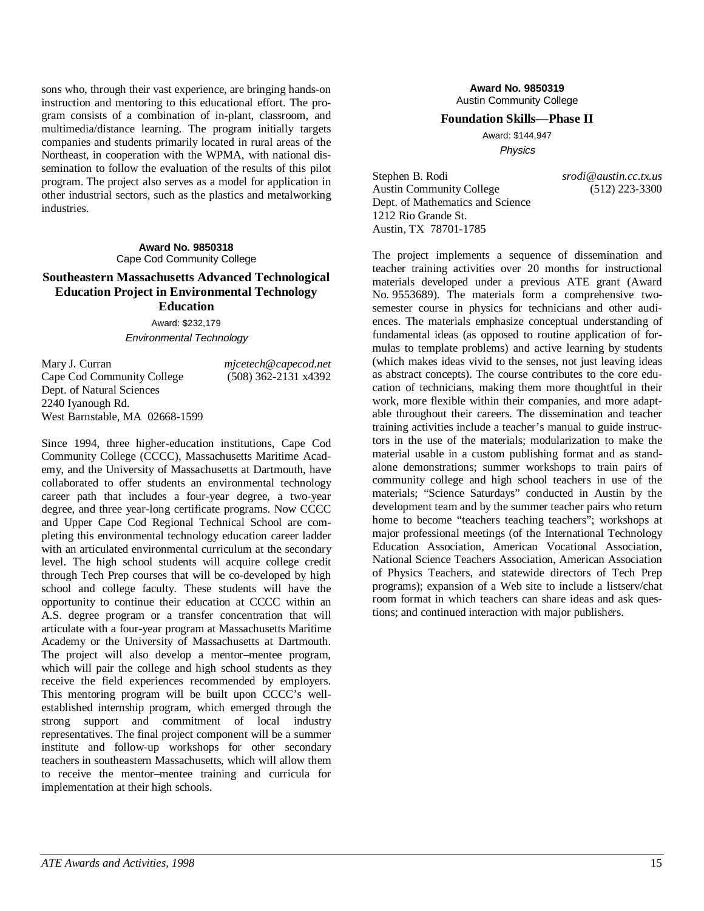sons who, through their vast experience, are bringing hands-on instruction and mentoring to this educational effort. The program consists of a combination of in-plant, classroom, and multimedia/distance learning. The program initially targets companies and students primarily located in rural areas of the Northeast, in cooperation with the WPMA, with national dissemination to follow the evaluation of the results of this pilot program. The project also serves as a model for application in other industrial sectors, such as the plastics and metalworking industries.

**Award No. 9850318**
Cape Cod Community College

### Southeastern Massachusetts Advanced Technological Education Project in Environmental Technology Education

Award: $232,179
*Environmental Technology*

Mary J. Curran — *mjcetech@capecod.net*
Cape Cod Community College — (508) 362-2131 x4392
Dept. of Natural Sciences
2240 Iyanough Rd.
West Barnstable, MA 02668-1599

Since 1994, three higher-education institutions, Cape Cod Community College (CCCC), Massachusetts Maritime Academy, and the University of Massachusetts at Dartmouth, have collaborated to offer students an environmental technology career path that includes a four-year degree, a two-year degree, and three year-long certificate programs. Now CCCC and Upper Cape Cod Regional Technical School are completing this environmental technology education career ladder with an articulated environmental curriculum at the secondary level. The high school students will acquire college credit through Tech Prep courses that will be co-developed by high school and college faculty. These students will have the opportunity to continue their education at CCCC within an A.S. degree program or a transfer concentration that will articulate with a four-year program at Massachusetts Maritime Academy or the University of Massachusetts at Dartmouth. The project will also develop a mentor–mentee program, which will pair the college and high school students as they receive the field experiences recommended by employers. This mentoring program will be built upon CCCC's well-established internship program, which emerged through the strong support and commitment of local industry representatives. The final project component will be a summer institute and follow-up workshops for other secondary teachers in southeastern Massachusetts, which will allow them to receive the mentor–mentee training and curricula for implementation at their high schools.

**Award No. 9850319**
Austin Community College

### Foundation Skills—Phase II

Award: $144,947
*Physics*

Stephen B. Rodi — *srodi@austin.cc.tx.us*
Austin Community College — (512) 223-3300
Dept. of Mathematics and Science
1212 Rio Grande St.
Austin, TX 78701-1785

The project implements a sequence of dissemination and teacher training activities over 20 months for instructional materials developed under a previous ATE grant (Award No. 9553689). The materials form a comprehensive two-semester course in physics for technicians and other audiences. The materials emphasize conceptual understanding of fundamental ideas (as opposed to routine application of formulas to template problems) and active learning by students (which makes ideas vivid to the senses, not just leaving ideas as abstract concepts). The course contributes to the core education of technicians, making them more thoughtful in their work, more flexible within their companies, and more adaptable throughout their careers. The dissemination and teacher training activities include a teacher's manual to guide instructors in the use of the materials; modularization to make the material usable in a custom publishing format and as stand-alone demonstrations; summer workshops to train pairs of community college and high school teachers in use of the materials; "Science Saturdays" conducted in Austin by the development team and by the summer teacher pairs who return home to become "teachers teaching teachers"; workshops at major professional meetings (of the International Technology Education Association, American Vocational Association, National Science Teachers Association, American Association of Physics Teachers, and statewide directors of Tech Prep programs); expansion of a Web site to include a listserv/chat room format in which teachers can share ideas and ask questions; and continued interaction with major publishers.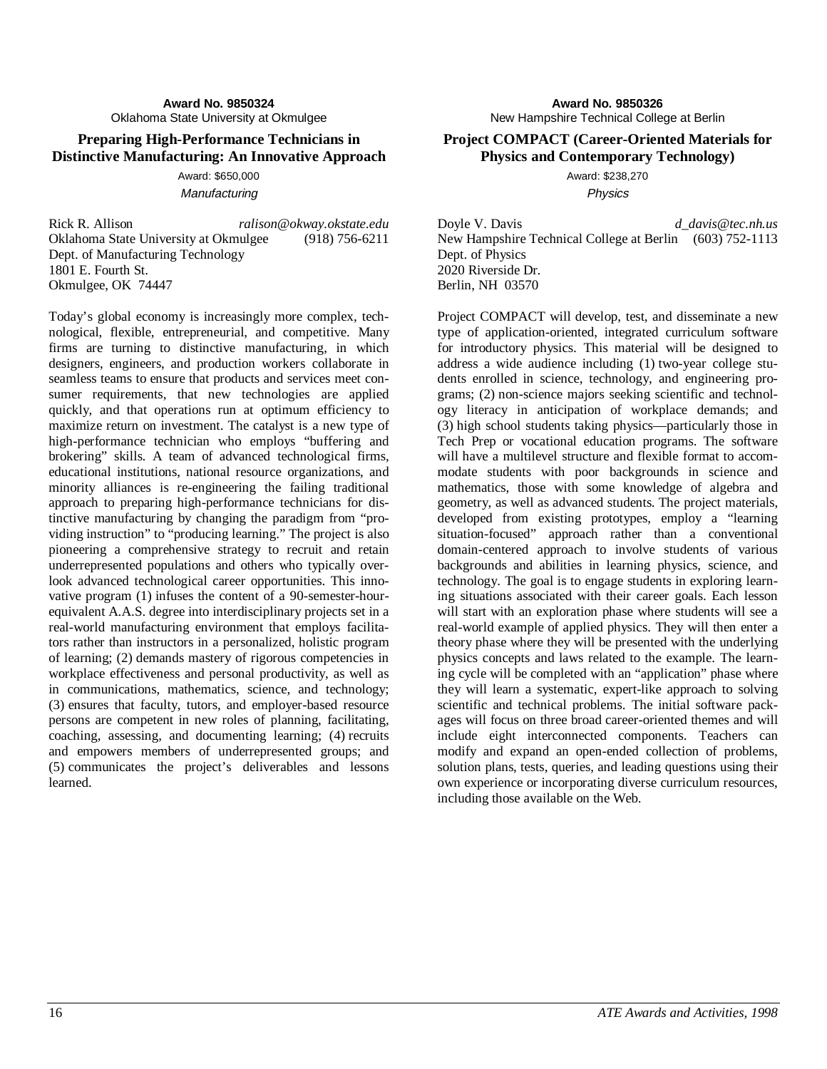**Award No. 9850324**
Oklahoma State University at Okmulgee

## Preparing High-Performance Technicians in Distinctive Manufacturing: An Innovative Approach

Award: $650,000
*Manufacturing*

Rick R. Allison *ralison@okway.okstate.edu*
Oklahoma State University at Okmulgee (918) 756-6211
Dept. of Manufacturing Technology
1801 E. Fourth St.
Okmulgee, OK 74447

Today's global economy is increasingly more complex, technological, flexible, entrepreneurial, and competitive. Many firms are turning to distinctive manufacturing, in which designers, engineers, and production workers collaborate in seamless teams to ensure that products and services meet consumer requirements, that new technologies are applied quickly, and that operations run at optimum efficiency to maximize return on investment. The catalyst is a new type of high-performance technician who employs "buffering and brokering" skills. A team of advanced technological firms, educational institutions, national resource organizations, and minority alliances is re-engineering the failing traditional approach to preparing high-performance technicians for distinctive manufacturing by changing the paradigm from "providing instruction" to "producing learning." The project is also pioneering a comprehensive strategy to recruit and retain underrepresented populations and others who typically overlook advanced technological career opportunities. This innovative program (1) infuses the content of a 90-semester-hour-equivalent A.A.S. degree into interdisciplinary projects set in a real-world manufacturing environment that employs facilitators rather than instructors in a personalized, holistic program of learning; (2) demands mastery of rigorous competencies in workplace effectiveness and personal productivity, as well as in communications, mathematics, science, and technology; (3) ensures that faculty, tutors, and employer-based resource persons are competent in new roles of planning, facilitating, coaching, assessing, and documenting learning; (4) recruits and empowers members of underrepresented groups; and (5) communicates the project's deliverables and lessons learned.

**Award No. 9850326**
New Hampshire Technical College at Berlin

## Project COMPACT (Career-Oriented Materials for Physics and Contemporary Technology)

Award: $238,270
*Physics*

Doyle V. Davis *d_davis@tec.nh.us*
New Hampshire Technical College at Berlin (603) 752-1113
Dept. of Physics
2020 Riverside Dr.
Berlin, NH 03570

Project COMPACT will develop, test, and disseminate a new type of application-oriented, integrated curriculum software for introductory physics. This material will be designed to address a wide audience including (1) two-year college students enrolled in science, technology, and engineering programs; (2) non-science majors seeking scientific and technology literacy in anticipation of workplace demands; and (3) high school students taking physics—particularly those in Tech Prep or vocational education programs. The software will have a multilevel structure and flexible format to accommodate students with poor backgrounds in science and mathematics, those with some knowledge of algebra and geometry, as well as advanced students. The project materials, developed from existing prototypes, employ a "learning situation-focused" approach rather than a conventional domain-centered approach to involve students of various backgrounds and abilities in learning physics, science, and technology. The goal is to engage students in exploring learning situations associated with their career goals. Each lesson will start with an exploration phase where students will see a real-world example of applied physics. They will then enter a theory phase where they will be presented with the underlying physics concepts and laws related to the example. The learning cycle will be completed with an "application" phase where they will learn a systematic, expert-like approach to solving scientific and technical problems. The initial software packages will focus on three broad career-oriented themes and will include eight interconnected components. Teachers can modify and expand an open-ended collection of problems, solution plans, tests, queries, and leading questions using their own experience or incorporating diverse curriculum resources, including those available on the Web.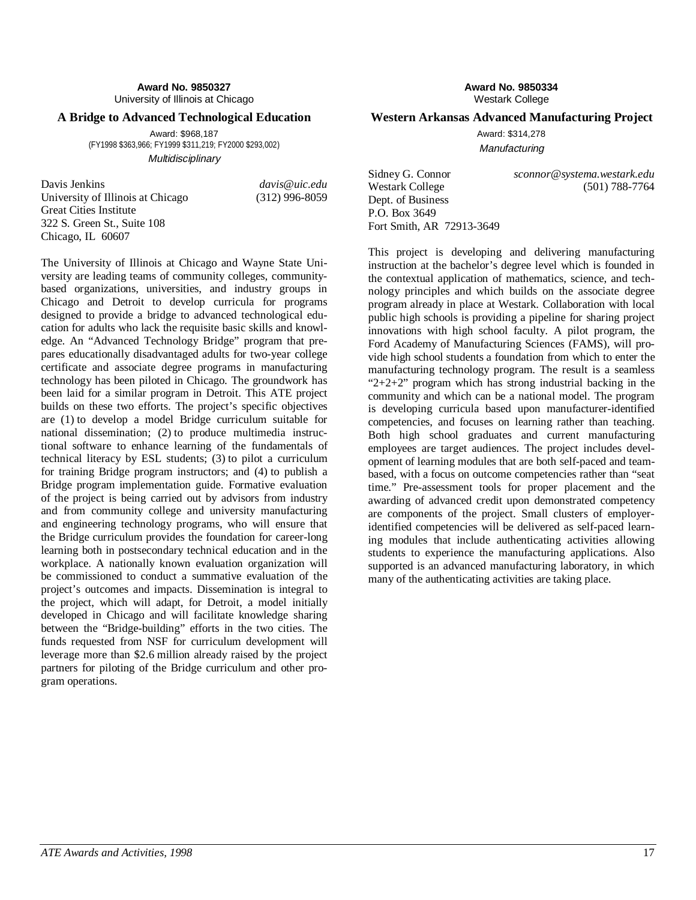**Award No. 9850327**
University of Illinois at Chicago

### A Bridge to Advanced Technological Education

Award: $968,187
(FY1998 $363,966; FY1999 $311,219; FY2000 $293,002)
*Multidisciplinary*

Davis Jenkins — *davis@uic.edu*
University of Illinois at Chicago — (312) 996-8059
Great Cities Institute
322 S. Green St., Suite 108
Chicago, IL 60607

The University of Illinois at Chicago and Wayne State University are leading teams of community colleges, community-based organizations, universities, and industry groups in Chicago and Detroit to develop curricula for programs designed to provide a bridge to advanced technological education for adults who lack the requisite basic skills and knowledge. An "Advanced Technology Bridge" program that prepares educationally disadvantaged adults for two-year college certificate and associate degree programs in manufacturing technology has been piloted in Chicago. The groundwork has been laid for a similar program in Detroit. This ATE project builds on these two efforts. The project's specific objectives are (1) to develop a model Bridge curriculum suitable for national dissemination; (2) to produce multimedia instructional software to enhance learning of the fundamentals of technical literacy by ESL students; (3) to pilot a curriculum for training Bridge program instructors; and (4) to publish a Bridge program implementation guide. Formative evaluation of the project is being carried out by advisors from industry and from community college and university manufacturing and engineering technology programs, who will ensure that the Bridge curriculum provides the foundation for career-long learning both in postsecondary technical education and in the workplace. A nationally known evaluation organization will be commissioned to conduct a summative evaluation of the project's outcomes and impacts. Dissemination is integral to the project, which will adapt, for Detroit, a model initially developed in Chicago and will facilitate knowledge sharing between the "Bridge-building" efforts in the two cities. The funds requested from NSF for curriculum development will leverage more than $2.6 million already raised by the project partners for piloting of the Bridge curriculum and other program operations.

**Award No. 9850334**
Westark College

### Western Arkansas Advanced Manufacturing Project

Award: $314,278
*Manufacturing*

Sidney G. Connor — *sconnor@systema.westark.edu*
Westark College — (501) 788-7764
Dept. of Business
P.O. Box 3649
Fort Smith, AR 72913-3649

This project is developing and delivering manufacturing instruction at the bachelor's degree level which is founded in the contextual application of mathematics, science, and technology principles and which builds on the associate degree program already in place at Westark. Collaboration with local public high schools is providing a pipeline for sharing project innovations with high school faculty. A pilot program, the Ford Academy of Manufacturing Sciences (FAMS), will provide high school students a foundation from which to enter the manufacturing technology program. The result is a seamless "2+2+2" program which has strong industrial backing in the community and which can be a national model. The program is developing curricula based upon manufacturer-identified competencies, and focuses on learning rather than teaching. Both high school graduates and current manufacturing employees are target audiences. The project includes development of learning modules that are both self-paced and team-based, with a focus on outcome competencies rather than "seat time." Pre-assessment tools for proper placement and the awarding of advanced credit upon demonstrated competency are components of the project. Small clusters of employer-identified competencies will be delivered as self-paced learning modules that include authenticating activities allowing students to experience the manufacturing applications. Also supported is an advanced manufacturing laboratory, in which many of the authenticating activities are taking place.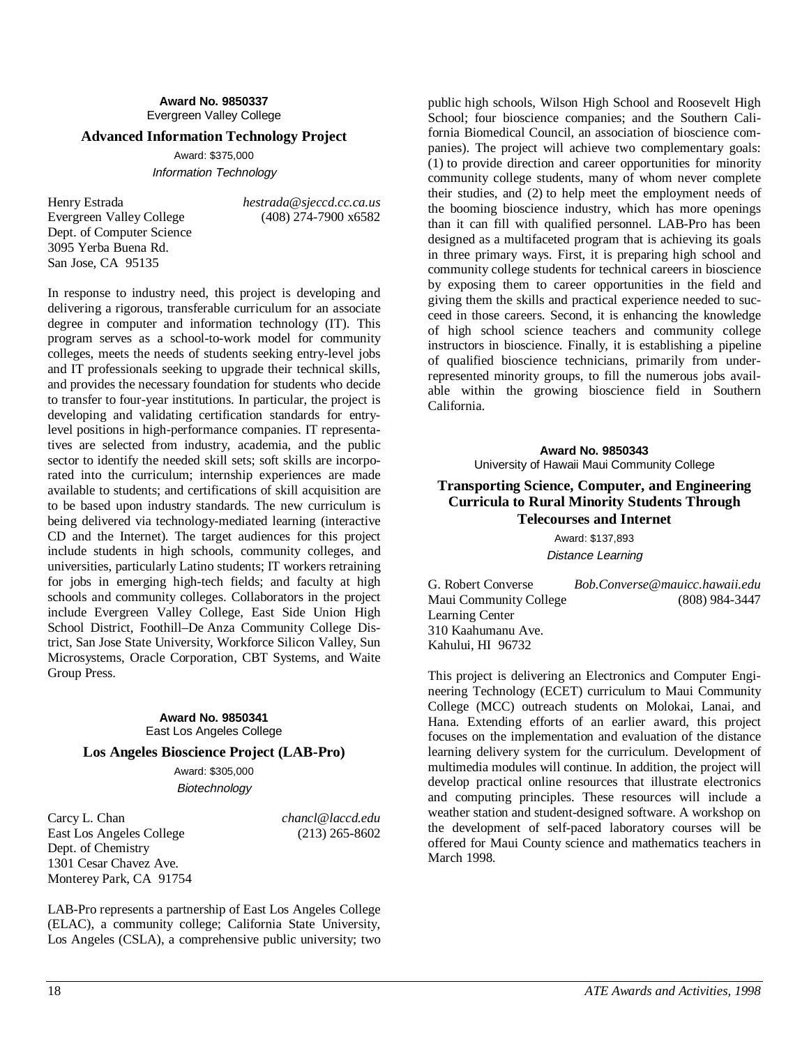**Award No. 9850337**
Evergreen Valley College

### Advanced Information Technology Project

Award: $375,000
*Information Technology*

Henry Estrada — *hestrada@sjeccd.cc.ca.us*
Evergreen Valley College — (408) 274-7900 x6582
Dept. of Computer Science
3095 Yerba Buena Rd.
San Jose, CA 95135

In response to industry need, this project is developing and delivering a rigorous, transferable curriculum for an associate degree in computer and information technology (IT). This program serves as a school-to-work model for community colleges, meets the needs of students seeking entry-level jobs and IT professionals seeking to upgrade their technical skills, and provides the necessary foundation for students who decide to transfer to four-year institutions. In particular, the project is developing and validating certification standards for entry-level positions in high-performance companies. IT representatives are selected from industry, academia, and the public sector to identify the needed skill sets; soft skills are incorporated into the curriculum; internship experiences are made available to students; and certifications of skill acquisition are to be based upon industry standards. The new curriculum is being delivered via technology-mediated learning (interactive CD and the Internet). The target audiences for this project include students in high schools, community colleges, and universities, particularly Latino students; IT workers retraining for jobs in emerging high-tech fields; and faculty at high schools and community colleges. Collaborators in the project include Evergreen Valley College, East Side Union High School District, Foothill–De Anza Community College District, San Jose State University, Workforce Silicon Valley, Sun Microsystems, Oracle Corporation, CBT Systems, and Waite Group Press.

**Award No. 9850341**
East Los Angeles College

### Los Angeles Bioscience Project (LAB-Pro)

Award: $305,000
*Biotechnology*

Carcy L. Chan — *chancl@laccd.edu*
East Los Angeles College — (213) 265-8602
Dept. of Chemistry
1301 Cesar Chavez Ave.
Monterey Park, CA 91754

LAB-Pro represents a partnership of East Los Angeles College (ELAC), a community college; California State University, Los Angeles (CSLA), a comprehensive public university; two public high schools, Wilson High School and Roosevelt High School; four bioscience companies; and the Southern California Biomedical Council, an association of bioscience companies). The project will achieve two complementary goals: (1) to provide direction and career opportunities for minority community college students, many of whom never complete their studies, and (2) to help meet the employment needs of the booming bioscience industry, which has more openings than it can fill with qualified personnel. LAB-Pro has been designed as a multifaceted program that is achieving its goals in three primary ways. First, it is preparing high school and community college students for technical careers in bioscience by exposing them to career opportunities in the field and giving them the skills and practical experience needed to succeed in those careers. Second, it is enhancing the knowledge of high school science teachers and community college instructors in bioscience. Finally, it is establishing a pipeline of qualified bioscience technicians, primarily from underrepresented minority groups, to fill the numerous jobs available within the growing bioscience field in Southern California.

**Award No. 9850343**
University of Hawaii Maui Community College

### Transporting Science, Computer, and Engineering Curricula to Rural Minority Students Through Telecourses and Internet

Award: $137,893
*Distance Learning*

G. Robert Converse — *Bob.Converse@mauicc.hawaii.edu*
Maui Community College — (808) 984-3447
Learning Center
310 Kaahumanu Ave.
Kahului, HI 96732

This project is delivering an Electronics and Computer Engineering Technology (ECET) curriculum to Maui Community College (MCC) outreach students on Molokai, Lanai, and Hana. Extending efforts of an earlier award, this project focuses on the implementation and evaluation of the distance learning delivery system for the curriculum. Development of multimedia modules will continue. In addition, the project will develop practical online resources that illustrate electronics and computing principles. These resources will include a weather station and student-designed software. A workshop on the development of self-paced laboratory courses will be offered for Maui County science and mathematics teachers in March 1998.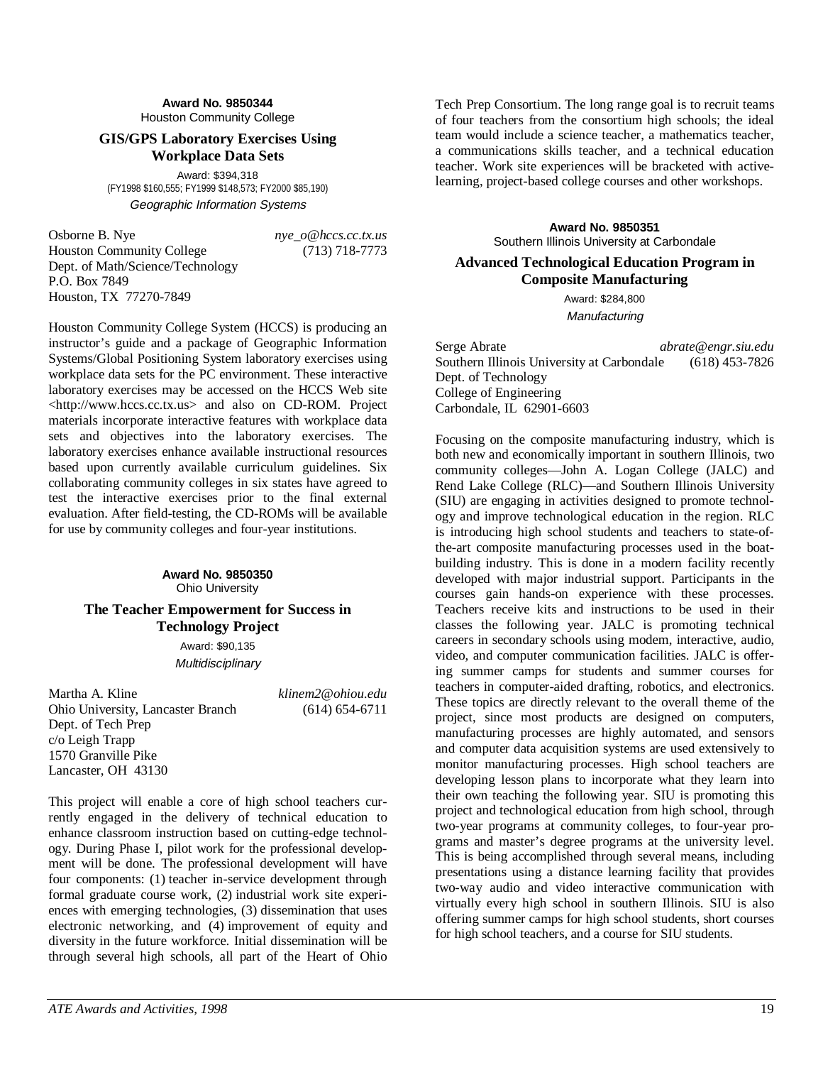**Award No. 9850344**
Houston Community College

### GIS/GPS Laboratory Exercises Using Workplace Data Sets

Award: $394,318
(FY1998 $160,555; FY1999 $148,573; FY2000 $85,190)
*Geographic Information Systems*

Osborne B. Nye *nye_o@hccs.cc.tx.us*
Houston Community College (713) 718-7773
Dept. of Math/Science/Technology
P.O. Box 7849
Houston, TX 77270-7849

Houston Community College System (HCCS) is producing an instructor's guide and a package of Geographic Information Systems/Global Positioning System laboratory exercises using workplace data sets for the PC environment. These interactive laboratory exercises may be accessed on the HCCS Web site <http://www.hccs.cc.tx.us> and also on CD-ROM. Project materials incorporate interactive features with workplace data sets and objectives into the laboratory exercises. The laboratory exercises enhance available instructional resources based upon currently available curriculum guidelines. Six collaborating community colleges in six states have agreed to test the interactive exercises prior to the final external evaluation. After field-testing, the CD-ROMs will be available for use by community colleges and four-year institutions.

**Award No. 9850350**
Ohio University

### The Teacher Empowerment for Success in Technology Project

Award: $90,135
*Multidisciplinary*

Martha A. Kline *klinem2@ohiou.edu*
Ohio University, Lancaster Branch (614) 654-6711
Dept. of Tech Prep
c/o Leigh Trapp
1570 Granville Pike
Lancaster, OH 43130

This project will enable a core of high school teachers currently engaged in the delivery of technical education to enhance classroom instruction based on cutting-edge technology. During Phase I, pilot work for the professional development will be done. The professional development will have four components: (1) teacher in-service development through formal graduate course work, (2) industrial work site experiences with emerging technologies, (3) dissemination that uses electronic networking, and (4) improvement of equity and diversity in the future workforce. Initial dissemination will be through several high schools, all part of the Heart of Ohio Tech Prep Consortium. The long range goal is to recruit teams of four teachers from the consortium high schools; the ideal team would include a science teacher, a mathematics teacher, a communications skills teacher, and a technical education teacher. Work site experiences will be bracketed with active-learning, project-based college courses and other workshops.

**Award No. 9850351**
Southern Illinois University at Carbondale

### Advanced Technological Education Program in Composite Manufacturing

Award: $284,800
*Manufacturing*

Serge Abrate *abrate@engr.siu.edu*
Southern Illinois University at Carbondale (618) 453-7826
Dept. of Technology
College of Engineering
Carbondale, IL 62901-6603

Focusing on the composite manufacturing industry, which is both new and economically important in southern Illinois, two community colleges—John A. Logan College (JALC) and Rend Lake College (RLC)—and Southern Illinois University (SIU) are engaging in activities designed to promote technology and improve technological education in the region. RLC is introducing high school students and teachers to state-of-the-art composite manufacturing processes used in the boat-building industry. This is done in a modern facility recently developed with major industrial support. Participants in the courses gain hands-on experience with these processes. Teachers receive kits and instructions to be used in their classes the following year. JALC is promoting technical careers in secondary schools using modem, interactive, audio, video, and computer communication facilities. JALC is offering summer camps for students and summer courses for teachers in computer-aided drafting, robotics, and electronics. These topics are directly relevant to the overall theme of the project, since most products are designed on computers, manufacturing processes are highly automated, and sensors and computer data acquisition systems are used extensively to monitor manufacturing processes. High school teachers are developing lesson plans to incorporate what they learn into their own teaching the following year. SIU is promoting this project and technological education from high school, through two-year programs at community colleges, to four-year programs and master's degree programs at the university level. This is being accomplished through several means, including presentations using a distance learning facility that provides two-way audio and video interactive communication with virtually every high school in southern Illinois. SIU is also offering summer camps for high school students, short courses for high school teachers, and a course for SIU students.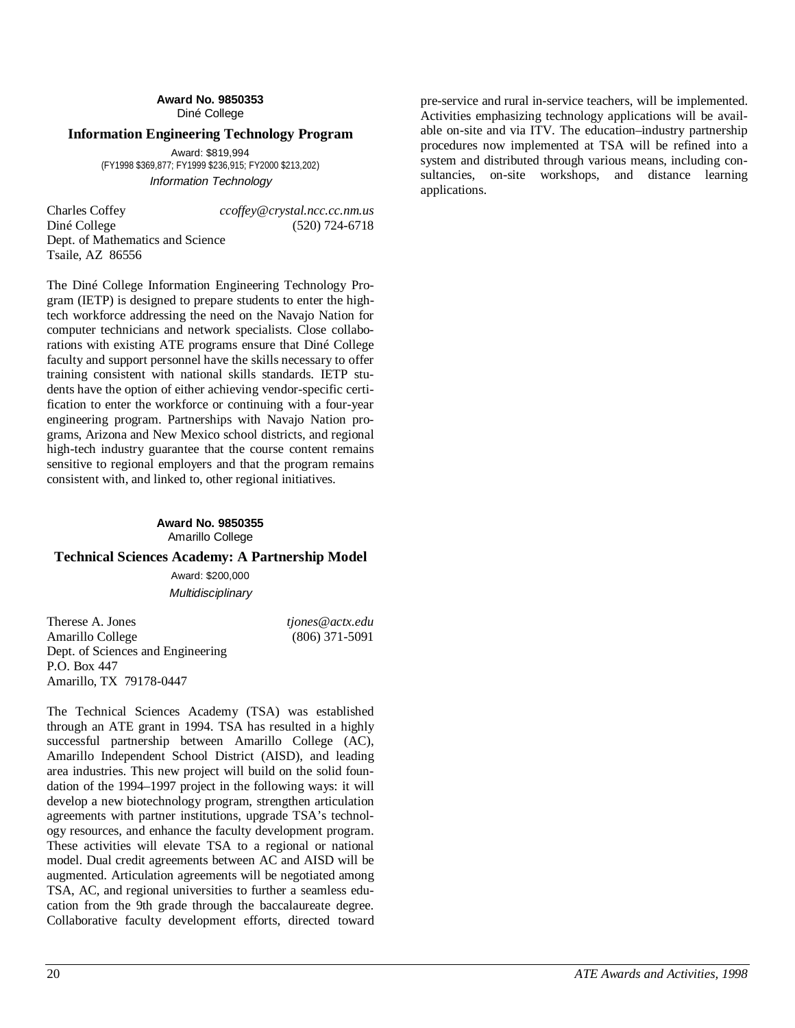**Award No. 9850353**
Diné College

### Information Engineering Technology Program

Award: $819,994
(FY1998 $369,877; FY1999 $236,915; FY2000 $213,202)
*Information Technology*

Charles Coffey *ccoffey@crystal.ncc.cc.nm.us*
Diné College (520) 724-6718
Dept. of Mathematics and Science
Tsaile, AZ 86556

The Diné College Information Engineering Technology Program (IETP) is designed to prepare students to enter the high-tech workforce addressing the need on the Navajo Nation for computer technicians and network specialists. Close collaborations with existing ATE programs ensure that Diné College faculty and support personnel have the skills necessary to offer training consistent with national skills standards. IETP students have the option of either achieving vendor-specific certification to enter the workforce or continuing with a four-year engineering program. Partnerships with Navajo Nation programs, Arizona and New Mexico school districts, and regional high-tech industry guarantee that the course content remains sensitive to regional employers and that the program remains consistent with, and linked to, other regional initiatives.

**Award No. 9850355**
Amarillo College

### Technical Sciences Academy: A Partnership Model

Award: $200,000
*Multidisciplinary*

Therese A. Jones *tjones@actx.edu*
Amarillo College (806) 371-5091
Dept. of Sciences and Engineering
P.O. Box 447
Amarillo, TX 79178-0447

The Technical Sciences Academy (TSA) was established through an ATE grant in 1994. TSA has resulted in a highly successful partnership between Amarillo College (AC), Amarillo Independent School District (AISD), and leading area industries. This new project will build on the solid foundation of the 1994–1997 project in the following ways: it will develop a new biotechnology program, strengthen articulation agreements with partner institutions, upgrade TSA's technology resources, and enhance the faculty development program. These activities will elevate TSA to a regional or national model. Dual credit agreements between AC and AISD will be augmented. Articulation agreements will be negotiated among TSA, AC, and regional universities to further a seamless education from the 9th grade through the baccalaureate degree. Collaborative faculty development efforts, directed toward pre-service and rural in-service teachers, will be implemented. Activities emphasizing technology applications will be available on-site and via ITV. The education–industry partnership procedures now implemented at TSA will be refined into a system and distributed through various means, including consultancies, on-site workshops, and distance learning applications.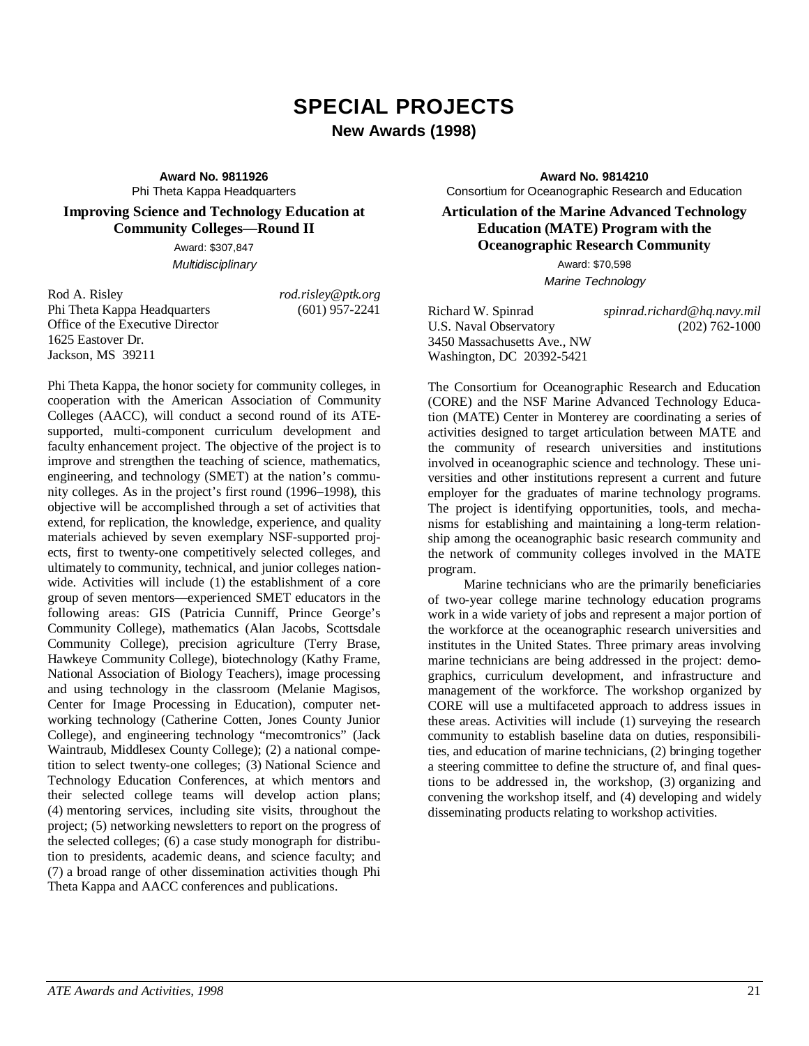# SPECIAL PROJECTS

## New Awards (1998)

**Award No. 9811926**
Phi Theta Kappa Headquarters

### Improving Science and Technology Education at Community Colleges—Round II

Award: $307,847
*Multidisciplinary*

Rod A. Risley — *rod.risley@ptk.org*
Phi Theta Kappa Headquarters — (601) 957-2241
Office of the Executive Director
1625 Eastover Dr.
Jackson, MS 39211

Phi Theta Kappa, the honor society for community colleges, in cooperation with the American Association of Community Colleges (AACC), will conduct a second round of its ATE-supported, multi-component curriculum development and faculty enhancement project. The objective of the project is to improve and strengthen the teaching of science, mathematics, engineering, and technology (SMET) at the nation's community colleges. As in the project's first round (1996–1998), this objective will be accomplished through a set of activities that extend, for replication, the knowledge, experience, and quality materials achieved by seven exemplary NSF-supported projects, first to twenty-one competitively selected colleges, and ultimately to community, technical, and junior colleges nationwide. Activities will include (1) the establishment of a core group of seven mentors—experienced SMET educators in the following areas: GIS (Patricia Cunniff, Prince George's Community College), mathematics (Alan Jacobs, Scottsdale Community College), precision agriculture (Terry Brase, Hawkeye Community College), biotechnology (Kathy Frame, National Association of Biology Teachers), image processing and using technology in the classroom (Melanie Magisos, Center for Image Processing in Education), computer networking technology (Catherine Cotten, Jones County Junior College), and engineering technology "mecomtronics" (Jack Waintraub, Middlesex County College); (2) a national competition to select twenty-one colleges; (3) National Science and Technology Education Conferences, at which mentors and their selected college teams will develop action plans; (4) mentoring services, including site visits, throughout the project; (5) networking newsletters to report on the progress of the selected colleges; (6) a case study monograph for distribution to presidents, academic deans, and science faculty; and (7) a broad range of other dissemination activities though Phi Theta Kappa and AACC conferences and publications.

**Award No. 9814210**
Consortium for Oceanographic Research and Education

### Articulation of the Marine Advanced Technology Education (MATE) Program with the Oceanographic Research Community

Award: $70,598
*Marine Technology*

Richard W. Spinrad — *spinrad.richard@hq.navy.mil*
U.S. Naval Observatory — (202) 762-1000
3450 Massachusetts Ave., NW
Washington, DC 20392-5421

The Consortium for Oceanographic Research and Education (CORE) and the NSF Marine Advanced Technology Education (MATE) Center in Monterey are coordinating a series of activities designed to target articulation between MATE and the community of research universities and institutions involved in oceanographic science and technology. These universities and other institutions represent a current and future employer for the graduates of marine technology programs. The project is identifying opportunities, tools, and mechanisms for establishing and maintaining a long-term relationship among the oceanographic basic research community and the network of community colleges involved in the MATE program.

Marine technicians who are the primarily beneficiaries of two-year college marine technology education programs work in a wide variety of jobs and represent a major portion of the workforce at the oceanographic research universities and institutes in the United States. Three primary areas involving marine technicians are being addressed in the project: demographics, curriculum development, and infrastructure and management of the workforce. The workshop organized by CORE will use a multifaceted approach to address issues in these areas. Activities will include (1) surveying the research community to establish baseline data on duties, responsibilities, and education of marine technicians, (2) bringing together a steering committee to define the structure of, and final questions to be addressed in, the workshop, (3) organizing and convening the workshop itself, and (4) developing and widely disseminating products relating to workshop activities.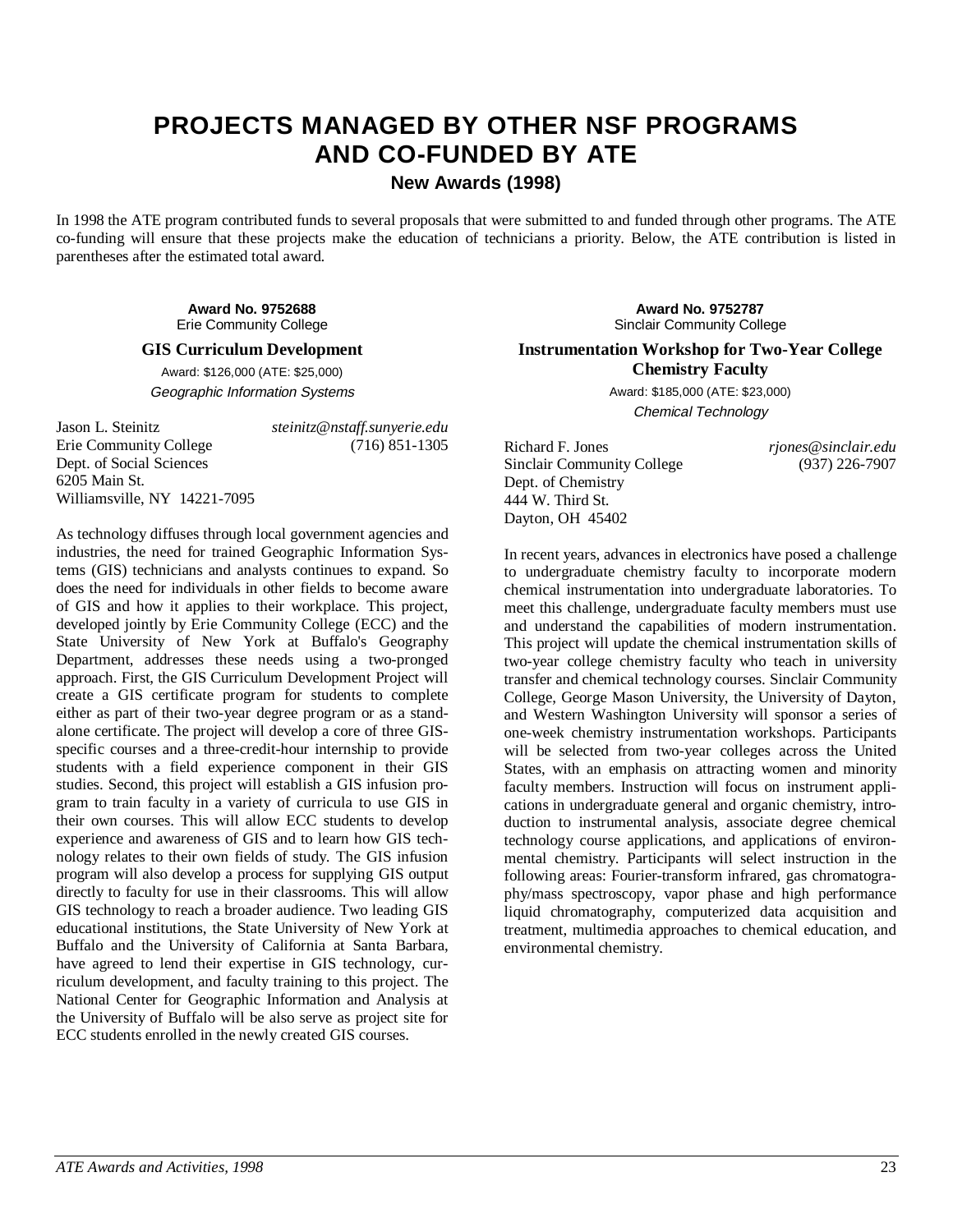# PROJECTS MANAGED BY OTHER NSF PROGRAMS AND CO-FUNDED BY ATE

## New Awards (1998)

In 1998 the ATE program contributed funds to several proposals that were submitted to and funded through other programs. The ATE co-funding will ensure that these projects make the education of technicians a priority. Below, the ATE contribution is listed in parentheses after the estimated total award.

**Award No. 9752688**
Erie Community College

### GIS Curriculum Development

Award: $126,000 (ATE: $25,000)
*Geographic Information Systems*

Jason L. Steinitz *steinitz@nstaff.sunyerie.edu*
Erie Community College (716) 851-1305
Dept. of Social Sciences
6205 Main St.
Williamsville, NY 14221-7095

As technology diffuses through local government agencies and industries, the need for trained Geographic Information Systems (GIS) technicians and analysts continues to expand. So does the need for individuals in other fields to become aware of GIS and how it applies to their workplace. This project, developed jointly by Erie Community College (ECC) and the State University of New York at Buffalo's Geography Department, addresses these needs using a two-pronged approach. First, the GIS Curriculum Development Project will create a GIS certificate program for students to complete either as part of their two-year degree program or as a stand-alone certificate. The project will develop a core of three GIS-specific courses and a three-credit-hour internship to provide students with a field experience component in their GIS studies. Second, this project will establish a GIS infusion program to train faculty in a variety of curricula to use GIS in their own courses. This will allow ECC students to develop experience and awareness of GIS and to learn how GIS technology relates to their own fields of study. The GIS infusion program will also develop a process for supplying GIS output directly to faculty for use in their classrooms. This will allow GIS technology to reach a broader audience. Two leading GIS educational institutions, the State University of New York at Buffalo and the University of California at Santa Barbara, have agreed to lend their expertise in GIS technology, curriculum development, and faculty training to this project. The National Center for Geographic Information and Analysis at the University of Buffalo will be also serve as project site for ECC students enrolled in the newly created GIS courses.

**Award No. 9752787**
Sinclair Community College

### Instrumentation Workshop for Two-Year College Chemistry Faculty

Award: $185,000 (ATE: $23,000)
*Chemical Technology*

Richard F. Jones *rjones@sinclair.edu*
Sinclair Community College (937) 226-7907
Dept. of Chemistry
444 W. Third St.
Dayton, OH 45402

In recent years, advances in electronics have posed a challenge to undergraduate chemistry faculty to incorporate modern chemical instrumentation into undergraduate laboratories. To meet this challenge, undergraduate faculty members must use and understand the capabilities of modern instrumentation. This project will update the chemical instrumentation skills of two-year college chemistry faculty who teach in university transfer and chemical technology courses. Sinclair Community College, George Mason University, the University of Dayton, and Western Washington University will sponsor a series of one-week chemistry instrumentation workshops. Participants will be selected from two-year colleges across the United States, with an emphasis on attracting women and minority faculty members. Instruction will focus on instrument applications in undergraduate general and organic chemistry, introduction to instrumental analysis, associate degree chemical technology course applications, and applications of environmental chemistry. Participants will select instruction in the following areas: Fourier-transform infrared, gas chromatography/mass spectroscopy, vapor phase and high performance liquid chromatography, computerized data acquisition and treatment, multimedia approaches to chemical education, and environmental chemistry.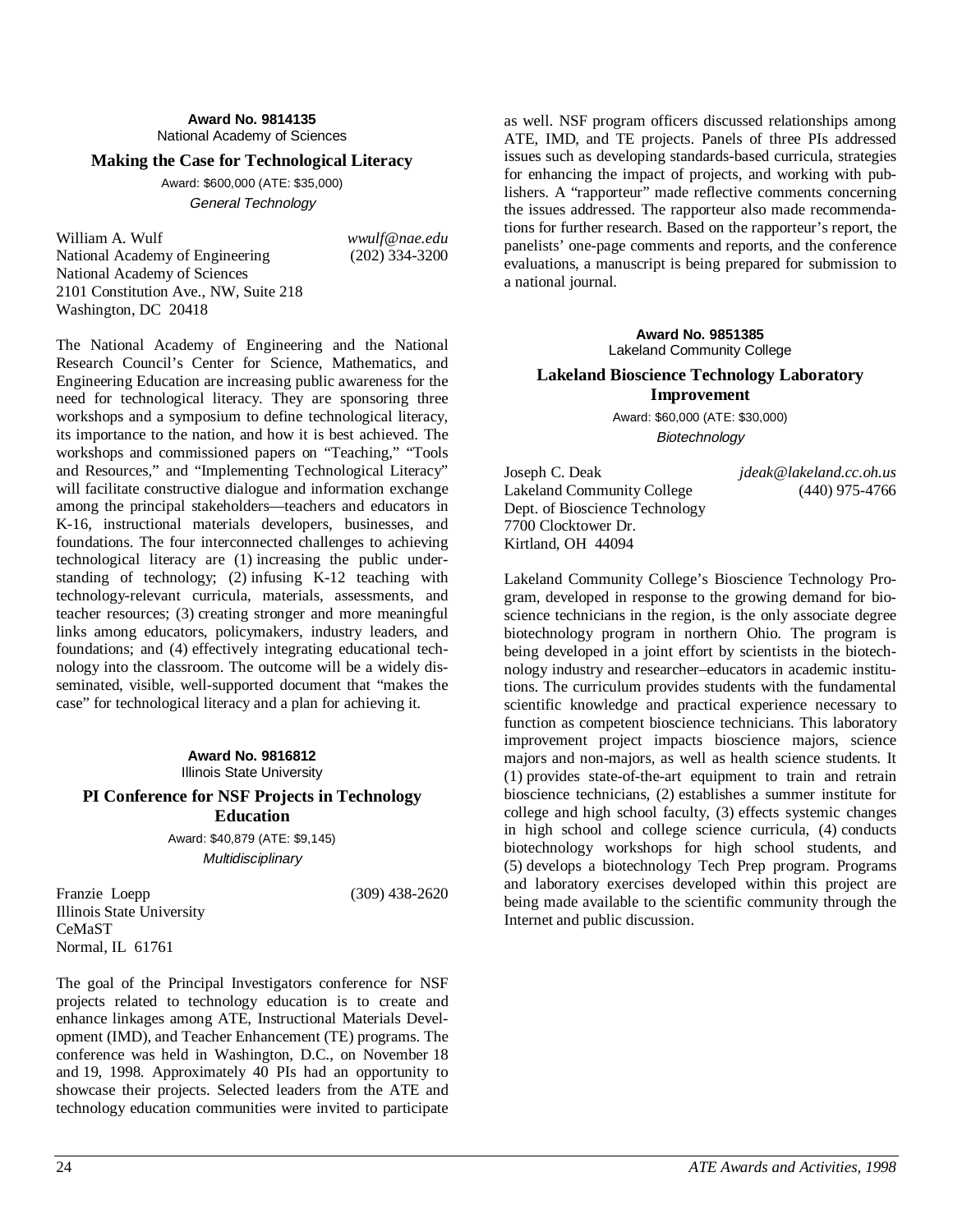**Award No. 9814135**
National Academy of Sciences

### Making the Case for Technological Literacy

Award: $600,000 (ATE: $35,000)
*General Technology*

William A. Wulf — *wwulf@nae.edu*
National Academy of Engineering — (202) 334-3200
National Academy of Sciences
2101 Constitution Ave., NW, Suite 218
Washington, DC 20418

The National Academy of Engineering and the National Research Council's Center for Science, Mathematics, and Engineering Education are increasing public awareness for the need for technological literacy. They are sponsoring three workshops and a symposium to define technological literacy, its importance to the nation, and how it is best achieved. The workshops and commissioned papers on "Teaching," "Tools and Resources," and "Implementing Technological Literacy" will facilitate constructive dialogue and information exchange among the principal stakeholders—teachers and educators in K-16, instructional materials developers, businesses, and foundations. The four interconnected challenges to achieving technological literacy are (1) increasing the public understanding of technology; (2) infusing K-12 teaching with technology-relevant curricula, materials, assessments, and teacher resources; (3) creating stronger and more meaningful links among educators, policymakers, industry leaders, and foundations; and (4) effectively integrating educational technology into the classroom. The outcome will be a widely disseminated, visible, well-supported document that "makes the case" for technological literacy and a plan for achieving it.

**Award No. 9816812**
Illinois State University

### PI Conference for NSF Projects in Technology Education

Award: $40,879 (ATE: $9,145)
*Multidisciplinary*

Franzie Loepp — (309) 438-2620
Illinois State University
CeMaST
Normal, IL 61761

The goal of the Principal Investigators conference for NSF projects related to technology education is to create and enhance linkages among ATE, Instructional Materials Development (IMD), and Teacher Enhancement (TE) programs. The conference was held in Washington, D.C., on November 18 and 19, 1998. Approximately 40 PIs had an opportunity to showcase their projects. Selected leaders from the ATE and technology education communities were invited to participate as well. NSF program officers discussed relationships among ATE, IMD, and TE projects. Panels of three PIs addressed issues such as developing standards-based curricula, strategies for enhancing the impact of projects, and working with publishers. A "rapporteur" made reflective comments concerning the issues addressed. The rapporteur also made recommendations for further research. Based on the rapporteur's report, the panelists' one-page comments and reports, and the conference evaluations, a manuscript is being prepared for submission to a national journal.

**Award No. 9851385**
Lakeland Community College

### Lakeland Bioscience Technology Laboratory Improvement

Award: $60,000 (ATE: $30,000)
*Biotechnology*

Joseph C. Deak — *jdeak@lakeland.cc.oh.us*
Lakeland Community College — (440) 975-4766
Dept. of Bioscience Technology
7700 Clocktower Dr.
Kirtland, OH 44094

Lakeland Community College's Bioscience Technology Program, developed in response to the growing demand for bioscience technicians in the region, is the only associate degree biotechnology program in northern Ohio. The program is being developed in a joint effort by scientists in the biotechnology industry and researcher–educators in academic institutions. The curriculum provides students with the fundamental scientific knowledge and practical experience necessary to function as competent bioscience technicians. This laboratory improvement project impacts bioscience majors, science majors and non-majors, as well as health science students. It (1) provides state-of-the-art equipment to train and retrain bioscience technicians, (2) establishes a summer institute for college and high school faculty, (3) effects systemic changes in high school and college science curricula, (4) conducts biotechnology workshops for high school students, and (5) develops a biotechnology Tech Prep program. Programs and laboratory exercises developed within this project are being made available to the scientific community through the Internet and public discussion.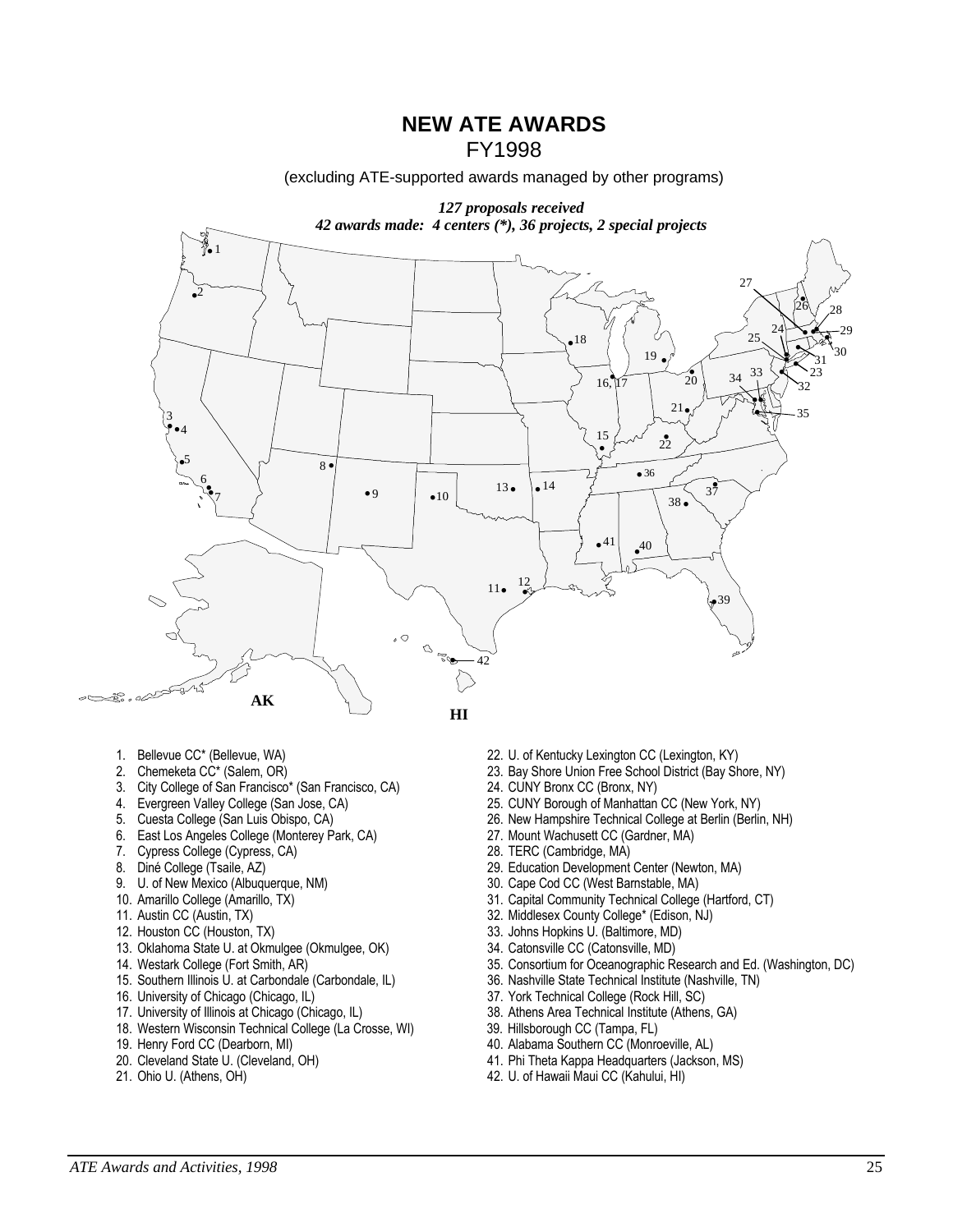# NEW ATE AWARDS

FY1998

(excluding ATE-supported awards managed by other programs)

***127 proposals received***

***42 awards made: 4 centers (*), 36 projects, 2 special projects***

AK

HI

1. Bellevue CC* (Bellevue, WA)
2. Chemeketa CC* (Salem, OR)
3. City College of San Francisco* (San Francisco, CA)
4. Evergreen Valley College (San Jose, CA)
5. Cuesta College (San Luis Obispo, CA)
6. East Los Angeles College (Monterey Park, CA)
7. Cypress College (Cypress, CA)
8. Diné College (Tsaile, AZ)
9. U. of New Mexico (Albuquerque, NM)
10. Amarillo College (Amarillo, TX)
11. Austin CC (Austin, TX)
12. Houston CC (Houston, TX)
13. Oklahoma State U. at Okmulgee (Okmulgee, OK)
14. Westark College (Fort Smith, AR)
15. Southern Illinois U. at Carbondale (Carbondale, IL)
16. University of Chicago (Chicago, IL)
17. University of Illinois at Chicago (Chicago, IL)
18. Western Wisconsin Technical College (La Crosse, WI)
19. Henry Ford CC (Dearborn, MI)
20. Cleveland State U. (Cleveland, OH)
21. Ohio U. (Athens, OH)
22. U. of Kentucky Lexington CC (Lexington, KY)
23. Bay Shore Union Free School District (Bay Shore, NY)
24. CUNY Bronx CC (Bronx, NY)
25. CUNY Borough of Manhattan CC (New York, NY)
26. New Hampshire Technical College at Berlin (Berlin, NH)
27. Mount Wachusett CC (Gardner, MA)
28. TERC (Cambridge, MA)
29. Education Development Center (Newton, MA)
30. Cape Cod CC (West Barnstable, MA)
31. Capital Community Technical College (Hartford, CT)
32. Middlesex County College* (Edison, NJ)
33. Johns Hopkins U. (Baltimore, MD)
34. Catonsville CC (Catonsville, MD)
35. Consortium for Oceanographic Research and Ed. (Washington, DC)
36. Nashville State Technical Institute (Nashville, TN)
37. York Technical College (Rock Hill, SC)
38. Athens Area Technical Institute (Athens, GA)
39. Hillsborough CC (Tampa, FL)
40. Alabama Southern CC (Monroeville, AL)
41. Phi Theta Kappa Headquarters (Jackson, MS)
42. U. of Hawaii Maui CC (Kahului, HI)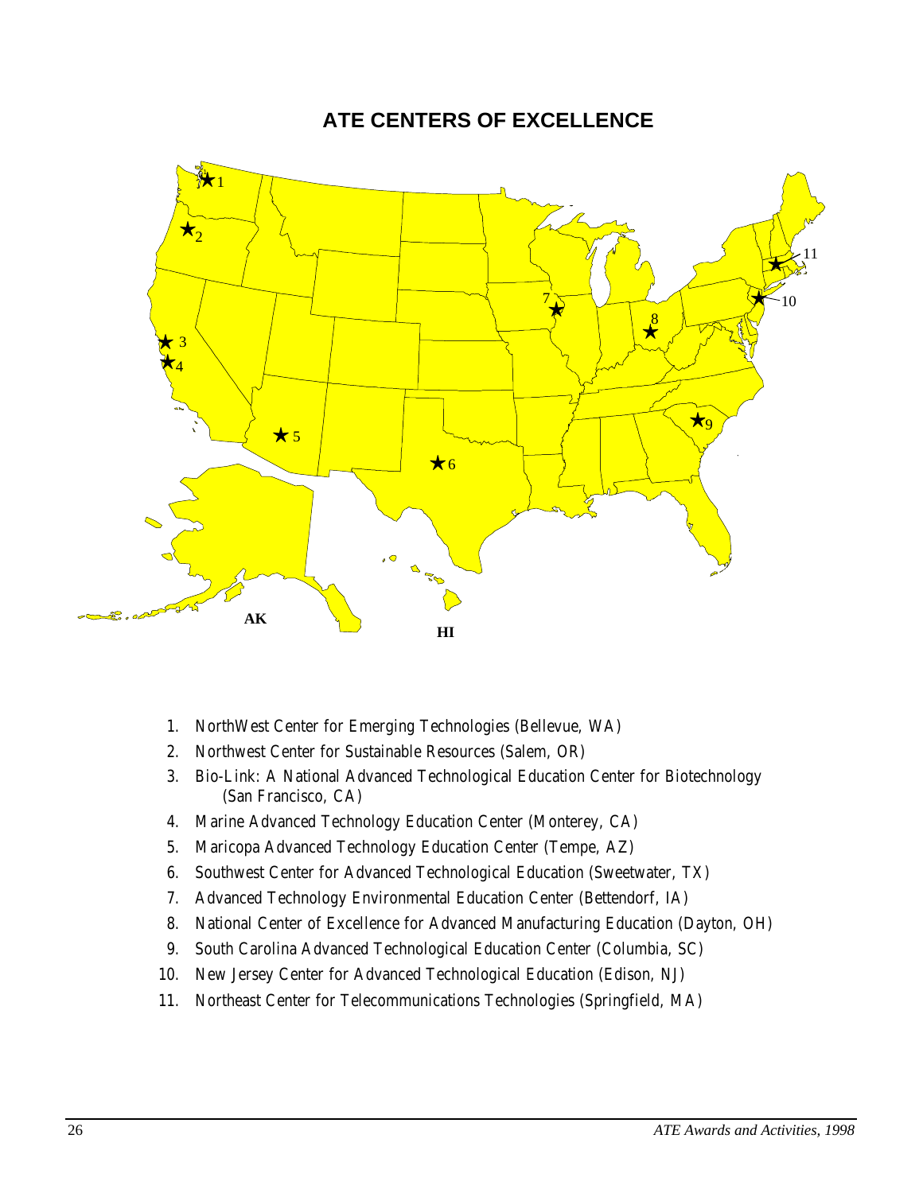# ATE CENTERS OF EXCELLENCE

1. NorthWest Center for Emerging Technologies (Bellevue, WA)
2. Northwest Center for Sustainable Resources (Salem, OR)
3. Bio-Link: A National Advanced Technological Education Center for Biotechnology (San Francisco, CA)
4. Marine Advanced Technology Education Center (Monterey, CA)
5. Maricopa Advanced Technology Education Center (Tempe, AZ)
6. Southwest Center for Advanced Technological Education (Sweetwater, TX)
7. Advanced Technology Environmental Education Center (Bettendorf, IA)
8. National Center of Excellence for Advanced Manufacturing Education (Dayton, OH)
9. South Carolina Advanced Technological Education Center (Columbia, SC)
10. New Jersey Center for Advanced Technological Education (Edison, NJ)
11. Northeast Center for Telecommunications Technologies (Springfield, MA)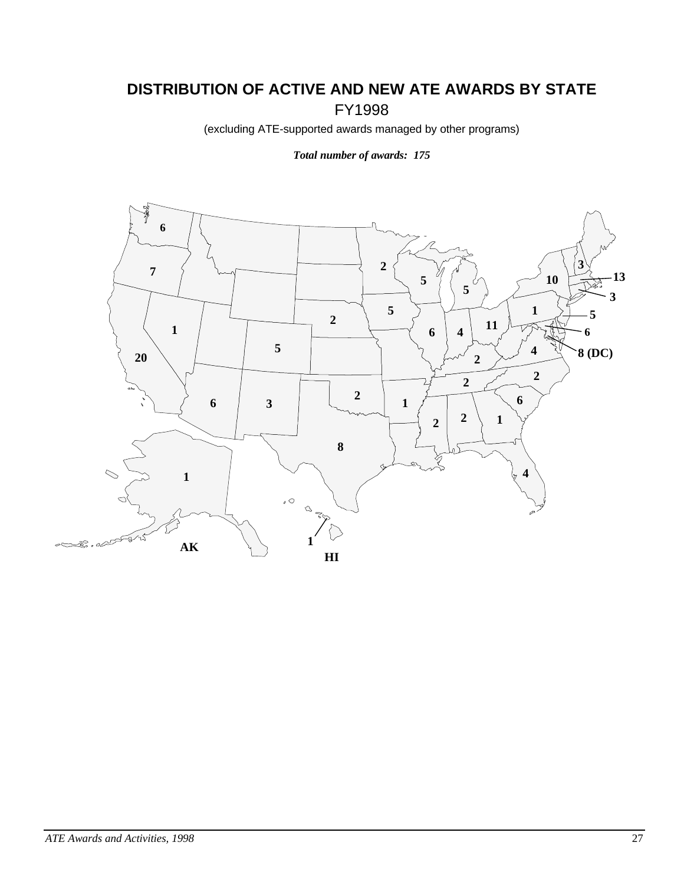# DISTRIBUTION OF ACTIVE AND NEW ATE AWARDS BY STATE

FY1998

(excluding ATE-supported awards managed by other programs)

***Total number of awards: 175***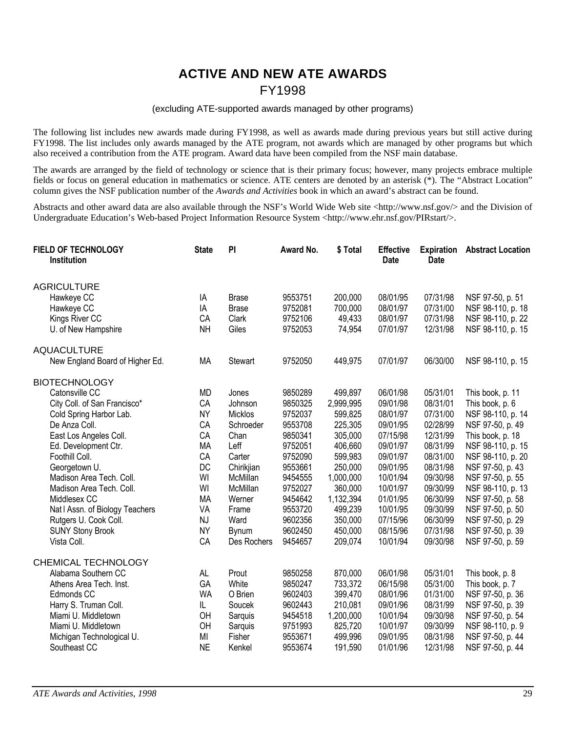# ACTIVE AND NEW ATE AWARDS

## FY1998

(excluding ATE-supported awards managed by other programs)

The following list includes new awards made during FY1998, as well as awards made during previous years but still active during FY1998. The list includes only awards managed by the ATE program, not awards which are managed by other programs but which also received a contribution from the ATE program. Award data have been compiled from the NSF main database.

The awards are arranged by the field of technology or science that is their primary focus; however, many projects embrace multiple fields or focus on general education in mathematics or science. ATE centers are denoted by an asterisk (*). The "Abstract Location" column gives the NSF publication number of the *Awards and Activities* book in which an award's abstract can be found.

Abstracts and other award data are also available through the NSF's World Wide Web site <http://www.nsf.gov/> and the Division of Undergraduate Education's Web-based Project Information Resource System <http://www.ehr.nsf.gov/PIRstart/>.

| FIELD OF TECHNOLOGY Institution | State | PI | Award No. | $ Total | Effective Date | Expiration Date | Abstract Location |
|---|---|---|---|---|---|---|---|
| AGRICULTURE | | | | | | | |
| Hawkeye CC | IA | Brase | 9553751 | 200,000 | 08/01/95 | 07/31/98 | NSF 97-50, p. 51 |
| Hawkeye CC | IA | Brase | 9752081 | 700,000 | 08/01/97 | 07/31/00 | NSF 98-110, p. 18 |
| Kings River CC | CA | Clark | 9752106 | 49,433 | 08/01/97 | 07/31/98 | NSF 98-110, p. 22 |
| U. of New Hampshire | NH | Giles | 9752053 | 74,954 | 07/01/97 | 12/31/98 | NSF 98-110, p. 15 |
| AQUACULTURE | | | | | | | |
| New England Board of Higher Ed. | MA | Stewart | 9752050 | 449,975 | 07/01/97 | 06/30/00 | NSF 98-110, p. 15 |
| BIOTECHNOLOGY | | | | | | | |
| Catonsville CC | MD | Jones | 9850289 | 499,897 | 06/01/98 | 05/31/01 | This book, p. 11 |
| City Coll. of San Francisco* | CA | Johnson | 9850325 | 2,999,995 | 09/01/98 | 08/31/01 | This book, p. 6 |
| Cold Spring Harbor Lab. | NY | Micklos | 9752037 | 599,825 | 08/01/97 | 07/31/00 | NSF 98-110, p. 14 |
| De Anza Coll. | CA | Schroeder | 9553708 | 225,305 | 09/01/95 | 02/28/99 | NSF 97-50, p. 49 |
| East Los Angeles Coll. | CA | Chan | 9850341 | 305,000 | 07/15/98 | 12/31/99 | This book, p. 18 |
| Ed. Development Ctr. | MA | Leff | 9752051 | 406,660 | 09/01/97 | 08/31/99 | NSF 98-110, p. 15 |
| Foothill Coll. | CA | Carter | 9752090 | 599,983 | 09/01/97 | 08/31/00 | NSF 98-110, p. 20 |
| Georgetown U. | DC | Chirikjian | 9553661 | 250,000 | 09/01/95 | 08/31/98 | NSF 97-50, p. 43 |
| Madison Area Tech. Coll. | WI | McMillan | 9454555 | 1,000,000 | 10/01/94 | 09/30/98 | NSF 97-50, p. 55 |
| Madison Area Tech. Coll. | WI | McMillan | 9752027 | 360,000 | 10/01/97 | 09/30/99 | NSF 98-110, p. 13 |
| Middlesex CC | MA | Werner | 9454642 | 1,132,394 | 01/01/95 | 06/30/99 | NSF 97-50, p. 58 |
| Nat l Assn. of Biology Teachers | VA | Frame | 9553720 | 499,239 | 10/01/95 | 09/30/99 | NSF 97-50, p. 50 |
| Rutgers U. Cook Coll. | NJ | Ward | 9602356 | 350,000 | 07/15/96 | 06/30/99 | NSF 97-50, p. 29 |
| SUNY Stony Brook | NY | Bynum | 9602450 | 450,000 | 08/15/96 | 07/31/98 | NSF 97-50, p. 39 |
| Vista Coll. | CA | Des Rochers | 9454657 | 209,074 | 10/01/94 | 09/30/98 | NSF 97-50, p. 59 |
| CHEMICAL TECHNOLOGY | | | | | | | |
| Alabama Southern CC | AL | Prout | 9850258 | 870,000 | 06/01/98 | 05/31/01 | This book, p. 8 |
| Athens Area Tech. Inst. | GA | White | 9850247 | 733,372 | 06/15/98 | 05/31/00 | This book, p. 7 |
| Edmonds CC | WA | O Brien | 9602403 | 399,470 | 08/01/96 | 01/31/00 | NSF 97-50, p. 36 |
| Harry S. Truman Coll. | IL | Soucek | 9602443 | 210,081 | 09/01/96 | 08/31/99 | NSF 97-50, p. 39 |
| Miami U. Middletown | OH | Sarquis | 9454518 | 1,200,000 | 10/01/94 | 09/30/98 | NSF 97-50, p. 54 |
| Miami U. Middletown | OH | Sarquis | 9751993 | 825,720 | 10/01/97 | 09/30/99 | NSF 98-110, p. 9 |
| Michigan Technological U. | MI | Fisher | 9553671 | 499,996 | 09/01/95 | 08/31/98 | NSF 97-50, p. 44 |
| Southeast CC | NE | Kenkel | 9553674 | 191,590 | 01/01/96 | 12/31/98 | NSF 97-50, p. 44 |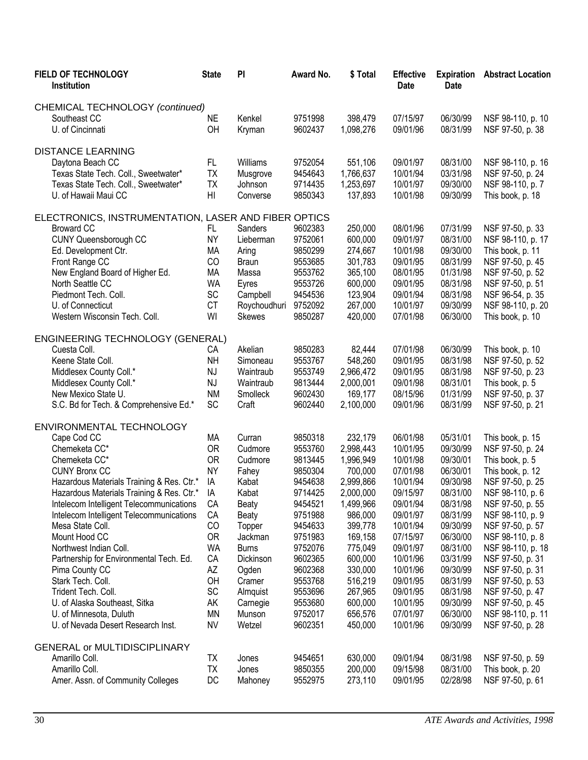| FIELD OF TECHNOLOGY<br>Institution | State | PI | Award No. | $ Total | Effective Date | Expiration Date | Abstract Location |
|---|---|---|---|---|---|---|---|
| **CHEMICAL TECHNOLOGY *(continued)*** | | | | | | | |
| Southeast CC | NE | Kenkel | 9751998 | 398,479 | 07/15/97 | 06/30/99 | NSF 98-110, p. 10 |
| U. of Cincinnati | OH | Kryman | 9602437 | 1,098,276 | 09/01/96 | 08/31/99 | NSF 97-50, p. 38 |
| **DISTANCE LEARNING** | | | | | | | |
| Daytona Beach CC | FL | Williams | 9752054 | 551,106 | 09/01/97 | 08/31/00 | NSF 98-110, p. 16 |
| Texas State Tech. Coll., Sweetwater* | TX | Musgrove | 9454643 | 1,766,637 | 10/01/94 | 03/31/98 | NSF 97-50, p. 24 |
| Texas State Tech. Coll., Sweetwater* | TX | Johnson | 9714435 | 1,253,697 | 10/01/97 | 09/30/00 | NSF 98-110, p. 7 |
| U. of Hawaii Maui CC | HI | Converse | 9850343 | 137,893 | 10/01/98 | 09/30/99 | This book, p. 18 |
| **ELECTRONICS, INSTRUMENTATION, LASER AND FIBER OPTICS** | | | | | | | |
| Broward CC | FL | Sanders | 9602383 | 250,000 | 08/01/96 | 07/31/99 | NSF 97-50, p. 33 |
| CUNY Queensborough CC | NY | Lieberman | 9752061 | 600,000 | 09/01/97 | 08/31/00 | NSF 98-110, p. 17 |
| Ed. Development Ctr. | MA | Aring | 9850299 | 274,667 | 10/01/98 | 09/30/00 | This book, p. 11 |
| Front Range CC | CO | Braun | 9553685 | 301,783 | 09/01/95 | 08/31/99 | NSF 97-50, p. 45 |
| New England Board of Higher Ed. | MA | Massa | 9553762 | 365,100 | 08/01/95 | 01/31/98 | NSF 97-50, p. 52 |
| North Seattle CC | WA | Eyres | 9553726 | 600,000 | 09/01/95 | 08/31/98 | NSF 97-50, p. 51 |
| Piedmont Tech. Coll. | SC | Campbell | 9454536 | 123,904 | 09/01/94 | 08/31/98 | NSF 96-54, p. 35 |
| U. of Connecticut | CT | Roychoudhuri | 9752092 | 267,000 | 10/01/97 | 09/30/99 | NSF 98-110, p. 20 |
| Western Wisconsin Tech. Coll. | WI | Skewes | 9850287 | 420,000 | 07/01/98 | 06/30/00 | This book, p. 10 |
| **ENGINEERING TECHNOLOGY (GENERAL)** | | | | | | | |
| Cuesta Coll. | CA | Akelian | 9850283 | 82,444 | 07/01/98 | 06/30/99 | This book, p. 10 |
| Keene State Coll. | NH | Simoneau | 9553767 | 548,260 | 09/01/95 | 08/31/98 | NSF 97-50, p. 52 |
| Middlesex County Coll.* | NJ | Waintraub | 9553749 | 2,966,472 | 09/01/95 | 08/31/98 | NSF 97-50, p. 23 |
| Middlesex County Coll.* | NJ | Waintraub | 9813444 | 2,000,001 | 09/01/98 | 08/31/01 | This book, p. 5 |
| New Mexico State U. | NM | Smolleck | 9602430 | 169,177 | 08/15/96 | 01/31/99 | NSF 97-50, p. 37 |
| S.C. Bd for Tech. & Comprehensive Ed.* | SC | Craft | 9602440 | 2,100,000 | 09/01/96 | 08/31/99 | NSF 97-50, p. 21 |
| **ENVIRONMENTAL TECHNOLOGY** | | | | | | | |
| Cape Cod CC | MA | Curran | 9850318 | 232,179 | 06/01/98 | 05/31/01 | This book, p. 15 |
| Chemeketa CC* | OR | Cudmore | 9553760 | 2,998,443 | 10/01/95 | 09/30/99 | NSF 97-50, p. 24 |
| Chemeketa CC* | OR | Cudmore | 9813445 | 1,996,949 | 10/01/98 | 09/30/01 | This book, p. 5 |
| CUNY Bronx CC | NY | Fahey | 9850304 | 700,000 | 07/01/98 | 06/30/01 | This book, p. 12 |
| Hazardous Materials Training & Res. Ctr.* | IA | Kabat | 9454638 | 2,999,866 | 10/01/94 | 09/30/98 | NSF 97-50, p. 25 |
| Hazardous Materials Training & Res. Ctr.* | IA | Kabat | 9714425 | 2,000,000 | 09/15/97 | 08/31/00 | NSF 98-110, p. 6 |
| Intelecom Intelligent Telecommunications | CA | Beaty | 9454521 | 1,499,966 | 09/01/94 | 08/31/98 | NSF 97-50, p. 55 |
| Intelecom Intelligent Telecommunications | CA | Beaty | 9751988 | 986,000 | 09/01/97 | 08/31/99 | NSF 98-110, p. 9 |
| Mesa State Coll. | CO | Topper | 9454633 | 399,778 | 10/01/94 | 09/30/99 | NSF 97-50, p. 57 |
| Mount Hood CC | OR | Jackman | 9751983 | 169,158 | 07/15/97 | 06/30/00 | NSF 98-110, p. 8 |
| Northwest Indian Coll. | WA | Burns | 9752076 | 775,049 | 09/01/97 | 08/31/00 | NSF 98-110, p. 18 |
| Partnership for Environmental Tech. Ed. | CA | Dickinson | 9602365 | 600,000 | 10/01/96 | 03/31/99 | NSF 97-50, p. 31 |
| Pima County CC | AZ | Ogden | 9602368 | 330,000 | 10/01/96 | 09/30/99 | NSF 97-50, p. 31 |
| Stark Tech. Coll. | OH | Cramer | 9553768 | 516,219 | 09/01/95 | 08/31/99 | NSF 97-50, p. 53 |
| Trident Tech. Coll. | SC | Almquist | 9553696 | 267,965 | 09/01/95 | 08/31/98 | NSF 97-50, p. 47 |
| U. of Alaska Southeast, Sitka | AK | Carnegie | 9553680 | 600,000 | 10/01/95 | 09/30/99 | NSF 97-50, p. 45 |
| U. of Minnesota, Duluth | MN | Munson | 9752017 | 656,576 | 07/01/97 | 06/30/00 | NSF 98-110, p. 11 |
| U. of Nevada Desert Research Inst. | NV | Wetzel | 9602351 | 450,000 | 10/01/96 | 09/30/99 | NSF 97-50, p. 28 |
| **GENERAL or MULTIDISCIPLINARY** | | | | | | | |
| Amarillo Coll. | TX | Jones | 9454651 | 630,000 | 09/01/94 | 08/31/98 | NSF 97-50, p. 59 |
| Amarillo Coll. | TX | Jones | 9850355 | 200,000 | 09/15/98 | 08/31/00 | This book, p. 20 |
| Amer. Assn. of Community Colleges | DC | Mahoney | 9552975 | 273,110 | 09/01/95 | 02/28/98 | NSF 97-50, p. 61 |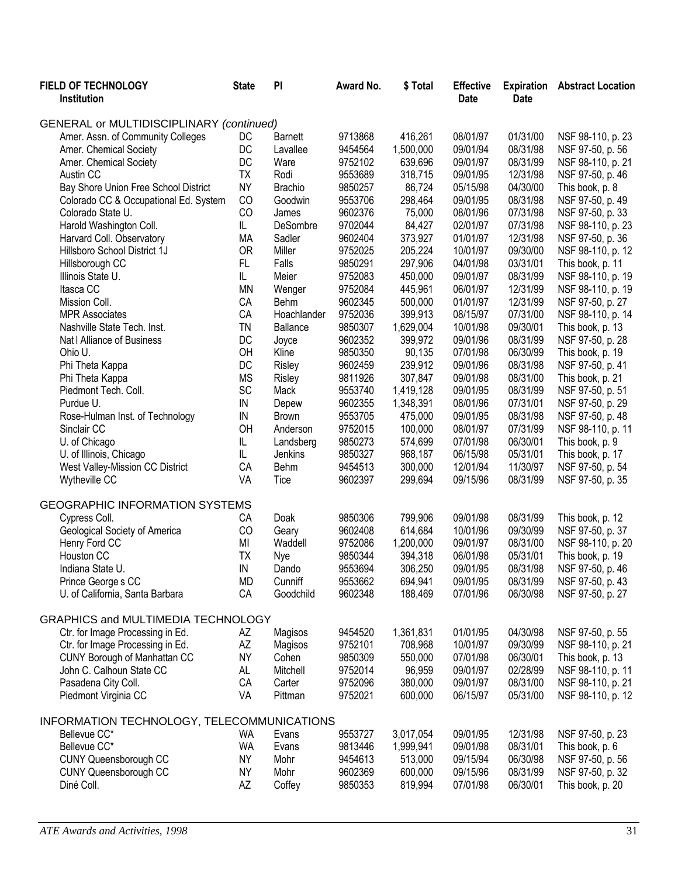| FIELD OF TECHNOLOGY Institution | State | PI | Award No. | $ Total | Effective Date | Expiration Date | Abstract Location |
|---|---|---|---|---|---|---|---|
| GENERAL or MULTIDISCIPLINARY *(continued)* | | | | | | | |
| Amer. Assn. of Community Colleges | DC | Barnett | 9713868 | 416,261 | 08/01/97 | 01/31/00 | NSF 98-110, p. 23 |
| Amer. Chemical Society | DC | Lavallee | 9454564 | 1,500,000 | 09/01/94 | 08/31/98 | NSF 97-50, p. 56 |
| Amer. Chemical Society | DC | Ware | 9752102 | 639,696 | 09/01/97 | 08/31/99 | NSF 98-110, p. 21 |
| Austin CC | TX | Rodi | 9553689 | 318,715 | 09/01/95 | 12/31/98 | NSF 97-50, p. 46 |
| Bay Shore Union Free School District | NY | Brachio | 9850257 | 86,724 | 05/15/98 | 04/30/00 | This book, p. 8 |
| Colorado CC & Occupational Ed. System | CO | Goodwin | 9553706 | 298,464 | 09/01/95 | 08/31/98 | NSF 97-50, p. 49 |
| Colorado State U. | CO | James | 9602376 | 75,000 | 08/01/96 | 07/31/98 | NSF 97-50, p. 33 |
| Harold Washington Coll. | IL | DeSombre | 9702044 | 84,427 | 02/01/97 | 07/31/98 | NSF 98-110, p. 23 |
| Harvard Coll. Observatory | MA | Sadler | 9602404 | 373,927 | 01/01/97 | 12/31/98 | NSF 97-50, p. 36 |
| Hillsboro School District 1J | OR | Miller | 9752025 | 205,224 | 10/01/97 | 09/30/00 | NSF 98-110, p. 12 |
| Hillsborough CC | FL | Falls | 9850291 | 297,906 | 04/01/98 | 03/31/01 | This book, p. 11 |
| Illinois State U. | IL | Meier | 9752083 | 450,000 | 09/01/97 | 08/31/99 | NSF 98-110, p. 19 |
| Itasca CC | MN | Wenger | 9752084 | 445,961 | 06/01/97 | 12/31/99 | NSF 98-110, p. 19 |
| Mission Coll. | CA | Behm | 9602345 | 500,000 | 01/01/97 | 12/31/99 | NSF 97-50, p. 27 |
| MPR Associates | CA | Hoachlander | 9752036 | 399,913 | 08/15/97 | 07/31/00 | NSF 98-110, p. 14 |
| Nashville State Tech. Inst. | TN | Ballance | 9850307 | 1,629,004 | 10/01/98 | 09/30/01 | This book, p. 13 |
| Nat l Alliance of Business | DC | Joyce | 9602352 | 399,972 | 09/01/96 | 08/31/99 | NSF 97-50, p. 28 |
| Ohio U. | OH | Kline | 9850350 | 90,135 | 07/01/98 | 06/30/99 | This book, p. 19 |
| Phi Theta Kappa | DC | Risley | 9602459 | 239,912 | 09/01/96 | 08/31/98 | NSF 97-50, p. 41 |
| Phi Theta Kappa | MS | Risley | 9811926 | 307,847 | 09/01/98 | 08/31/00 | This book, p. 21 |
| Piedmont Tech. Coll. | SC | Mack | 9553740 | 1,419,128 | 09/01/95 | 08/31/99 | NSF 97-50, p. 51 |
| Purdue U. | IN | Depew | 9602355 | 1,348,391 | 08/01/96 | 07/31/01 | NSF 97-50, p. 29 |
| Rose-Hulman Inst. of Technology | IN | Brown | 9553705 | 475,000 | 09/01/95 | 08/31/98 | NSF 97-50, p. 48 |
| Sinclair CC | OH | Anderson | 9752015 | 100,000 | 08/01/97 | 07/31/99 | NSF 98-110, p. 11 |
| U. of Chicago | IL | Landsberg | 9850273 | 574,699 | 07/01/98 | 06/30/01 | This book, p. 9 |
| U. of Illinois, Chicago | IL | Jenkins | 9850327 | 968,187 | 06/15/98 | 05/31/01 | This book, p. 17 |
| West Valley-Mission CC District | CA | Behm | 9454513 | 300,000 | 12/01/94 | 11/30/97 | NSF 97-50, p. 54 |
| Wytheville CC | VA | Tice | 9602397 | 299,694 | 09/15/96 | 08/31/99 | NSF 97-50, p. 35 |
| GEOGRAPHIC INFORMATION SYSTEMS | | | | | | | |
| Cypress Coll. | CA | Doak | 9850306 | 799,906 | 09/01/98 | 08/31/99 | This book, p. 12 |
| Geological Society of America | CO | Geary | 9602408 | 614,684 | 10/01/96 | 09/30/99 | NSF 97-50, p. 37 |
| Henry Ford CC | MI | Waddell | 9752086 | 1,200,000 | 09/01/97 | 08/31/00 | NSF 98-110, p. 20 |
| Houston CC | TX | Nye | 9850344 | 394,318 | 06/01/98 | 05/31/01 | This book, p. 19 |
| Indiana State U. | IN | Dando | 9553694 | 306,250 | 09/01/95 | 08/31/98 | NSF 97-50, p. 46 |
| Prince George s CC | MD | Cunniff | 9553662 | 694,941 | 09/01/95 | 08/31/99 | NSF 97-50, p. 43 |
| U. of California, Santa Barbara | CA | Goodchild | 9602348 | 188,469 | 07/01/96 | 06/30/98 | NSF 97-50, p. 27 |
| GRAPHICS and MULTIMEDIA TECHNOLOGY | | | | | | | |
| Ctr. for Image Processing in Ed. | AZ | Magisos | 9454520 | 1,361,831 | 01/01/95 | 04/30/98 | NSF 97-50, p. 55 |
| Ctr. for Image Processing in Ed. | AZ | Magisos | 9752101 | 708,968 | 10/01/97 | 09/30/99 | NSF 98-110, p. 21 |
| CUNY Borough of Manhattan CC | NY | Cohen | 9850309 | 550,000 | 07/01/98 | 06/30/01 | This book, p. 13 |
| John C. Calhoun State CC | AL | Mitchell | 9752014 | 96,959 | 09/01/97 | 02/28/99 | NSF 98-110, p. 11 |
| Pasadena City Coll. | CA | Carter | 9752096 | 380,000 | 09/01/97 | 08/31/00 | NSF 98-110, p. 21 |
| Piedmont Virginia CC | VA | Pittman | 9752021 | 600,000 | 06/15/97 | 05/31/00 | NSF 98-110, p. 12 |
| INFORMATION TECHNOLOGY, TELECOMMUNICATIONS | | | | | | | |
| Bellevue CC* | WA | Evans | 9553727 | 3,017,054 | 09/01/95 | 12/31/98 | NSF 97-50, p. 23 |
| Bellevue CC* | WA | Evans | 9813446 | 1,999,941 | 09/01/98 | 08/31/01 | This book, p. 6 |
| CUNY Queensborough CC | NY | Mohr | 9454613 | 513,000 | 09/15/94 | 06/30/98 | NSF 97-50, p. 56 |
| CUNY Queensborough CC | NY | Mohr | 9602369 | 600,000 | 09/15/96 | 08/31/99 | NSF 97-50, p. 32 |
| Diné Coll. | AZ | Coffey | 9850353 | 819,994 | 07/01/98 | 06/30/01 | This book, p. 20 |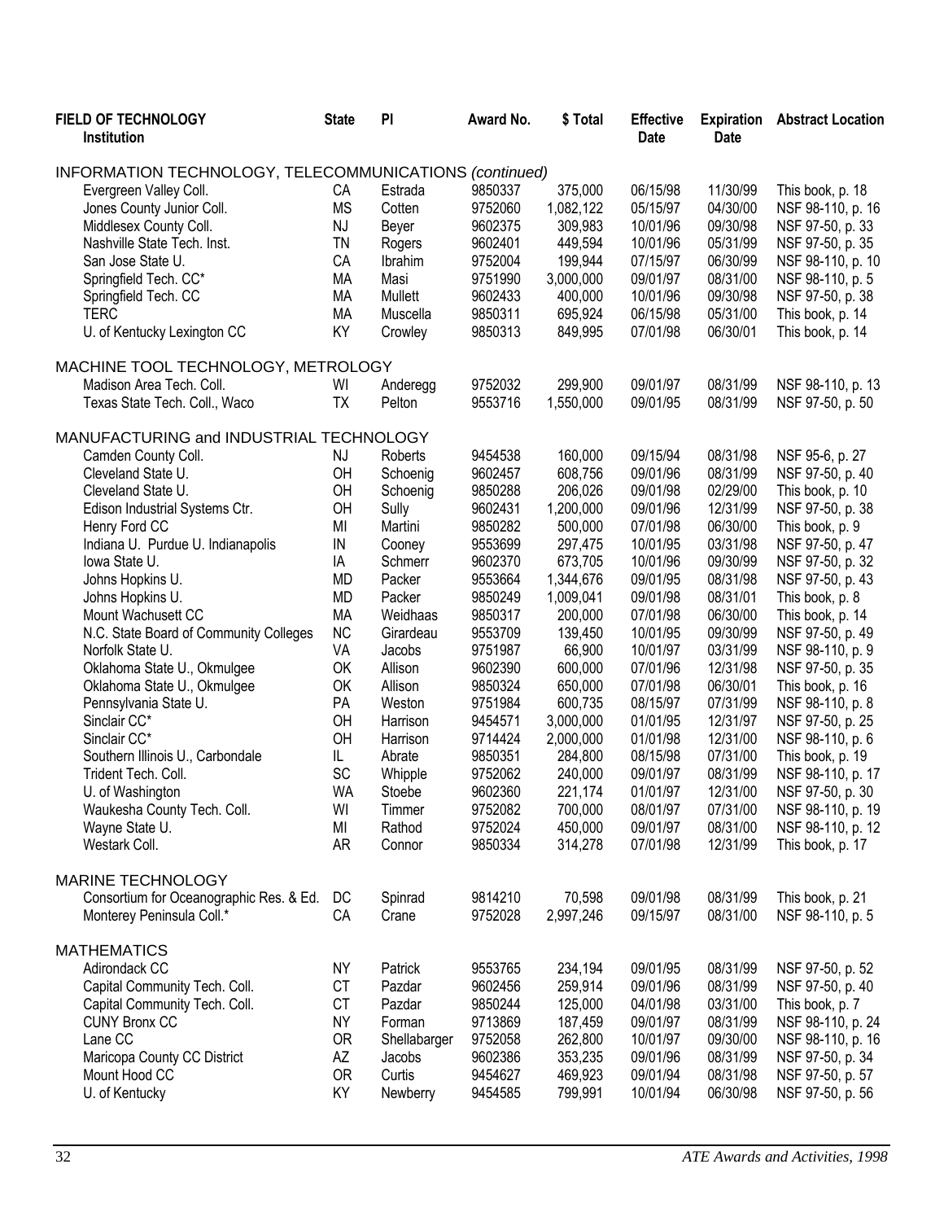| FIELD OF TECHNOLOGY Institution | State | PI | Award No. | $ Total | Effective Date | Expiration Date | Abstract Location |
|---|---|---|---|---|---|---|---|
| INFORMATION TECHNOLOGY, TELECOMMUNICATIONS *(continued)* | | | | | | | |
| Evergreen Valley Coll. | CA | Estrada | 9850337 | 375,000 | 06/15/98 | 11/30/99 | This book, p. 18 |
| Jones County Junior Coll. | MS | Cotten | 9752060 | 1,082,122 | 05/15/97 | 04/30/00 | NSF 98-110, p. 16 |
| Middlesex County Coll. | NJ | Beyer | 9602375 | 309,983 | 10/01/96 | 09/30/98 | NSF 97-50, p. 33 |
| Nashville State Tech. Inst. | TN | Rogers | 9602401 | 449,594 | 10/01/96 | 05/31/99 | NSF 97-50, p. 35 |
| San Jose State U. | CA | Ibrahim | 9752004 | 199,944 | 07/15/97 | 06/30/99 | NSF 98-110, p. 10 |
| Springfield Tech. CC* | MA | Masi | 9751990 | 3,000,000 | 09/01/97 | 08/31/00 | NSF 98-110, p. 5 |
| Springfield Tech. CC | MA | Mullett | 9602433 | 400,000 | 10/01/96 | 09/30/98 | NSF 97-50, p. 38 |
| TERC | MA | Muscella | 9850311 | 695,924 | 06/15/98 | 05/31/00 | This book, p. 14 |
| U. of Kentucky Lexington CC | KY | Crowley | 9850313 | 849,995 | 07/01/98 | 06/30/01 | This book, p. 14 |
| MACHINE TOOL TECHNOLOGY, METROLOGY | | | | | | | |
| Madison Area Tech. Coll. | WI | Anderegg | 9752032 | 299,900 | 09/01/97 | 08/31/99 | NSF 98-110, p. 13 |
| Texas State Tech. Coll., Waco | TX | Pelton | 9553716 | 1,550,000 | 09/01/95 | 08/31/99 | NSF 97-50, p. 50 |
| MANUFACTURING and INDUSTRIAL TECHNOLOGY | | | | | | | |
| Camden County Coll. | NJ | Roberts | 9454538 | 160,000 | 09/15/94 | 08/31/98 | NSF 95-6, p. 27 |
| Cleveland State U. | OH | Schoenig | 9602457 | 608,756 | 09/01/96 | 08/31/99 | NSF 97-50, p. 40 |
| Cleveland State U. | OH | Schoenig | 9850288 | 206,026 | 09/01/98 | 02/29/00 | This book, p. 10 |
| Edison Industrial Systems Ctr. | OH | Sully | 9602431 | 1,200,000 | 09/01/96 | 12/31/99 | NSF 97-50, p. 38 |
| Henry Ford CC | MI | Martini | 9850282 | 500,000 | 07/01/98 | 06/30/00 | This book, p. 9 |
| Indiana U. Purdue U. Indianapolis | IN | Cooney | 9553699 | 297,475 | 10/01/95 | 03/31/98 | NSF 97-50, p. 47 |
| Iowa State U. | IA | Schmerr | 9602370 | 673,705 | 10/01/96 | 09/30/99 | NSF 97-50, p. 32 |
| Johns Hopkins U. | MD | Packer | 9553664 | 1,344,676 | 09/01/95 | 08/31/98 | NSF 97-50, p. 43 |
| Johns Hopkins U. | MD | Packer | 9850249 | 1,009,041 | 09/01/98 | 08/31/01 | This book, p. 8 |
| Mount Wachusett CC | MA | Weidhaas | 9850317 | 200,000 | 07/01/98 | 06/30/00 | This book, p. 14 |
| N.C. State Board of Community Colleges | NC | Girardeau | 9553709 | 139,450 | 10/01/95 | 09/30/99 | NSF 97-50, p. 49 |
| Norfolk State U. | VA | Jacobs | 9751987 | 66,900 | 10/01/97 | 03/31/99 | NSF 98-110, p. 9 |
| Oklahoma State U., Okmulgee | OK | Allison | 9602390 | 600,000 | 07/01/96 | 12/31/98 | NSF 97-50, p. 35 |
| Oklahoma State U., Okmulgee | OK | Allison | 9850324 | 650,000 | 07/01/98 | 06/30/01 | This book, p. 16 |
| Pennsylvania State U. | PA | Weston | 9751984 | 600,735 | 08/15/97 | 07/31/99 | NSF 98-110, p. 8 |
| Sinclair CC* | OH | Harrison | 9454571 | 3,000,000 | 01/01/95 | 12/31/97 | NSF 97-50, p. 25 |
| Sinclair CC* | OH | Harrison | 9714424 | 2,000,000 | 01/01/98 | 12/31/00 | NSF 98-110, p. 6 |
| Southern Illinois U., Carbondale | IL | Abrate | 9850351 | 284,800 | 08/15/98 | 07/31/00 | This book, p. 19 |
| Trident Tech. Coll. | SC | Whipple | 9752062 | 240,000 | 09/01/97 | 08/31/99 | NSF 98-110, p. 17 |
| U. of Washington | WA | Stoebe | 9602360 | 221,174 | 01/01/97 | 12/31/00 | NSF 97-50, p. 30 |
| Waukesha County Tech. Coll. | WI | Timmer | 9752082 | 700,000 | 08/01/97 | 07/31/00 | NSF 98-110, p. 19 |
| Wayne State U. | MI | Rathod | 9752024 | 450,000 | 09/01/97 | 08/31/00 | NSF 98-110, p. 12 |
| Westark Coll. | AR | Connor | 9850334 | 314,278 | 07/01/98 | 12/31/99 | This book, p. 17 |
| MARINE TECHNOLOGY | | | | | | | |
| Consortium for Oceanographic Res. & Ed. | DC | Spinrad | 9814210 | 70,598 | 09/01/98 | 08/31/99 | This book, p. 21 |
| Monterey Peninsula Coll.* | CA | Crane | 9752028 | 2,997,246 | 09/15/97 | 08/31/00 | NSF 98-110, p. 5 |
| MATHEMATICS | | | | | | | |
| Adirondack CC | NY | Patrick | 9553765 | 234,194 | 09/01/95 | 08/31/99 | NSF 97-50, p. 52 |
| Capital Community Tech. Coll. | CT | Pazdar | 9602456 | 259,914 | 09/01/96 | 08/31/99 | NSF 97-50, p. 40 |
| Capital Community Tech. Coll. | CT | Pazdar | 9850244 | 125,000 | 04/01/98 | 03/31/00 | This book, p. 7 |
| CUNY Bronx CC | NY | Forman | 9713869 | 187,459 | 09/01/97 | 08/31/99 | NSF 98-110, p. 24 |
| Lane CC | OR | Shellabarger | 9752058 | 262,800 | 10/01/97 | 09/30/00 | NSF 98-110, p. 16 |
| Maricopa County CC District | AZ | Jacobs | 9602386 | 353,235 | 09/01/96 | 08/31/99 | NSF 97-50, p. 34 |
| Mount Hood CC | OR | Curtis | 9454627 | 469,923 | 09/01/94 | 08/31/98 | NSF 97-50, p. 57 |
| U. of Kentucky | KY | Newberry | 9454585 | 799,991 | 10/01/94 | 06/30/98 | NSF 97-50, p. 56 |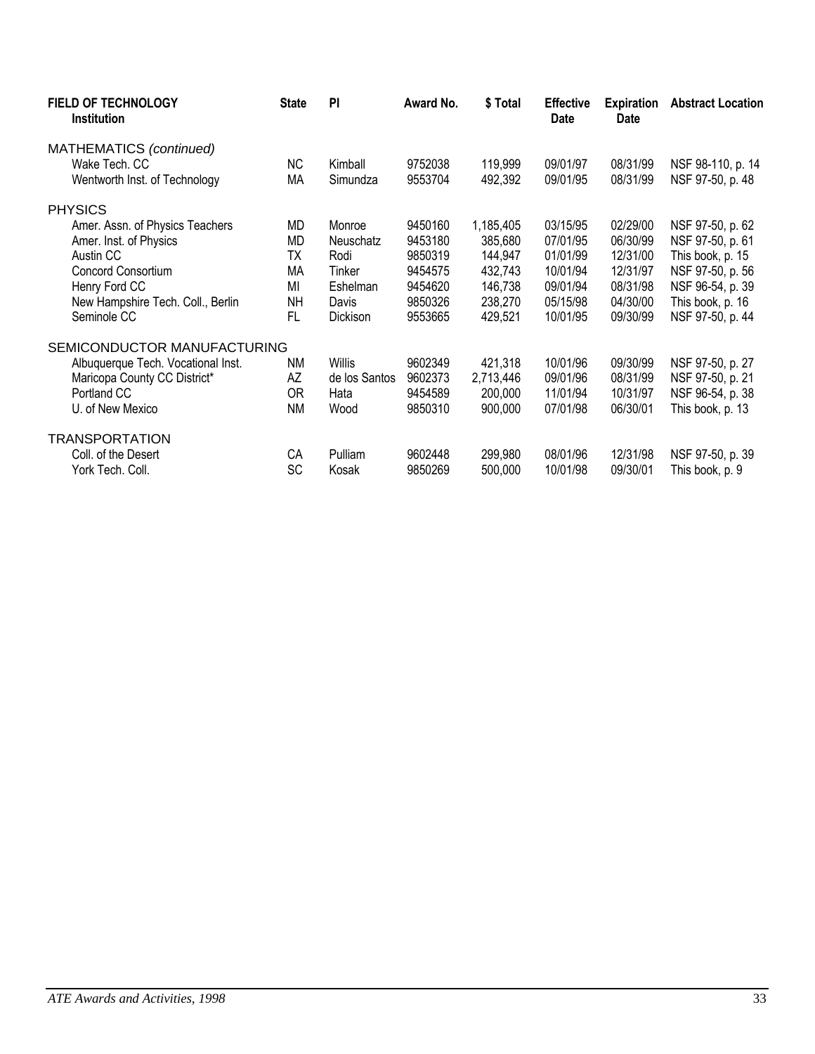| FIELD OF TECHNOLOGY<br>Institution | State | PI | Award No. | $ Total | Effective Date | Expiration Date | Abstract Location |
|---|---|---|---|---|---|---|---|
| MATHEMATICS *(continued)* | | | | | | | |
| Wake Tech. CC | NC | Kimball | 9752038 | 119,999 | 09/01/97 | 08/31/99 | NSF 98-110, p. 14 |
| Wentworth Inst. of Technology | MA | Simundza | 9553704 | 492,392 | 09/01/95 | 08/31/99 | NSF 97-50, p. 48 |
| PHYSICS | | | | | | | |
| Amer. Assn. of Physics Teachers | MD | Monroe | 9450160 | 1,185,405 | 03/15/95 | 02/29/00 | NSF 97-50, p. 62 |
| Amer. Inst. of Physics | MD | Neuschatz | 9453180 | 385,680 | 07/01/95 | 06/30/99 | NSF 97-50, p. 61 |
| Austin CC | TX | Rodi | 9850319 | 144,947 | 01/01/99 | 12/31/00 | This book, p. 15 |
| Concord Consortium | MA | Tinker | 9454575 | 432,743 | 10/01/94 | 12/31/97 | NSF 97-50, p. 56 |
| Henry Ford CC | MI | Eshelman | 9454620 | 146,738 | 09/01/94 | 08/31/98 | NSF 96-54, p. 39 |
| New Hampshire Tech. Coll., Berlin | NH | Davis | 9850326 | 238,270 | 05/15/98 | 04/30/00 | This book, p. 16 |
| Seminole CC | FL | Dickison | 9553665 | 429,521 | 10/01/95 | 09/30/99 | NSF 97-50, p. 44 |
| SEMICONDUCTOR MANUFACTURING | | | | | | | |
| Albuquerque Tech. Vocational Inst. | NM | Willis | 9602349 | 421,318 | 10/01/96 | 09/30/99 | NSF 97-50, p. 27 |
| Maricopa County CC District* | AZ | de los Santos | 9602373 | 2,713,446 | 09/01/96 | 08/31/99 | NSF 97-50, p. 21 |
| Portland CC | OR | Hata | 9454589 | 200,000 | 11/01/94 | 10/31/97 | NSF 96-54, p. 38 |
| U. of New Mexico | NM | Wood | 9850310 | 900,000 | 07/01/98 | 06/30/01 | This book, p. 13 |
| TRANSPORTATION | | | | | | | |
| Coll. of the Desert | CA | Pulliam | 9602448 | 299,980 | 08/01/96 | 12/31/98 | NSF 97-50, p. 39 |
| York Tech. Coll. | SC | Kosak | 9850269 | 500,000 | 10/01/98 | 09/30/01 | This book, p. 9 |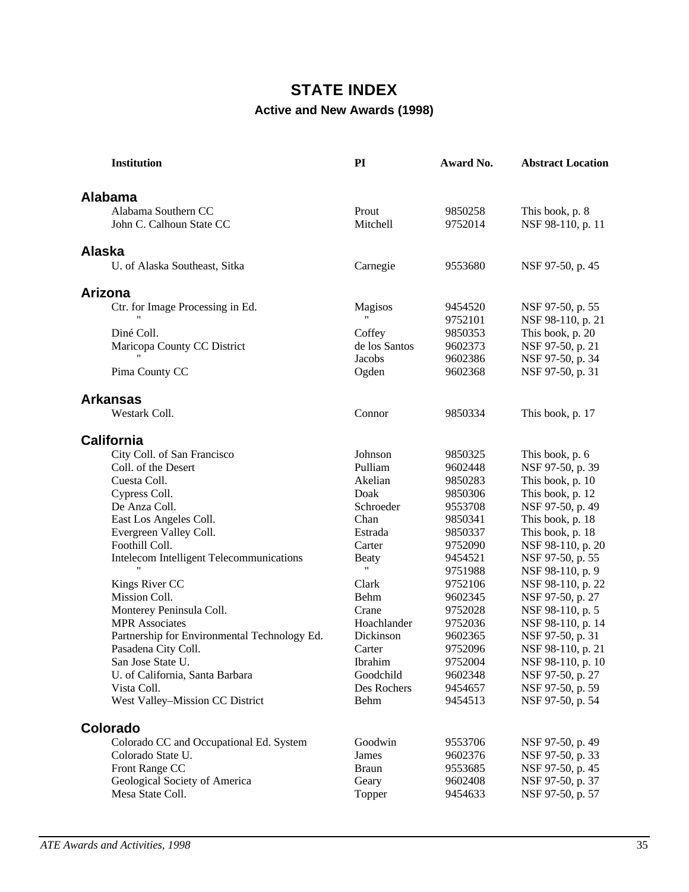# STATE INDEX

## Active and New Awards (1998)

| Institution | PI | Award No. | Abstract Location |
|---|---|---|---|
| **Alabama** | | | |
| Alabama Southern CC | Prout | 9850258 | This book, p. 8 |
| John C. Calhoun State CC | Mitchell | 9752014 | NSF 98-110, p. 11 |
| **Alaska** | | | |
| U. of Alaska Southeast, Sitka | Carnegie | 9553680 | NSF 97-50, p. 45 |
| **Arizona** | | | |
| Ctr. for Image Processing in Ed. | Magisos | 9454520 | NSF 97-50, p. 55 |
| " | " | 9752101 | NSF 98-110, p. 21 |
| Diné Coll. | Coffey | 9850353 | This book, p. 20 |
| Maricopa County CC District | de los Santos | 9602373 | NSF 97-50, p. 21 |
| " | Jacobs | 9602386 | NSF 97-50, p. 34 |
| Pima County CC | Ogden | 9602368 | NSF 97-50, p. 31 |
| **Arkansas** | | | |
| Westark Coll. | Connor | 9850334 | This book, p. 17 |
| **California** | | | |
| City Coll. of San Francisco | Johnson | 9850325 | This book, p. 6 |
| Coll. of the Desert | Pulliam | 9602448 | NSF 97-50, p. 39 |
| Cuesta Coll. | Akelian | 9850283 | This book, p. 10 |
| Cypress Coll. | Doak | 9850306 | This book, p. 12 |
| De Anza Coll. | Schroeder | 9553708 | NSF 97-50, p. 49 |
| East Los Angeles Coll. | Chan | 9850341 | This book, p. 18 |
| Evergreen Valley Coll. | Estrada | 9850337 | This book, p. 18 |
| Foothill Coll. | Carter | 9752090 | NSF 98-110, p. 20 |
| Intelecom Intelligent Telecommunications | Beaty | 9454521 | NSF 97-50, p. 55 |
| " | " | 9751988 | NSF 98-110, p. 9 |
| Kings River CC | Clark | 9752106 | NSF 98-110, p. 22 |
| Mission Coll. | Behm | 9602345 | NSF 97-50, p. 27 |
| Monterey Peninsula Coll. | Crane | 9752028 | NSF 98-110, p. 5 |
| MPR Associates | Hoachlander | 9752036 | NSF 98-110, p. 14 |
| Partnership for Environmental Technology Ed. | Dickinson | 9602365 | NSF 97-50, p. 31 |
| Pasadena City Coll. | Carter | 9752096 | NSF 98-110, p. 21 |
| San Jose State U. | Ibrahim | 9752004 | NSF 98-110, p. 10 |
| U. of California, Santa Barbara | Goodchild | 9602348 | NSF 97-50, p. 27 |
| Vista Coll. | Des Rochers | 9454657 | NSF 97-50, p. 59 |
| West Valley–Mission CC District | Behm | 9454513 | NSF 97-50, p. 54 |
| **Colorado** | | | |
| Colorado CC and Occupational Ed. System | Goodwin | 9553706 | NSF 97-50, p. 49 |
| Colorado State U. | James | 9602376 | NSF 97-50, p. 33 |
| Front Range CC | Braun | 9553685 | NSF 97-50, p. 45 |
| Geological Society of America | Geary | 9602408 | NSF 97-50, p. 37 |
| Mesa State Coll. | Topper | 9454633 | NSF 97-50, p. 57 |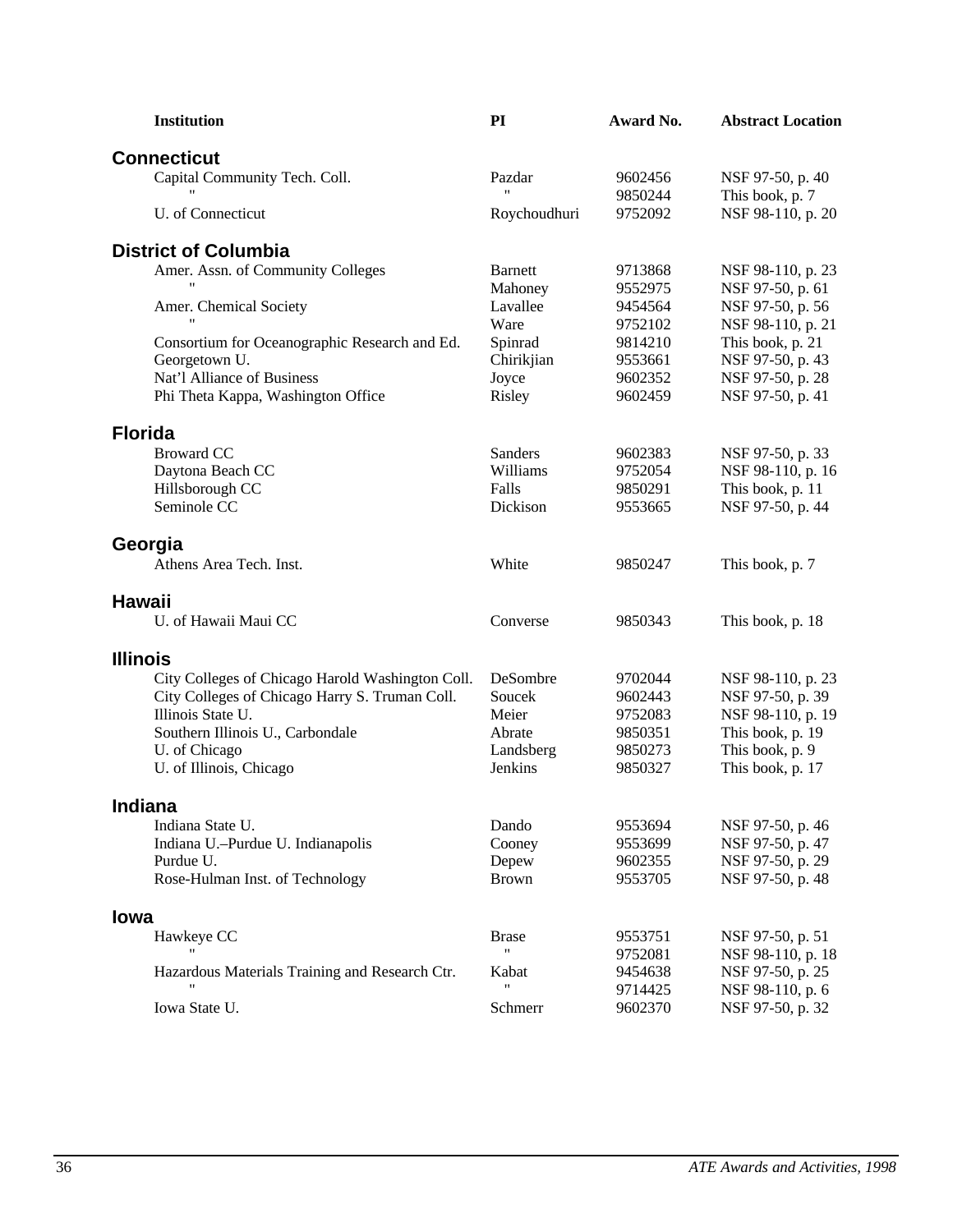| Institution | PI | Award No. | Abstract Location |
|---|---|---|---|
| **Connecticut** | | | |
| Capital Community Tech. Coll. | Pazdar | 9602456 | NSF 97-50, p. 40 |
| " | " | 9850244 | This book, p. 7 |
| U. of Connecticut | Roychoudhuri | 9752092 | NSF 98-110, p. 20 |
| **District of Columbia** | | | |
| Amer. Assn. of Community Colleges | Barnett | 9713868 | NSF 98-110, p. 23 |
| " | Mahoney | 9552975 | NSF 97-50, p. 61 |
| Amer. Chemical Society | Lavallee | 9454564 | NSF 97-50, p. 56 |
| " | Ware | 9752102 | NSF 98-110, p. 21 |
| Consortium for Oceanographic Research and Ed. | Spinrad | 9814210 | This book, p. 21 |
| Georgetown U. | Chirikjian | 9553661 | NSF 97-50, p. 43 |
| Nat'l Alliance of Business | Joyce | 9602352 | NSF 97-50, p. 28 |
| Phi Theta Kappa, Washington Office | Risley | 9602459 | NSF 97-50, p. 41 |
| **Florida** | | | |
| Broward CC | Sanders | 9602383 | NSF 97-50, p. 33 |
| Daytona Beach CC | Williams | 9752054 | NSF 98-110, p. 16 |
| Hillsborough CC | Falls | 9850291 | This book, p. 11 |
| Seminole CC | Dickison | 9553665 | NSF 97-50, p. 44 |
| **Georgia** | | | |
| Athens Area Tech. Inst. | White | 9850247 | This book, p. 7 |
| **Hawaii** | | | |
| U. of Hawaii Maui CC | Converse | 9850343 | This book, p. 18 |
| **Illinois** | | | |
| City Colleges of Chicago Harold Washington Coll. | DeSombre | 9702044 | NSF 98-110, p. 23 |
| City Colleges of Chicago Harry S. Truman Coll. | Soucek | 9602443 | NSF 97-50, p. 39 |
| Illinois State U. | Meier | 9752083 | NSF 98-110, p. 19 |
| Southern Illinois U., Carbondale | Abrate | 9850351 | This book, p. 19 |
| U. of Chicago | Landsberg | 9850273 | This book, p. 9 |
| U. of Illinois, Chicago | Jenkins | 9850327 | This book, p. 17 |
| **Indiana** | | | |
| Indiana State U. | Dando | 9553694 | NSF 97-50, p. 46 |
| Indiana U.–Purdue U. Indianapolis | Cooney | 9553699 | NSF 97-50, p. 47 |
| Purdue U. | Depew | 9602355 | NSF 97-50, p. 29 |
| Rose-Hulman Inst. of Technology | Brown | 9553705 | NSF 97-50, p. 48 |
| **Iowa** | | | |
| Hawkeye CC | Brase | 9553751 | NSF 97-50, p. 51 |
| " | " | 9752081 | NSF 98-110, p. 18 |
| Hazardous Materials Training and Research Ctr. | Kabat | 9454638 | NSF 97-50, p. 25 |
| " | " | 9714425 | NSF 98-110, p. 6 |
| Iowa State U. | Schmerr | 9602370 | NSF 97-50, p. 32 |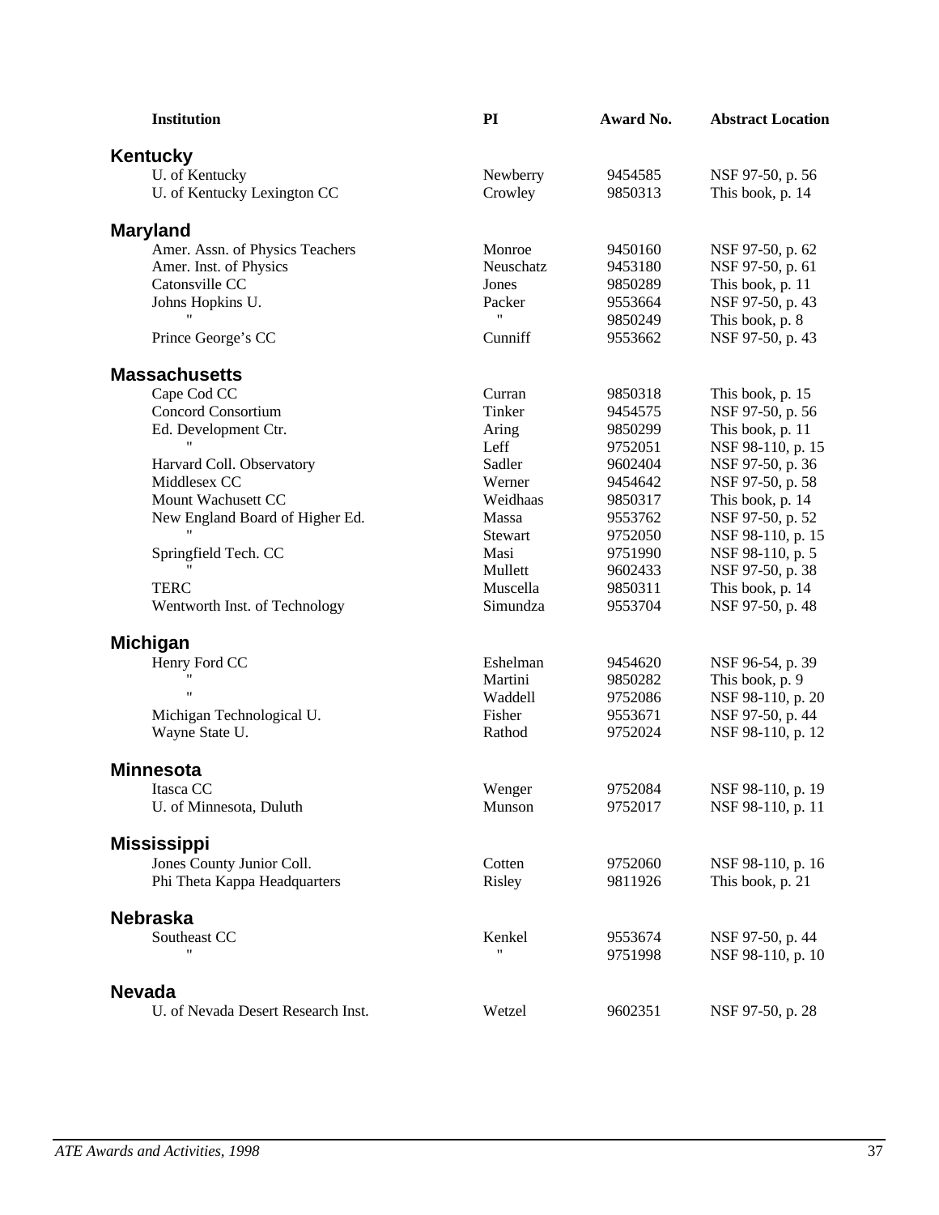| Institution | PI | Award No. | Abstract Location |
|---|---|---|---|
| **Kentucky** | | | |
| U. of Kentucky | Newberry | 9454585 | NSF 97-50, p. 56 |
| U. of Kentucky Lexington CC | Crowley | 9850313 | This book, p. 14 |
| **Maryland** | | | |
| Amer. Assn. of Physics Teachers | Monroe | 9450160 | NSF 97-50, p. 62 |
| Amer. Inst. of Physics | Neuschatz | 9453180 | NSF 97-50, p. 61 |
| Catonsville CC | Jones | 9850289 | This book, p. 11 |
| Johns Hopkins U. | Packer | 9553664 | NSF 97-50, p. 43 |
| " | " | 9850249 | This book, p. 8 |
| Prince George's CC | Cunniff | 9553662 | NSF 97-50, p. 43 |
| **Massachusetts** | | | |
| Cape Cod CC | Curran | 9850318 | This book, p. 15 |
| Concord Consortium | Tinker | 9454575 | NSF 97-50, p. 56 |
| Ed. Development Ctr. | Aring | 9850299 | This book, p. 11 |
| " | Leff | 9752051 | NSF 98-110, p. 15 |
| Harvard Coll. Observatory | Sadler | 9602404 | NSF 97-50, p. 36 |
| Middlesex CC | Werner | 9454642 | NSF 97-50, p. 58 |
| Mount Wachusett CC | Weidhaas | 9850317 | This book, p. 14 |
| New England Board of Higher Ed. | Massa | 9553762 | NSF 97-50, p. 52 |
| " | Stewart | 9752050 | NSF 98-110, p. 15 |
| Springfield Tech. CC | Masi | 9751990 | NSF 98-110, p. 5 |
| " | Mullett | 9602433 | NSF 97-50, p. 38 |
| TERC | Muscella | 9850311 | This book, p. 14 |
| Wentworth Inst. of Technology | Simundza | 9553704 | NSF 97-50, p. 48 |
| **Michigan** | | | |
| Henry Ford CC | Eshelman | 9454620 | NSF 96-54, p. 39 |
| " | Martini | 9850282 | This book, p. 9 |
| " | Waddell | 9752086 | NSF 98-110, p. 20 |
| Michigan Technological U. | Fisher | 9553671 | NSF 97-50, p. 44 |
| Wayne State U. | Rathod | 9752024 | NSF 98-110, p. 12 |
| **Minnesota** | | | |
| Itasca CC | Wenger | 9752084 | NSF 98-110, p. 19 |
| U. of Minnesota, Duluth | Munson | 9752017 | NSF 98-110, p. 11 |
| **Mississippi** | | | |
| Jones County Junior Coll. | Cotten | 9752060 | NSF 98-110, p. 16 |
| Phi Theta Kappa Headquarters | Risley | 9811926 | This book, p. 21 |
| **Nebraska** | | | |
| Southeast CC | Kenkel | 9553674 | NSF 97-50, p. 44 |
| " | " | 9751998 | NSF 98-110, p. 10 |
| **Nevada** | | | |
| U. of Nevada Desert Research Inst. | Wetzel | 9602351 | NSF 97-50, p. 28 |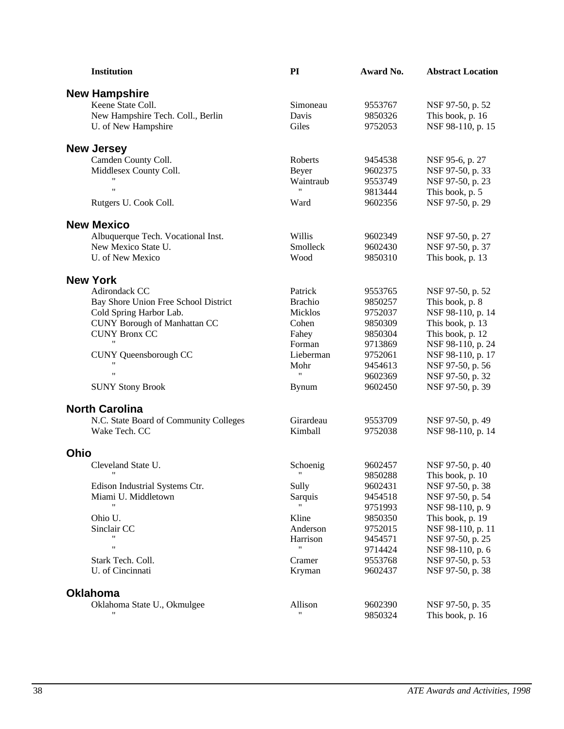| Institution | PI | Award No. | Abstract Location |
|---|---|---|---|
| **New Hampshire** | | | |
| Keene State Coll. | Simoneau | 9553767 | NSF 97-50, p. 52 |
| New Hampshire Tech. Coll., Berlin | Davis | 9850326 | This book, p. 16 |
| U. of New Hampshire | Giles | 9752053 | NSF 98-110, p. 15 |
| **New Jersey** | | | |
| Camden County Coll. | Roberts | 9454538 | NSF 95-6, p. 27 |
| Middlesex County Coll. | Beyer | 9602375 | NSF 97-50, p. 33 |
| " | Waintraub | 9553749 | NSF 97-50, p. 23 |
| " | " | 9813444 | This book, p. 5 |
| Rutgers U. Cook Coll. | Ward | 9602356 | NSF 97-50, p. 29 |
| **New Mexico** | | | |
| Albuquerque Tech. Vocational Inst. | Willis | 9602349 | NSF 97-50, p. 27 |
| New Mexico State U. | Smolleck | 9602430 | NSF 97-50, p. 37 |
| U. of New Mexico | Wood | 9850310 | This book, p. 13 |
| **New York** | | | |
| Adirondack CC | Patrick | 9553765 | NSF 97-50, p. 52 |
| Bay Shore Union Free School District | Brachio | 9850257 | This book, p. 8 |
| Cold Spring Harbor Lab. | Micklos | 9752037 | NSF 98-110, p. 14 |
| CUNY Borough of Manhattan CC | Cohen | 9850309 | This book, p. 13 |
| CUNY Bronx CC | Fahey | 9850304 | This book, p. 12 |
| " | Forman | 9713869 | NSF 98-110, p. 24 |
| CUNY Queensborough CC | Lieberman | 9752061 | NSF 98-110, p. 17 |
| " | Mohr | 9454613 | NSF 97-50, p. 56 |
| " | " | 9602369 | NSF 97-50, p. 32 |
| SUNY Stony Brook | Bynum | 9602450 | NSF 97-50, p. 39 |
| **North Carolina** | | | |
| N.C. State Board of Community Colleges | Girardeau | 9553709 | NSF 97-50, p. 49 |
| Wake Tech. CC | Kimball | 9752038 | NSF 98-110, p. 14 |
| **Ohio** | | | |
| Cleveland State U. | Schoenig | 9602457 | NSF 97-50, p. 40 |
| " | " | 9850288 | This book, p. 10 |
| Edison Industrial Systems Ctr. | Sully | 9602431 | NSF 97-50, p. 38 |
| Miami U. Middletown | Sarquis | 9454518 | NSF 97-50, p. 54 |
| " | " | 9751993 | NSF 98-110, p. 9 |
| Ohio U. | Kline | 9850350 | This book, p. 19 |
| Sinclair CC | Anderson | 9752015 | NSF 98-110, p. 11 |
| " | Harrison | 9454571 | NSF 97-50, p. 25 |
| " | " | 9714424 | NSF 98-110, p. 6 |
| Stark Tech. Coll. | Cramer | 9553768 | NSF 97-50, p. 53 |
| U. of Cincinnati | Kryman | 9602437 | NSF 97-50, p. 38 |
| **Oklahoma** | | | |
| Oklahoma State U., Okmulgee | Allison | 9602390 | NSF 97-50, p. 35 |
| " | " | 9850324 | This book, p. 16 |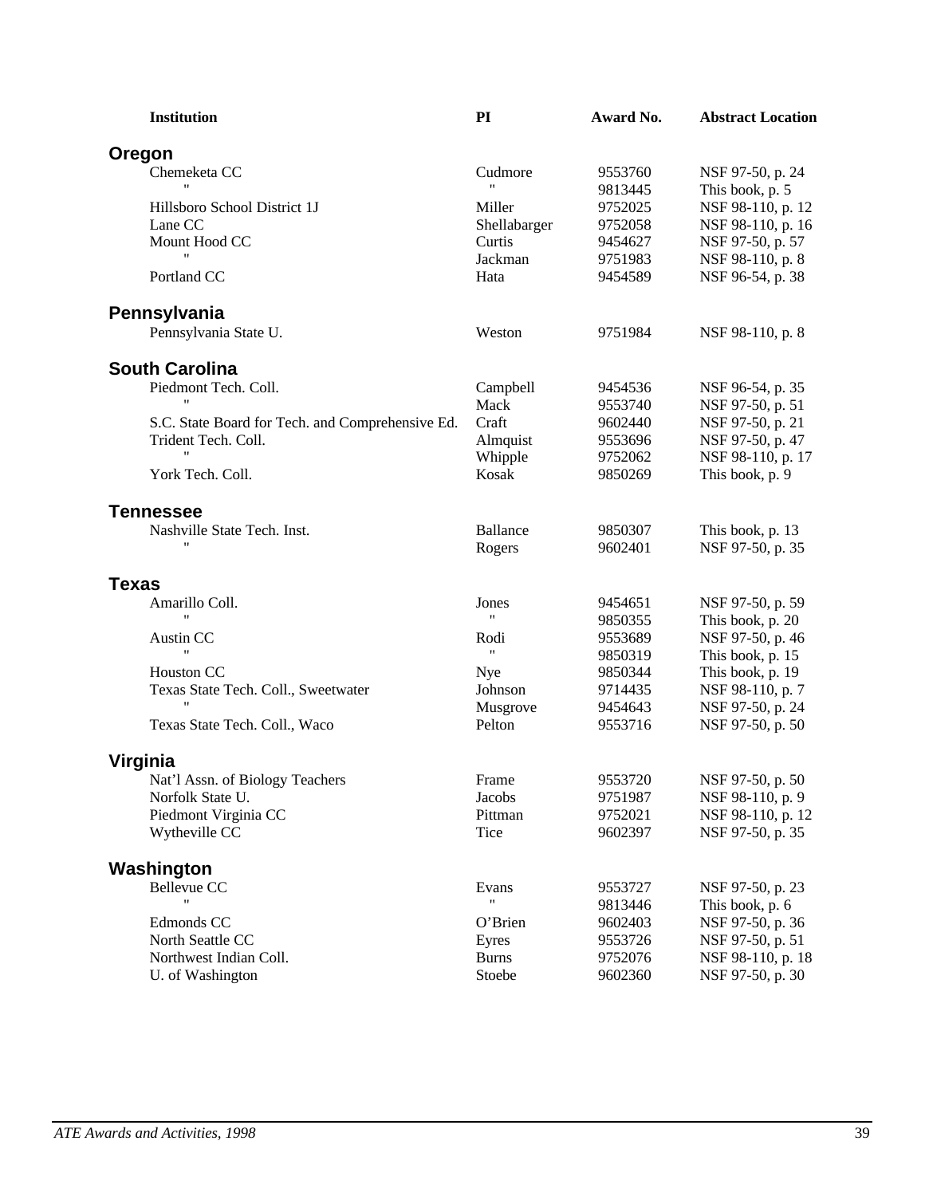| Institution | PI | Award No. | Abstract Location |
|---|---|---|---|
| **Oregon** | | | |
| Chemeketa CC | Cudmore | 9553760 | NSF 97-50, p. 24 |
| " | " | 9813445 | This book, p. 5 |
| Hillsboro School District 1J | Miller | 9752025 | NSF 98-110, p. 12 |
| Lane CC | Shellabarger | 9752058 | NSF 98-110, p. 16 |
| Mount Hood CC | Curtis | 9454627 | NSF 97-50, p. 57 |
| " | Jackman | 9751983 | NSF 98-110, p. 8 |
| Portland CC | Hata | 9454589 | NSF 96-54, p. 38 |
| **Pennsylvania** | | | |
| Pennsylvania State U. | Weston | 9751984 | NSF 98-110, p. 8 |
| **South Carolina** | | | |
| Piedmont Tech. Coll. | Campbell | 9454536 | NSF 96-54, p. 35 |
| " | Mack | 9553740 | NSF 97-50, p. 51 |
| S.C. State Board for Tech. and Comprehensive Ed. | Craft | 9602440 | NSF 97-50, p. 21 |
| Trident Tech. Coll. | Almquist | 9553696 | NSF 97-50, p. 47 |
| " | Whipple | 9752062 | NSF 98-110, p. 17 |
| York Tech. Coll. | Kosak | 9850269 | This book, p. 9 |
| **Tennessee** | | | |
| Nashville State Tech. Inst. | Ballance | 9850307 | This book, p. 13 |
| " | Rogers | 9602401 | NSF 97-50, p. 35 |
| **Texas** | | | |
| Amarillo Coll. | Jones | 9454651 | NSF 97-50, p. 59 |
| " | " | 9850355 | This book, p. 20 |
| Austin CC | Rodi | 9553689 | NSF 97-50, p. 46 |
| " | " | 9850319 | This book, p. 15 |
| Houston CC | Nye | 9850344 | This book, p. 19 |
| Texas State Tech. Coll., Sweetwater | Johnson | 9714435 | NSF 98-110, p. 7 |
| " | Musgrove | 9454643 | NSF 97-50, p. 24 |
| Texas State Tech. Coll., Waco | Pelton | 9553716 | NSF 97-50, p. 50 |
| **Virginia** | | | |
| Nat'l Assn. of Biology Teachers | Frame | 9553720 | NSF 97-50, p. 50 |
| Norfolk State U. | Jacobs | 9751987 | NSF 98-110, p. 9 |
| Piedmont Virginia CC | Pittman | 9752021 | NSF 98-110, p. 12 |
| Wytheville CC | Tice | 9602397 | NSF 97-50, p. 35 |
| **Washington** | | | |
| Bellevue CC | Evans | 9553727 | NSF 97-50, p. 23 |
| " | " | 9813446 | This book, p. 6 |
| Edmonds CC | O'Brien | 9602403 | NSF 97-50, p. 36 |
| North Seattle CC | Eyres | 9553726 | NSF 97-50, p. 51 |
| Northwest Indian Coll. | Burns | 9752076 | NSF 98-110, p. 18 |
| U. of Washington | Stoebe | 9602360 | NSF 97-50, p. 30 |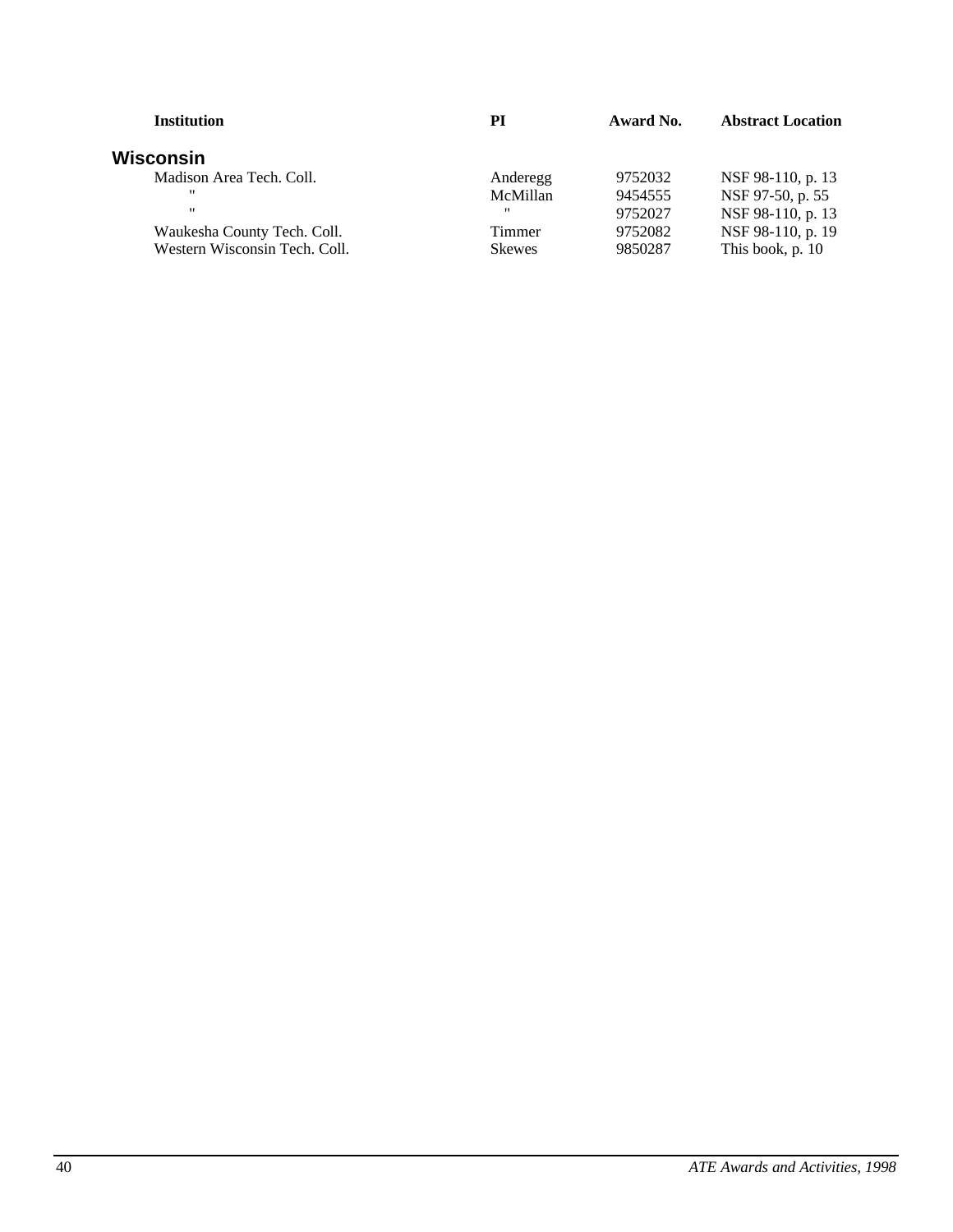| Institution | PI | Award No. | Abstract Location |
|---|---|---|---|
| **Wisconsin** | | | |
| Madison Area Tech. Coll. | Anderegg | 9752032 | NSF 98-110, p. 13 |
| " | McMillan | 9454555 | NSF 97-50, p. 55 |
| " | " | 9752027 | NSF 98-110, p. 13 |
| Waukesha County Tech. Coll. | Timmer | 9752082 | NSF 98-110, p. 19 |
| Western Wisconsin Tech. Coll. | Skewes | 9850287 | This book, p. 10 |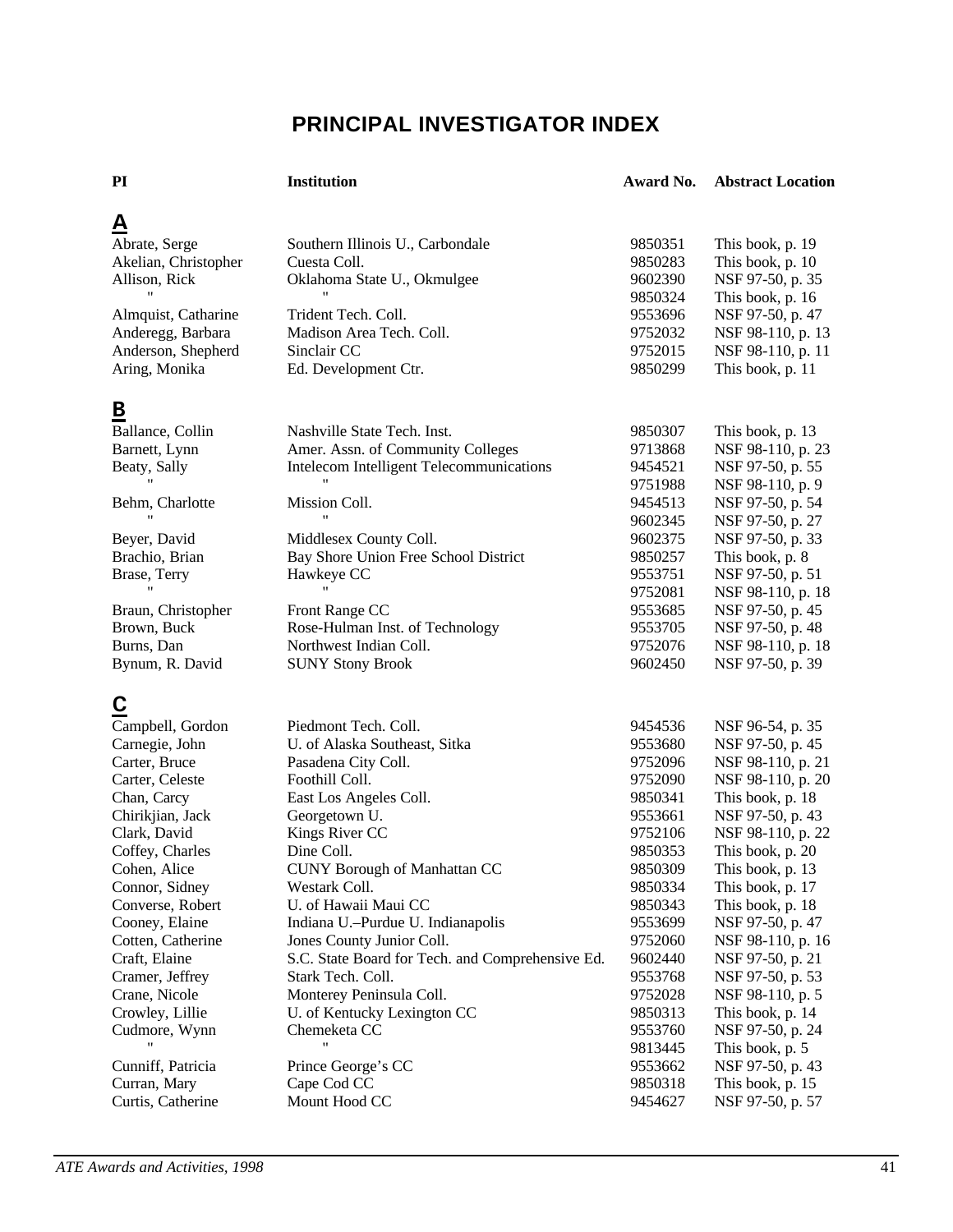# PRINCIPAL INVESTIGATOR INDEX

| PI | Institution | Award No. | Abstract Location |
|---|---|---|---|
| **A** | | | |
| Abrate, Serge | Southern Illinois U., Carbondale | 9850351 | This book, p. 19 |
| Akelian, Christopher | Cuesta Coll. | 9850283 | This book, p. 10 |
| Allison, Rick | Oklahoma State U., Okmulgee | 9602390 | NSF 97-50, p. 35 |
| " | " | 9850324 | This book, p. 16 |
| Almquist, Catharine | Trident Tech. Coll. | 9553696 | NSF 97-50, p. 47 |
| Anderegg, Barbara | Madison Area Tech. Coll. | 9752032 | NSF 98-110, p. 13 |
| Anderson, Shepherd | Sinclair CC | 9752015 | NSF 98-110, p. 11 |
| Aring, Monika | Ed. Development Ctr. | 9850299 | This book, p. 11 |
| **B** | | | |
| Ballance, Collin | Nashville State Tech. Inst. | 9850307 | This book, p. 13 |
| Barnett, Lynn | Amer. Assn. of Community Colleges | 9713868 | NSF 98-110, p. 23 |
| Beaty, Sally | Intelecom Intelligent Telecommunications | 9454521 | NSF 97-50, p. 55 |
| " | " | 9751988 | NSF 98-110, p. 9 |
| Behm, Charlotte | Mission Coll. | 9454513 | NSF 97-50, p. 54 |
| " | " | 9602345 | NSF 97-50, p. 27 |
| Beyer, David | Middlesex County Coll. | 9602375 | NSF 97-50, p. 33 |
| Brachio, Brian | Bay Shore Union Free School District | 9850257 | This book, p. 8 |
| Brase, Terry | Hawkeye CC | 9553751 | NSF 97-50, p. 51 |
| " | " | 9752081 | NSF 98-110, p. 18 |
| Braun, Christopher | Front Range CC | 9553685 | NSF 97-50, p. 45 |
| Brown, Buck | Rose-Hulman Inst. of Technology | 9553705 | NSF 97-50, p. 48 |
| Burns, Dan | Northwest Indian Coll. | 9752076 | NSF 98-110, p. 18 |
| Bynum, R. David | SUNY Stony Brook | 9602450 | NSF 97-50, p. 39 |
| **C** | | | |
| Campbell, Gordon | Piedmont Tech. Coll. | 9454536 | NSF 96-54, p. 35 |
| Carnegie, John | U. of Alaska Southeast, Sitka | 9553680 | NSF 97-50, p. 45 |
| Carter, Bruce | Pasadena City Coll. | 9752096 | NSF 98-110, p. 21 |
| Carter, Celeste | Foothill Coll. | 9752090 | NSF 98-110, p. 20 |
| Chan, Carcy | East Los Angeles Coll. | 9850341 | This book, p. 18 |
| Chirikjian, Jack | Georgetown U. | 9553661 | NSF 97-50, p. 43 |
| Clark, David | Kings River CC | 9752106 | NSF 98-110, p. 22 |
| Coffey, Charles | Dine Coll. | 9850353 | This book, p. 20 |
| Cohen, Alice | CUNY Borough of Manhattan CC | 9850309 | This book, p. 13 |
| Connor, Sidney | Westark Coll. | 9850334 | This book, p. 17 |
| Converse, Robert | U. of Hawaii Maui CC | 9850343 | This book, p. 18 |
| Cooney, Elaine | Indiana U.–Purdue U. Indianapolis | 9553699 | NSF 97-50, p. 47 |
| Cotten, Catherine | Jones County Junior Coll. | 9752060 | NSF 98-110, p. 16 |
| Craft, Elaine | S.C. State Board for Tech. and Comprehensive Ed. | 9602440 | NSF 97-50, p. 21 |
| Cramer, Jeffrey | Stark Tech. Coll. | 9553768 | NSF 97-50, p. 53 |
| Crane, Nicole | Monterey Peninsula Coll. | 9752028 | NSF 98-110, p. 5 |
| Crowley, Lillie | U. of Kentucky Lexington CC | 9850313 | This book, p. 14 |
| Cudmore, Wynn | Chemeketa CC | 9553760 | NSF 97-50, p. 24 |
| " | " | 9813445 | This book, p. 5 |
| Cunniff, Patricia | Prince George's CC | 9553662 | NSF 97-50, p. 43 |
| Curran, Mary | Cape Cod CC | 9850318 | This book, p. 15 |
| Curtis, Catherine | Mount Hood CC | 9454627 | NSF 97-50, p. 57 |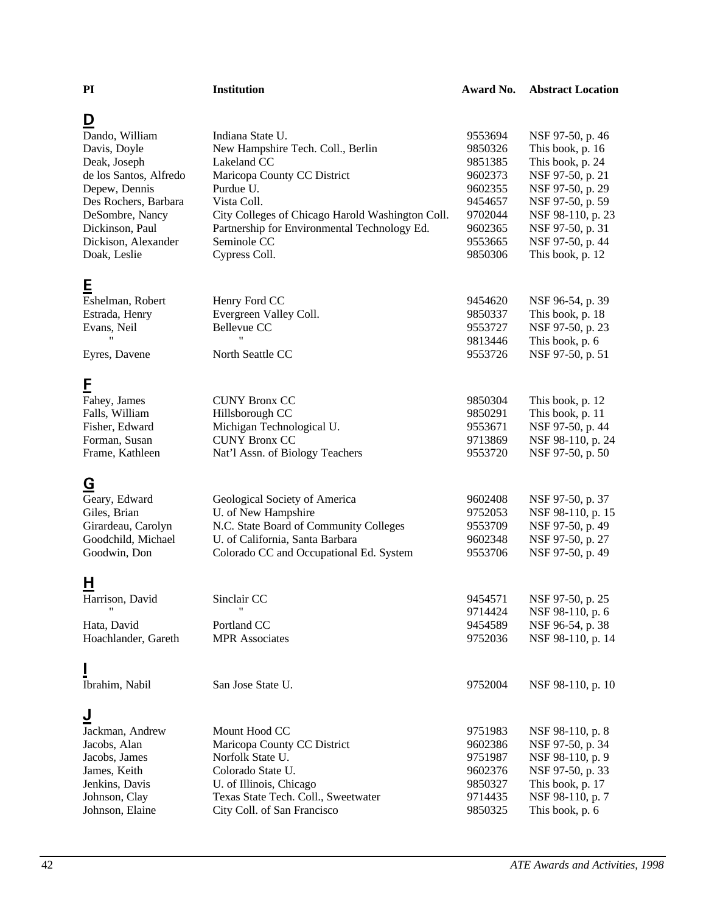| PI | Institution | Award No. | Abstract Location |
|---|---|---|---|
| **D** | | | |
| Dando, William | Indiana State U. | 9553694 | NSF 97-50, p. 46 |
| Davis, Doyle | New Hampshire Tech. Coll., Berlin | 9850326 | This book, p. 16 |
| Deak, Joseph | Lakeland CC | 9851385 | This book, p. 24 |
| de los Santos, Alfredo | Maricopa County CC District | 9602373 | NSF 97-50, p. 21 |
| Depew, Dennis | Purdue U. | 9602355 | NSF 97-50, p. 29 |
| Des Rochers, Barbara | Vista Coll. | 9454657 | NSF 97-50, p. 59 |
| DeSombre, Nancy | City Colleges of Chicago Harold Washington Coll. | 9702044 | NSF 98-110, p. 23 |
| Dickinson, Paul | Partnership for Environmental Technology Ed. | 9602365 | NSF 97-50, p. 31 |
| Dickison, Alexander | Seminole CC | 9553665 | NSF 97-50, p. 44 |
| Doak, Leslie | Cypress Coll. | 9850306 | This book, p. 12 |
| **E** | | | |
| Eshelman, Robert | Henry Ford CC | 9454620 | NSF 96-54, p. 39 |
| Estrada, Henry | Evergreen Valley Coll. | 9850337 | This book, p. 18 |
| Evans, Neil | Bellevue CC | 9553727 | NSF 97-50, p. 23 |
| " | " | 9813446 | This book, p. 6 |
| Eyres, Davene | North Seattle CC | 9553726 | NSF 97-50, p. 51 |
| **F** | | | |
| Fahey, James | CUNY Bronx CC | 9850304 | This book, p. 12 |
| Falls, William | Hillsborough CC | 9850291 | This book, p. 11 |
| Fisher, Edward | Michigan Technological U. | 9553671 | NSF 97-50, p. 44 |
| Forman, Susan | CUNY Bronx CC | 9713869 | NSF 98-110, p. 24 |
| Frame, Kathleen | Nat'l Assn. of Biology Teachers | 9553720 | NSF 97-50, p. 50 |
| **G** | | | |
| Geary, Edward | Geological Society of America | 9602408 | NSF 97-50, p. 37 |
| Giles, Brian | U. of New Hampshire | 9752053 | NSF 98-110, p. 15 |
| Girardeau, Carolyn | N.C. State Board of Community Colleges | 9553709 | NSF 97-50, p. 49 |
| Goodchild, Michael | U. of California, Santa Barbara | 9602348 | NSF 97-50, p. 27 |
| Goodwin, Don | Colorado CC and Occupational Ed. System | 9553706 | NSF 97-50, p. 49 |
| **H** | | | |
| Harrison, David | Sinclair CC | 9454571 | NSF 97-50, p. 25 |
| " | " | 9714424 | NSF 98-110, p. 6 |
| Hata, David | Portland CC | 9454589 | NSF 96-54, p. 38 |
| Hoachlander, Gareth | MPR Associates | 9752036 | NSF 98-110, p. 14 |
| **I** | | | |
| Ibrahim, Nabil | San Jose State U. | 9752004 | NSF 98-110, p. 10 |
| **J** | | | |
| Jackman, Andrew | Mount Hood CC | 9751983 | NSF 98-110, p. 8 |
| Jacobs, Alan | Maricopa County CC District | 9602386 | NSF 97-50, p. 34 |
| Jacobs, James | Norfolk State U. | 9751987 | NSF 98-110, p. 9 |
| James, Keith | Colorado State U. | 9602376 | NSF 97-50, p. 33 |
| Jenkins, Davis | U. of Illinois, Chicago | 9850327 | This book, p. 17 |
| Johnson, Clay | Texas State Tech. Coll., Sweetwater | 9714435 | NSF 98-110, p. 7 |
| Johnson, Elaine | City Coll. of San Francisco | 9850325 | This book, p. 6 |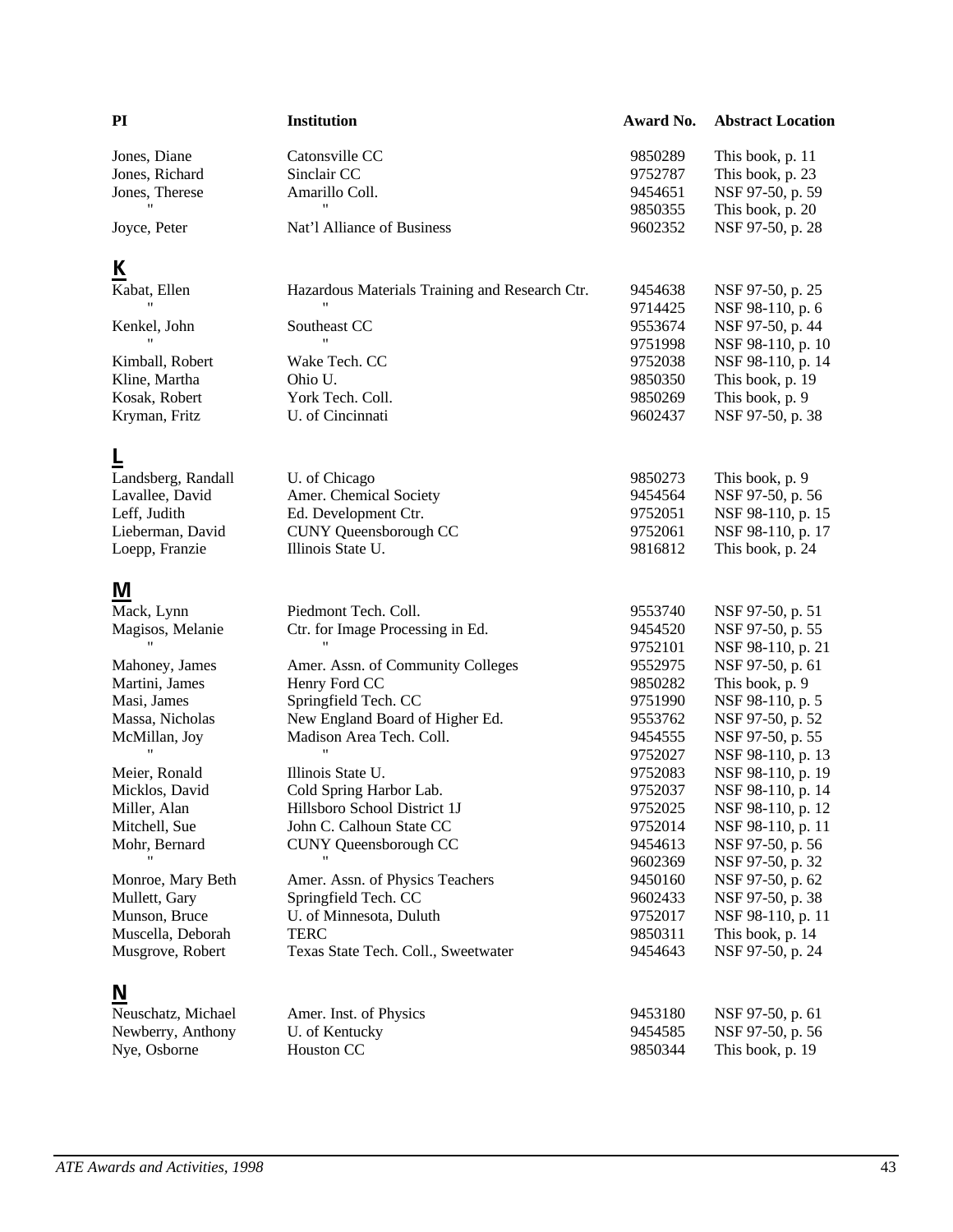| PI | Institution | Award No. | Abstract Location |
|---|---|---|---|
| Jones, Diane | Catonsville CC | 9850289 | This book, p. 11 |
| Jones, Richard | Sinclair CC | 9752787 | This book, p. 23 |
| Jones, Therese | Amarillo Coll. | 9454651 | NSF 97-50, p. 59 |
| " | " | 9850355 | This book, p. 20 |
| Joyce, Peter | Nat'l Alliance of Business | 9602352 | NSF 97-50, p. 28 |
| **K** | | | |
| Kabat, Ellen | Hazardous Materials Training and Research Ctr. | 9454638 | NSF 97-50, p. 25 |
| " | " | 9714425 | NSF 98-110, p. 6 |
| Kenkel, John | Southeast CC | 9553674 | NSF 97-50, p. 44 |
| " | " | 9751998 | NSF 98-110, p. 10 |
| Kimball, Robert | Wake Tech. CC | 9752038 | NSF 98-110, p. 14 |
| Kline, Martha | Ohio U. | 9850350 | This book, p. 19 |
| Kosak, Robert | York Tech. Coll. | 9850269 | This book, p. 9 |
| Kryman, Fritz | U. of Cincinnati | 9602437 | NSF 97-50, p. 38 |
| **L** | | | |
| Landsberg, Randall | U. of Chicago | 9850273 | This book, p. 9 |
| Lavallee, David | Amer. Chemical Society | 9454564 | NSF 97-50, p. 56 |
| Leff, Judith | Ed. Development Ctr. | 9752051 | NSF 98-110, p. 15 |
| Lieberman, David | CUNY Queensborough CC | 9752061 | NSF 98-110, p. 17 |
| Loepp, Franzie | Illinois State U. | 9816812 | This book, p. 24 |
| **M** | | | |
| Mack, Lynn | Piedmont Tech. Coll. | 9553740 | NSF 97-50, p. 51 |
| Magisos, Melanie | Ctr. for Image Processing in Ed. | 9454520 | NSF 97-50, p. 55 |
| " | " | 9752101 | NSF 98-110, p. 21 |
| Mahoney, James | Amer. Assn. of Community Colleges | 9552975 | NSF 97-50, p. 61 |
| Martini, James | Henry Ford CC | 9850282 | This book, p. 9 |
| Masi, James | Springfield Tech. CC | 9751990 | NSF 98-110, p. 5 |
| Massa, Nicholas | New England Board of Higher Ed. | 9553762 | NSF 97-50, p. 52 |
| McMillan, Joy | Madison Area Tech. Coll. | 9454555 | NSF 97-50, p. 55 |
| " | " | 9752027 | NSF 98-110, p. 13 |
| Meier, Ronald | Illinois State U. | 9752083 | NSF 98-110, p. 19 |
| Micklos, David | Cold Spring Harbor Lab. | 9752037 | NSF 98-110, p. 14 |
| Miller, Alan | Hillsboro School District 1J | 9752025 | NSF 98-110, p. 12 |
| Mitchell, Sue | John C. Calhoun State CC | 9752014 | NSF 98-110, p. 11 |
| Mohr, Bernard | CUNY Queensborough CC | 9454613 | NSF 97-50, p. 56 |
| " | " | 9602369 | NSF 97-50, p. 32 |
| Monroe, Mary Beth | Amer. Assn. of Physics Teachers | 9450160 | NSF 97-50, p. 62 |
| Mullett, Gary | Springfield Tech. CC | 9602433 | NSF 97-50, p. 38 |
| Munson, Bruce | U. of Minnesota, Duluth | 9752017 | NSF 98-110, p. 11 |
| Muscella, Deborah | TERC | 9850311 | This book, p. 14 |
| Musgrove, Robert | Texas State Tech. Coll., Sweetwater | 9454643 | NSF 97-50, p. 24 |
| **N** | | | |
| Neuschatz, Michael | Amer. Inst. of Physics | 9453180 | NSF 97-50, p. 61 |
| Newberry, Anthony | U. of Kentucky | 9454585 | NSF 97-50, p. 56 |
| Nye, Osborne | Houston CC | 9850344 | This book, p. 19 |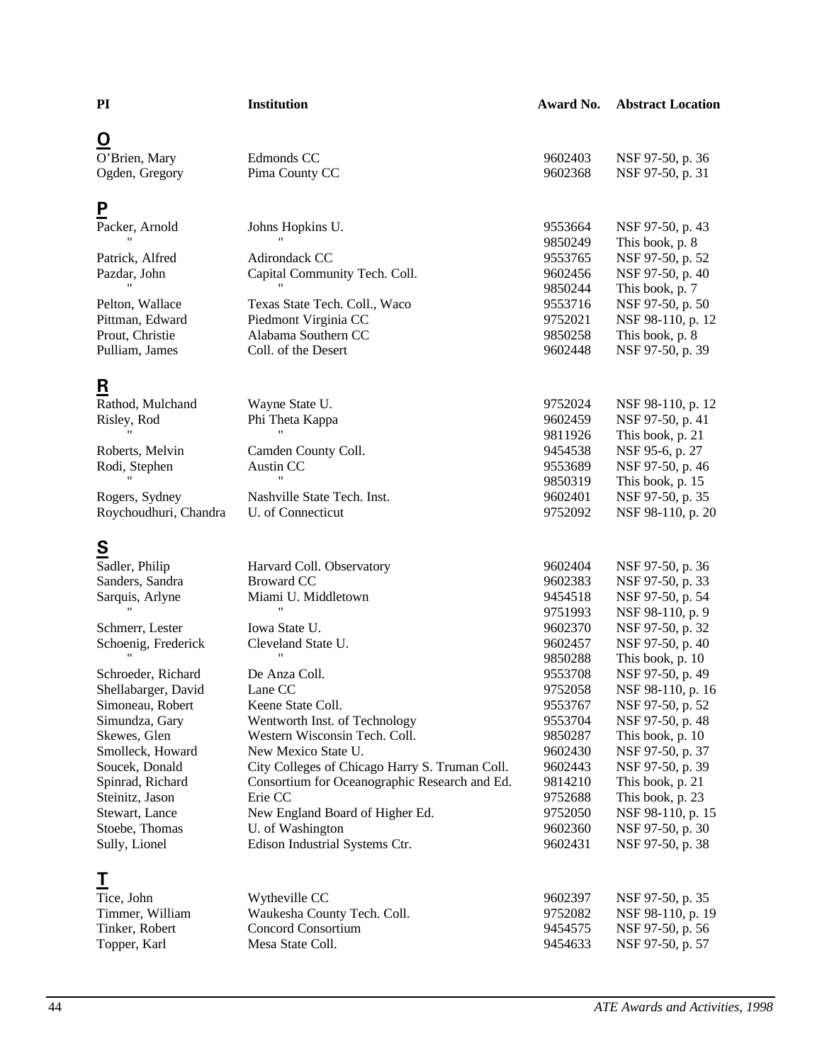| PI | Institution | Award No. | Abstract Location |
|---|---|---|---|
| **O** | | | |
| O'Brien, Mary | Edmonds CC | 9602403 | NSF 97-50, p. 36 |
| Ogden, Gregory | Pima County CC | 9602368 | NSF 97-50, p. 31 |
| **P** | | | |
| Packer, Arnold | Johns Hopkins U. | 9553664 | NSF 97-50, p. 43 |
| " | " | 9850249 | This book, p. 8 |
| Patrick, Alfred | Adirondack CC | 9553765 | NSF 97-50, p. 52 |
| Pazdar, John | Capital Community Tech. Coll. | 9602456 | NSF 97-50, p. 40 |
| " | " | 9850244 | This book, p. 7 |
| Pelton, Wallace | Texas State Tech. Coll., Waco | 9553716 | NSF 97-50, p. 50 |
| Pittman, Edward | Piedmont Virginia CC | 9752021 | NSF 98-110, p. 12 |
| Prout, Christie | Alabama Southern CC | 9850258 | This book, p. 8 |
| Pulliam, James | Coll. of the Desert | 9602448 | NSF 97-50, p. 39 |
| **R** | | | |
| Rathod, Mulchand | Wayne State U. | 9752024 | NSF 98-110, p. 12 |
| Risley, Rod | Phi Theta Kappa | 9602459 | NSF 97-50, p. 41 |
| " | " | 9811926 | This book, p. 21 |
| Roberts, Melvin | Camden County Coll. | 9454538 | NSF 95-6, p. 27 |
| Rodi, Stephen | Austin CC | 9553689 | NSF 97-50, p. 46 |
| " | " | 9850319 | This book, p. 15 |
| Rogers, Sydney | Nashville State Tech. Inst. | 9602401 | NSF 97-50, p. 35 |
| Roychoudhuri, Chandra | U. of Connecticut | 9752092 | NSF 98-110, p. 20 |
| **S** | | | |
| Sadler, Philip | Harvard Coll. Observatory | 9602404 | NSF 97-50, p. 36 |
| Sanders, Sandra | Broward CC | 9602383 | NSF 97-50, p. 33 |
| Sarquis, Arlyne | Miami U. Middletown | 9454518 | NSF 97-50, p. 54 |
| " | " | 9751993 | NSF 98-110, p. 9 |
| Schmerr, Lester | Iowa State U. | 9602370 | NSF 97-50, p. 32 |
| Schoenig, Frederick | Cleveland State U. | 9602457 | NSF 97-50, p. 40 |
| " | " | 9850288 | This book, p. 10 |
| Schroeder, Richard | De Anza Coll. | 9553708 | NSF 97-50, p. 49 |
| Shellabarger, David | Lane CC | 9752058 | NSF 98-110, p. 16 |
| Simoneau, Robert | Keene State Coll. | 9553767 | NSF 97-50, p. 52 |
| Simundza, Gary | Wentworth Inst. of Technology | 9553704 | NSF 97-50, p. 48 |
| Skewes, Glen | Western Wisconsin Tech. Coll. | 9850287 | This book, p. 10 |
| Smolleck, Howard | New Mexico State U. | 9602430 | NSF 97-50, p. 37 |
| Soucek, Donald | City Colleges of Chicago Harry S. Truman Coll. | 9602443 | NSF 97-50, p. 39 |
| Spinrad, Richard | Consortium for Oceanographic Research and Ed. | 9814210 | This book, p. 21 |
| Steinitz, Jason | Erie CC | 9752688 | This book, p. 23 |
| Stewart, Lance | New England Board of Higher Ed. | 9752050 | NSF 98-110, p. 15 |
| Stoebe, Thomas | U. of Washington | 9602360 | NSF 97-50, p. 30 |
| Sully, Lionel | Edison Industrial Systems Ctr. | 9602431 | NSF 97-50, p. 38 |
| **T** | | | |
| Tice, John | Wytheville CC | 9602397 | NSF 97-50, p. 35 |
| Timmer, William | Waukesha County Tech. Coll. | 9752082 | NSF 98-110, p. 19 |
| Tinker, Robert | Concord Consortium | 9454575 | NSF 97-50, p. 56 |
| Topper, Karl | Mesa State Coll. | 9454633 | NSF 97-50, p. 57 |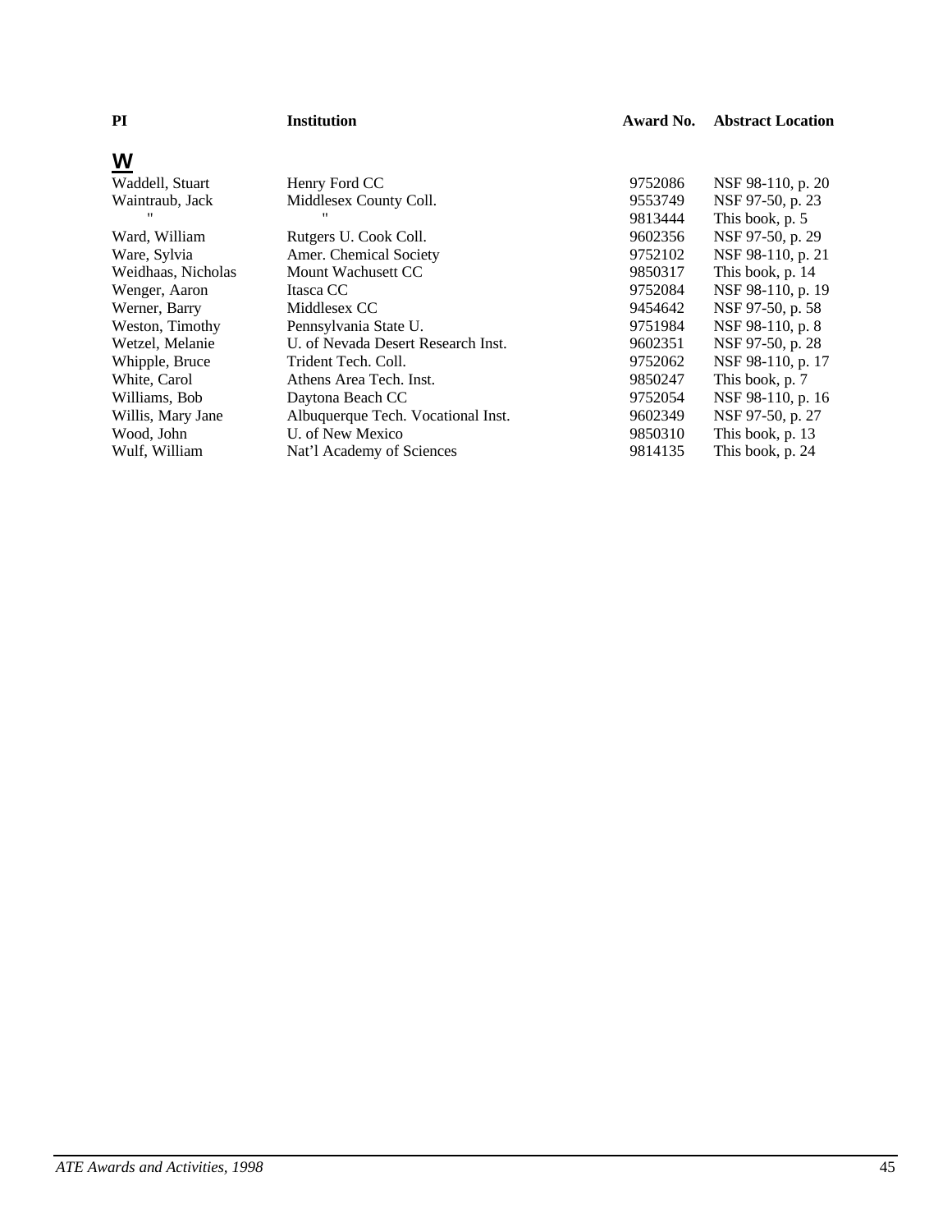| PI | Institution | Award No. | Abstract Location |
|---|---|---|---|

## W

| PI | Institution | Award No. | Abstract Location |
|---|---|---|---|
| Waddell, Stuart | Henry Ford CC | 9752086 | NSF 98-110, p. 20 |
| Waintraub, Jack | Middlesex County Coll. | 9553749 | NSF 97-50, p. 23 |
| " | " | 9813444 | This book, p. 5 |
| Ward, William | Rutgers U. Cook Coll. | 9602356 | NSF 97-50, p. 29 |
| Ware, Sylvia | Amer. Chemical Society | 9752102 | NSF 98-110, p. 21 |
| Weidhaas, Nicholas | Mount Wachusett CC | 9850317 | This book, p. 14 |
| Wenger, Aaron | Itasca CC | 9752084 | NSF 98-110, p. 19 |
| Werner, Barry | Middlesex CC | 9454642 | NSF 97-50, p. 58 |
| Weston, Timothy | Pennsylvania State U. | 9751984 | NSF 98-110, p. 8 |
| Wetzel, Melanie | U. of Nevada Desert Research Inst. | 9602351 | NSF 97-50, p. 28 |
| Whipple, Bruce | Trident Tech. Coll. | 9752062 | NSF 98-110, p. 17 |
| White, Carol | Athens Area Tech. Inst. | 9850247 | This book, p. 7 |
| Williams, Bob | Daytona Beach CC | 9752054 | NSF 98-110, p. 16 |
| Willis, Mary Jane | Albuquerque Tech. Vocational Inst. | 9602349 | NSF 97-50, p. 27 |
| Wood, John | U. of New Mexico | 9850310 | This book, p. 13 |
| Wulf, William | Nat'l Academy of Sciences | 9814135 | This book, p. 24 |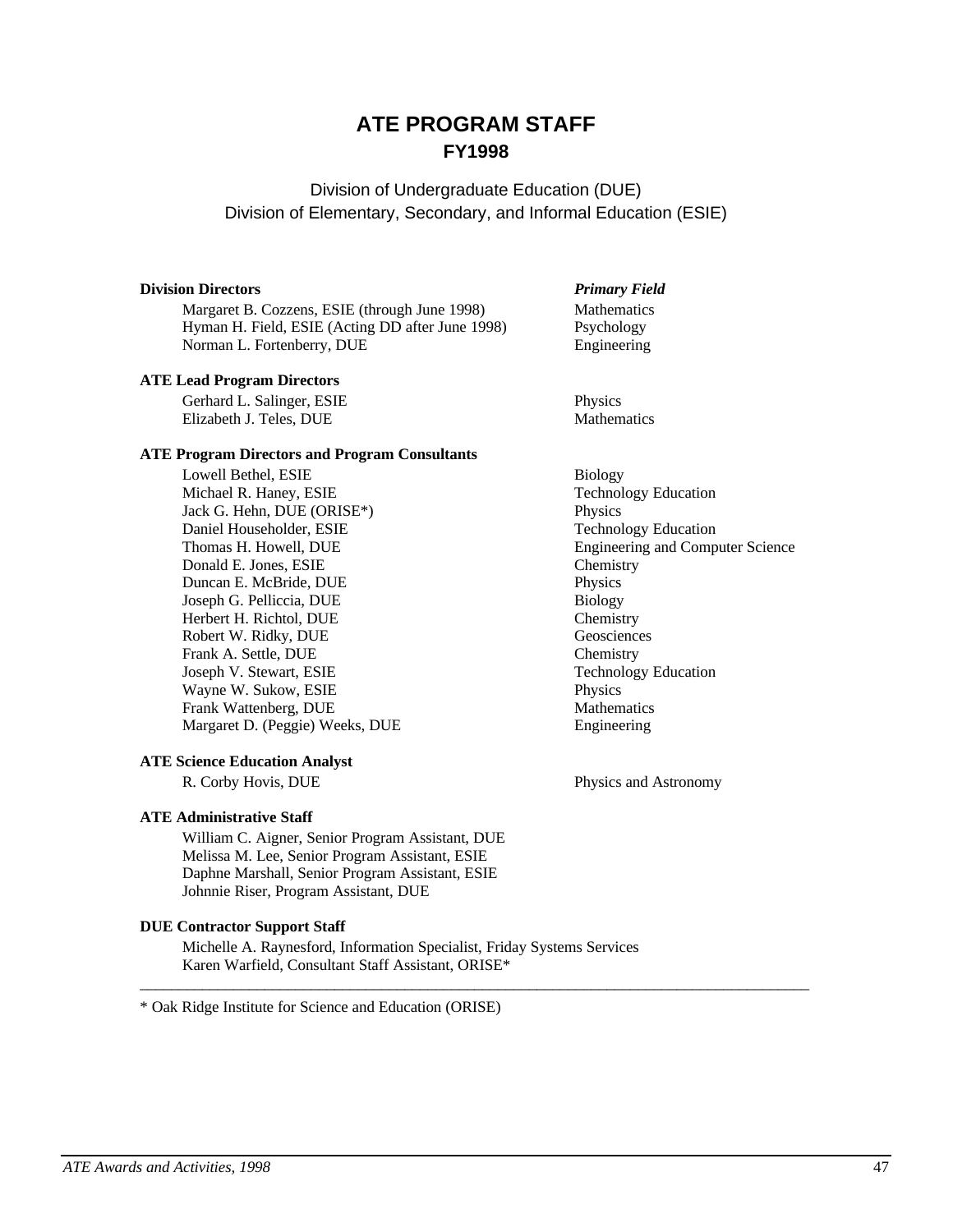# ATE PROGRAM STAFF

## FY1998

Division of Undergraduate Education (DUE)
Division of Elementary, Secondary, and Informal Education (ESIE)

| **Division Directors** | ***Primary Field*** |
|---|---|
| Margaret B. Cozzens, ESIE (through June 1998) | Mathematics |
| Hyman H. Field, ESIE (Acting DD after June 1998) | Psychology |
| Norman L. Fortenberry, DUE | Engineering |

**ATE Lead Program Directors**

| | |
|---|---|
| Gerhard L. Salinger, ESIE | Physics |
| Elizabeth J. Teles, DUE | Mathematics |

**ATE Program Directors and Program Consultants**

| | |
|---|---|
| Lowell Bethel, ESIE | Biology |
| Michael R. Haney, ESIE | Technology Education |
| Jack G. Hehn, DUE (ORISE*) | Physics |
| Daniel Householder, ESIE | Technology Education |
| Thomas H. Howell, DUE | Engineering and Computer Science |
| Donald E. Jones, ESIE | Chemistry |
| Duncan E. McBride, DUE | Physics |
| Joseph G. Pelliccia, DUE | Biology |
| Herbert H. Richtol, DUE | Chemistry |
| Robert W. Ridky, DUE | Geosciences |
| Frank A. Settle, DUE | Chemistry |
| Joseph V. Stewart, ESIE | Technology Education |
| Wayne W. Sukow, ESIE | Physics |
| Frank Wattenberg, DUE | Mathematics |
| Margaret D. (Peggie) Weeks, DUE | Engineering |

**ATE Science Education Analyst**

| | |
|---|---|
| R. Corby Hovis, DUE | Physics and Astronomy |

**ATE Administrative Staff**

William C. Aigner, Senior Program Assistant, DUE
Melissa M. Lee, Senior Program Assistant, ESIE
Daphne Marshall, Senior Program Assistant, ESIE
Johnnie Riser, Program Assistant, DUE

**DUE Contractor Support Staff**

Michelle A. Raynesford, Information Specialist, Friday Systems Services
Karen Warfield, Consultant Staff Assistant, ORISE*

---

* Oak Ridge Institute for Science and Education (ORISE)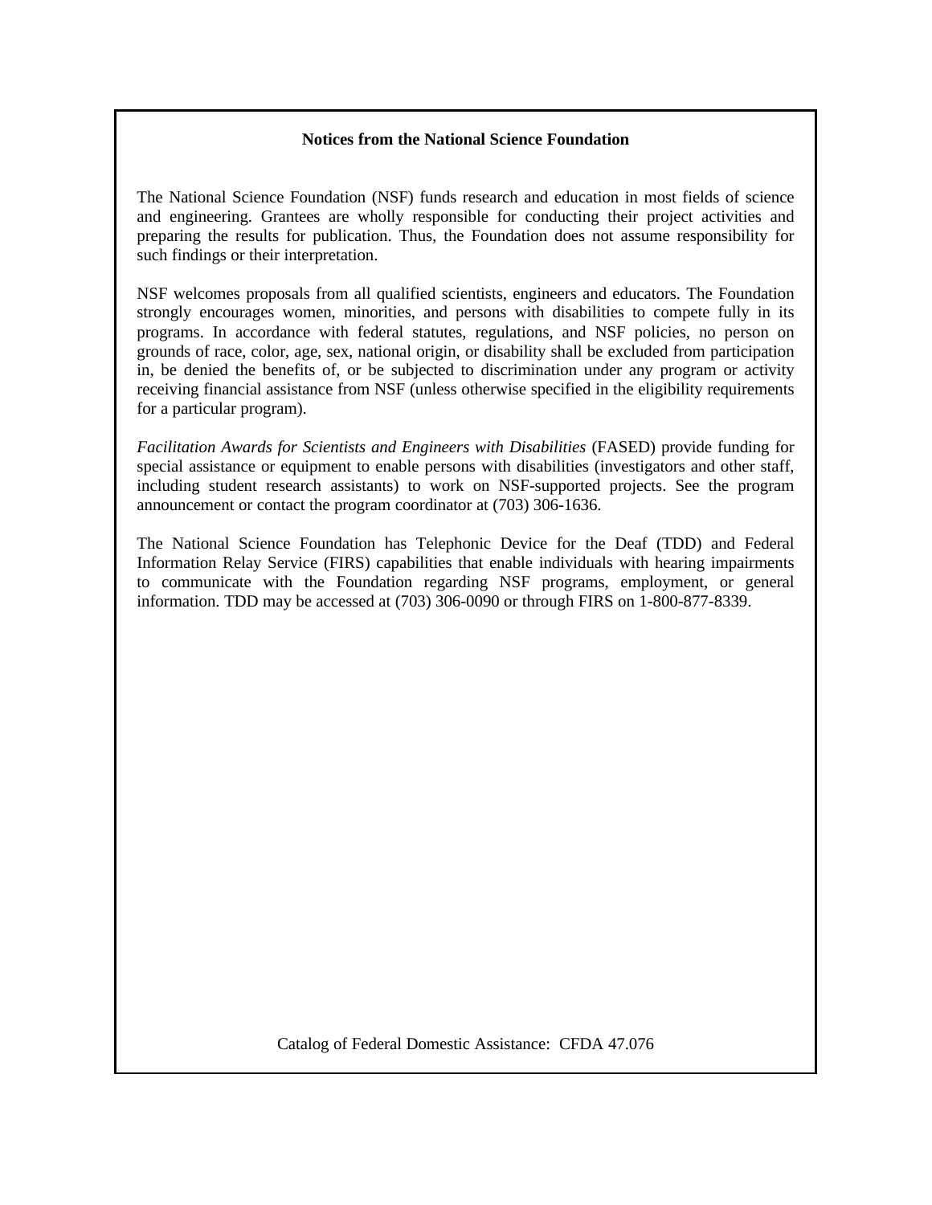## Notices from the National Science Foundation

The National Science Foundation (NSF) funds research and education in most fields of science and engineering. Grantees are wholly responsible for conducting their project activities and preparing the results for publication. Thus, the Foundation does not assume responsibility for such findings or their interpretation.

NSF welcomes proposals from all qualified scientists, engineers and educators. The Foundation strongly encourages women, minorities, and persons with disabilities to compete fully in its programs. In accordance with federal statutes, regulations, and NSF policies, no person on grounds of race, color, age, sex, national origin, or disability shall be excluded from participation in, be denied the benefits of, or be subjected to discrimination under any program or activity receiving financial assistance from NSF (unless otherwise specified in the eligibility requirements for a particular program).

*Facilitation Awards for Scientists and Engineers with Disabilities* (FASED) provide funding for special assistance or equipment to enable persons with disabilities (investigators and other staff, including student research assistants) to work on NSF-supported projects. See the program announcement or contact the program coordinator at (703) 306-1636.

The National Science Foundation has Telephonic Device for the Deaf (TDD) and Federal Information Relay Service (FIRS) capabilities that enable individuals with hearing impairments to communicate with the Foundation regarding NSF programs, employment, or general information. TDD may be accessed at (703) 306-0090 or through FIRS on 1-800-877-8339.

Catalog of Federal Domestic Assistance: CFDA 47.076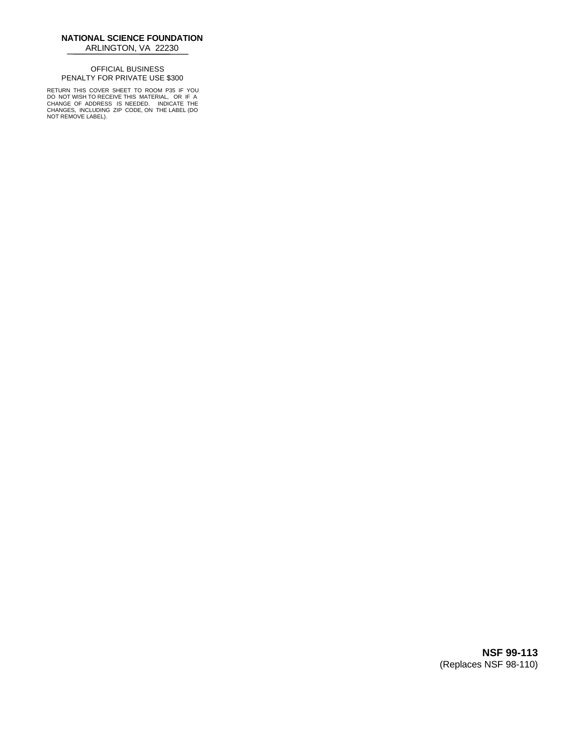**NATIONAL SCIENCE FOUNDATION**
ARLINGTON, VA 22230

OFFICIAL BUSINESS
PENALTY FOR PRIVATE USE $300

RETURN THIS COVER SHEET TO ROOM P35 IF YOU DO NOT WISH TO RECEIVE THIS MATERIAL, OR IF A CHANGE OF ADDRESS IS NEEDED. INDICATE THE CHANGES, INCLUDING ZIP CODE, ON THE LABEL (DO NOT REMOVE LABEL).

**NSF 99-113**
(Replaces NSF 98-110)